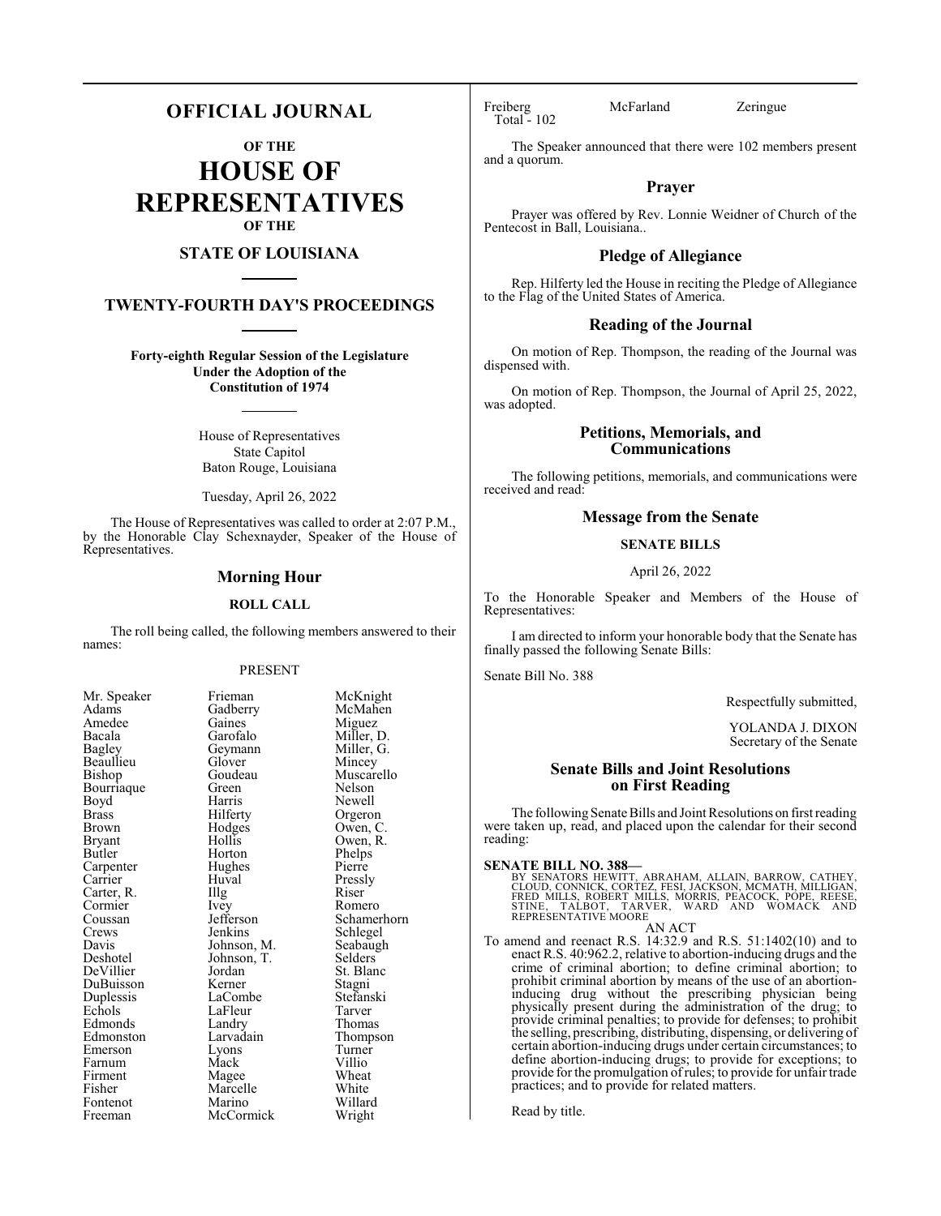# OFFICIAL JOURNAL

**OF THE**

# HOUSE OF REPRESENTATIVES

**OF THE**

## STATE OF LOUISIANA

## TWENTY-FOURTH DAY'S PROCEEDINGS

**Forty-eighth Regular Session of the Legislature**
**Under the Adoption of the**
**Constitution of 1974**

House of Representatives
State Capitol
Baton Rouge, Louisiana

Tuesday, April 26, 2022

The House of Representatives was called to order at 2:07 P.M., by the Honorable Clay Schexnayder, Speaker of the House of Representatives.

### Morning Hour

#### ROLL CALL

The roll being called, the following members answered to their names:

PRESENT

| | | |
|---|---|---|
| Mr. Speaker | Frieman | McKnight |
| Adams | Gadberry | McMahen |
| Amedee | Gaines | Miguez |
| Bacala | Garofalo | Miller, D. |
| Bagley | Geymann | Miller, G. |
| Beaullieu | Glover | Mincey |
| Bishop | Goudeau | Muscarello |
| Bourriaque | Green | Nelson |
| Boyd | Harris | Newell |
| Brass | Hilferty | Orgeron |
| Brown | Hodges | Owen, C. |
| Bryant | Hollis | Owen, R. |
| Butler | Horton | Phelps |
| Carpenter | Hughes | Pierre |
| Carrier | Huval | Pressly |
| Carter, R. | Illg | Riser |
| Cormier | Ivey | Romero |
| Coussan | Jefferson | Schamerhorn |
| Crews | Jenkins | Schlegel |
| Davis | Johnson, M. | Seabaugh |
| Deshotel | Johnson, T. | Selders |
| DeVillier | Jordan | St. Blanc |
| DuBuisson | Kerner | Stagni |
| Duplessis | LaCombe | Stefanski |
| Echols | LaFleur | Tarver |
| Edmonds | Landry | Thomas |
| Edmonston | Larvadain | Thompson |
| Emerson | Lyons | Turner |
| Farnum | Mack | Villio |
| Firment | Magee | Wheat |
| Fisher | Marcelle | White |
| Fontenot | Marino | Willard |
| Freeman | McCormick | Wright |
| Freiberg | McFarland | Zeringue |

Total - 102

The Speaker announced that there were 102 members present and a quorum.

### Prayer

Prayer was offered by Rev. Lonnie Weidner of Church of the Pentecost in Ball, Louisiana..

### Pledge of Allegiance

Rep. Hilferty led the House in reciting the Pledge of Allegiance to the Flag of the United States of America.

### Reading of the Journal

On motion of Rep. Thompson, the reading of the Journal was dispensed with.

On motion of Rep. Thompson, the Journal of April 25, 2022, was adopted.

### Petitions, Memorials, and Communications

The following petitions, memorials, and communications were received and read:

### Message from the Senate

#### SENATE BILLS

April 26, 2022

To the Honorable Speaker and Members of the House of Representatives:

I am directed to inform your honorable body that the Senate has finally passed the following Senate Bills:

Senate Bill No. 388

Respectfully submitted,

YOLANDA J. DIXON
Secretary of the Senate

### Senate Bills and Joint Resolutions on First Reading

The following Senate Bills and Joint Resolutions on first reading were taken up, read, and placed upon the calendar for their second reading:

**SENATE BILL NO. 388—**
BY SENATORS HEWITT, ABRAHAM, ALLAIN, BARROW, CATHEY, CLOUD, CONNICK, CORTEZ, FESI, JACKSON, MCMATH, MILLIGAN, FRED MILLS, ROBERT MILLS, MORRIS, PEACOCK, POPE, REESE, STINE, TALBOT, TARVER, WARD AND WOMACK AND REPRESENTATIVE MOORE

AN ACT

To amend and reenact R.S. 14:32.9 and R.S. 51:1402(10) and to enact R.S. 40:962.2, relative to abortion-inducing drugs and the crime of criminal abortion; to define criminal abortion; to prohibit criminal abortion by means of the use of an abortion-inducing drug without the prescribing physician being physically present during the administration of the drug; to provide criminal penalties; to provide for defenses; to prohibit the selling, prescribing, distributing, dispensing, or delivering of certain abortion-inducing drugs under certain circumstances; to define abortion-inducing drugs; to provide for exceptions; to provide for the promulgation of rules; to provide for unfair trade practices; and to provide for related matters.

Read by title.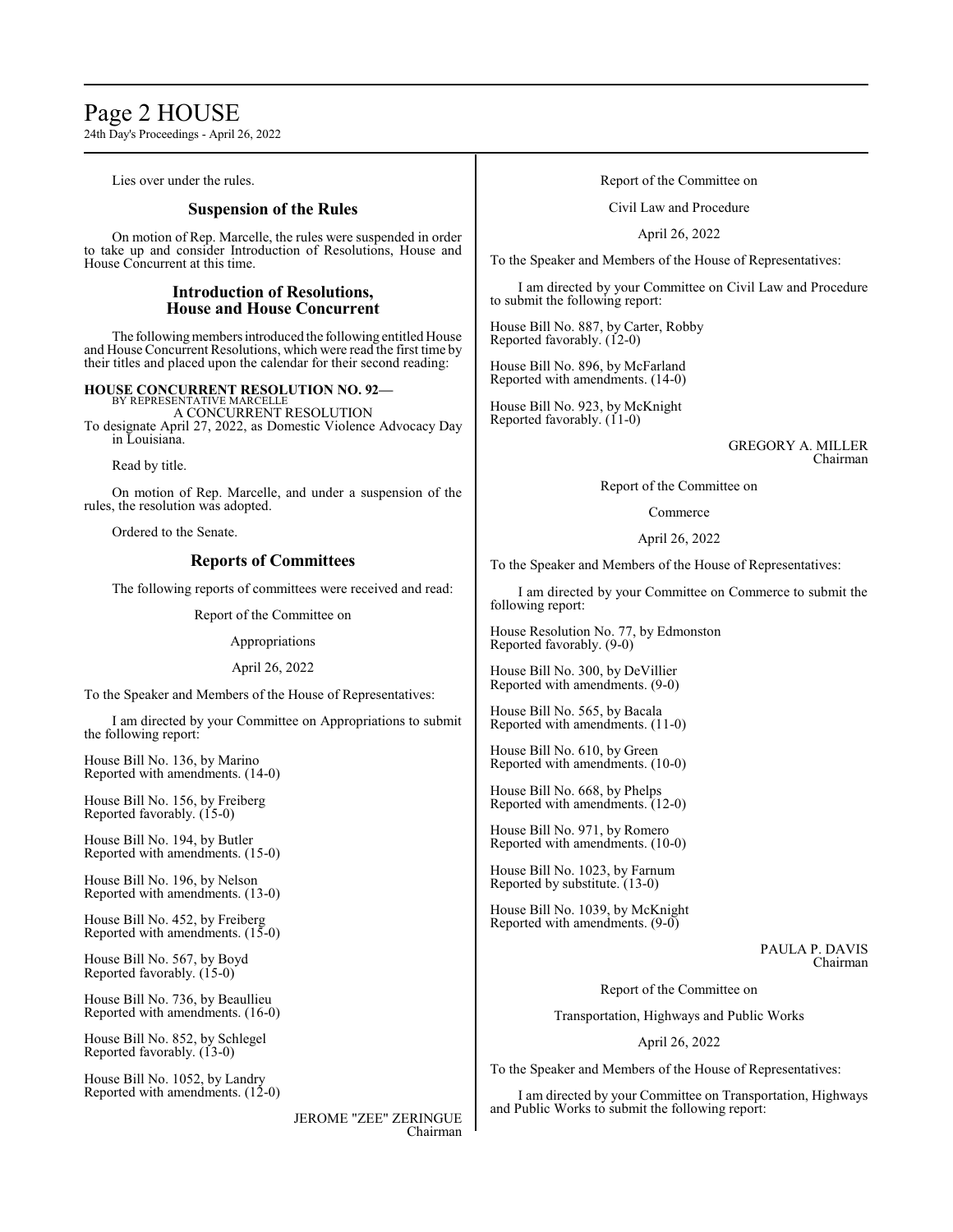Lies over under the rules.

## Suspension of the Rules

On motion of Rep. Marcelle, the rules were suspended in order to take up and consider Introduction of Resolutions, House and House Concurrent at this time.

## Introduction of Resolutions, House and House Concurrent

The following members introduced the following entitled House and House Concurrent Resolutions, which were read the first time by their titles and placed upon the calendar for their second reading:

**HOUSE CONCURRENT RESOLUTION NO. 92—**
BY REPRESENTATIVE MARCELLE
A CONCURRENT RESOLUTION
To designate April 27, 2022, as Domestic Violence Advocacy Day in Louisiana.

Read by title.

On motion of Rep. Marcelle, and under a suspension of the rules, the resolution was adopted.

Ordered to the Senate.

## Reports of Committees

The following reports of committees were received and read:

Report of the Committee on

Appropriations

April 26, 2022

To the Speaker and Members of the House of Representatives:

I am directed by your Committee on Appropriations to submit the following report:

House Bill No. 136, by Marino
Reported with amendments. (14-0)

House Bill No. 156, by Freiberg
Reported favorably. (15-0)

House Bill No. 194, by Butler
Reported with amendments. (15-0)

House Bill No. 196, by Nelson
Reported with amendments. (13-0)

House Bill No. 452, by Freiberg
Reported with amendments. (15-0)

House Bill No. 567, by Boyd
Reported favorably. (15-0)

House Bill No. 736, by Beaullieu
Reported with amendments. (16-0)

House Bill No. 852, by Schlegel
Reported favorably. (13-0)

House Bill No. 1052, by Landry
Reported with amendments. (12-0)

JEROME "ZEE" ZERINGUE
Chairman

Report of the Committee on

Civil Law and Procedure

April 26, 2022

To the Speaker and Members of the House of Representatives:

I am directed by your Committee on Civil Law and Procedure to submit the following report:

House Bill No. 887, by Carter, Robby
Reported favorably. (12-0)

House Bill No. 896, by McFarland
Reported with amendments. (14-0)

House Bill No. 923, by McKnight
Reported favorably. (11-0)

GREGORY A. MILLER
Chairman

Report of the Committee on

Commerce

April 26, 2022

To the Speaker and Members of the House of Representatives:

I am directed by your Committee on Commerce to submit the following report:

House Resolution No. 77, by Edmonston
Reported favorably. (9-0)

House Bill No. 300, by DeVillier
Reported with amendments. (9-0)

House Bill No. 565, by Bacala
Reported with amendments. (11-0)

House Bill No. 610, by Green
Reported with amendments. (10-0)

House Bill No. 668, by Phelps
Reported with amendments. (12-0)

House Bill No. 971, by Romero
Reported with amendments. (10-0)

House Bill No. 1023, by Farnum
Reported by substitute. (13-0)

House Bill No. 1039, by McKnight
Reported with amendments. (9-0)

PAULA P. DAVIS
Chairman

Report of the Committee on

Transportation, Highways and Public Works

April 26, 2022

To the Speaker and Members of the House of Representatives:

I am directed by your Committee on Transportation, Highways and Public Works to submit the following report: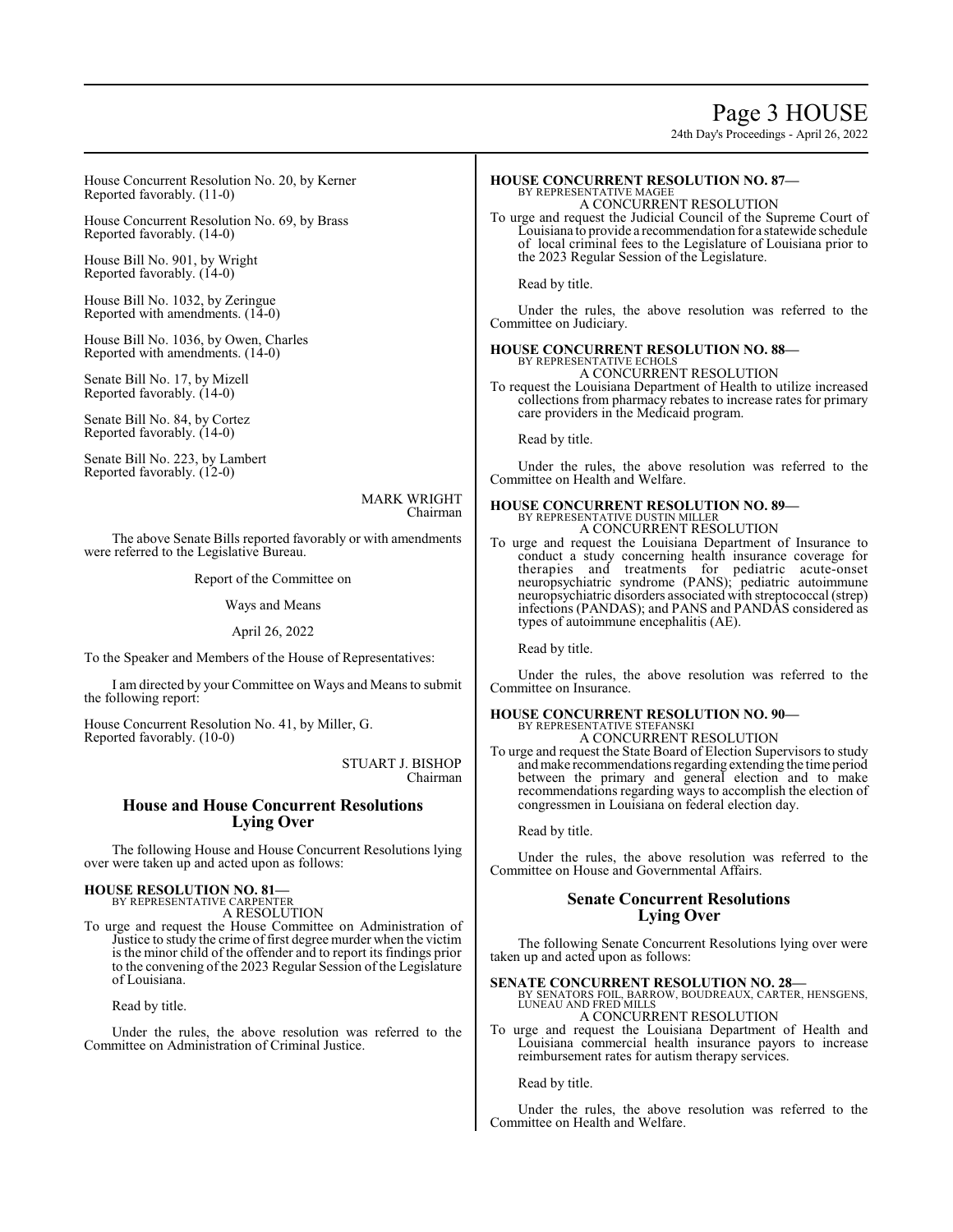House Concurrent Resolution No. 20, by Kerner
Reported favorably. (11-0)

House Concurrent Resolution No. 69, by Brass
Reported favorably. (14-0)

House Bill No. 901, by Wright
Reported favorably. (14-0)

House Bill No. 1032, by Zeringue
Reported with amendments. (14-0)

House Bill No. 1036, by Owen, Charles
Reported with amendments. (14-0)

Senate Bill No. 17, by Mizell
Reported favorably. (14-0)

Senate Bill No. 84, by Cortez
Reported favorably. (14-0)

Senate Bill No. 223, by Lambert
Reported favorably. (12-0)

MARK WRIGHT
Chairman

The above Senate Bills reported favorably or with amendments were referred to the Legislative Bureau.

Report of the Committee on

Ways and Means

April 26, 2022

To the Speaker and Members of the House of Representatives:

I am directed by your Committee on Ways and Means to submit the following report:

House Concurrent Resolution No. 41, by Miller, G.
Reported favorably. (10-0)

STUART J. BISHOP
Chairman

## House and House Concurrent Resolutions Lying Over

The following House and House Concurrent Resolutions lying over were taken up and acted upon as follows:

**HOUSE RESOLUTION NO. 81—**
BY REPRESENTATIVE CARPENTER
A RESOLUTION

To urge and request the House Committee on Administration of Justice to study the crime of first degree murder when the victim is the minor child of the offender and to report its findings prior to the convening of the 2023 Regular Session of the Legislature of Louisiana.

Read by title.

Under the rules, the above resolution was referred to the Committee on Administration of Criminal Justice.

**HOUSE CONCURRENT RESOLUTION NO. 87—**
BY REPRESENTATIVE MAGEE
A CONCURRENT RESOLUTION

To urge and request the Judicial Council of the Supreme Court of Louisiana to provide a recommendation for a statewide schedule of local criminal fees to the Legislature of Louisiana prior to the 2023 Regular Session of the Legislature.

Read by title.

Under the rules, the above resolution was referred to the Committee on Judiciary.

**HOUSE CONCURRENT RESOLUTION NO. 88—**
BY REPRESENTATIVE ECHOLS
A CONCURRENT RESOLUTION

To request the Louisiana Department of Health to utilize increased collections from pharmacy rebates to increase rates for primary care providers in the Medicaid program.

Read by title.

Under the rules, the above resolution was referred to the Committee on Health and Welfare.

**HOUSE CONCURRENT RESOLUTION NO. 89—**
BY REPRESENTATIVE DUSTIN MILLER
A CONCURRENT RESOLUTION

To urge and request the Louisiana Department of Insurance to conduct a study concerning health insurance coverage for therapies and treatments for pediatric acute-onset neuropsychiatric syndrome (PANS); pediatric autoimmune neuropsychiatric disorders associated with streptococcal (strep) infections (PANDAS); and PANS and PANDAS considered as types of autoimmune encephalitis (AE).

Read by title.

Under the rules, the above resolution was referred to the Committee on Insurance.

**HOUSE CONCURRENT RESOLUTION NO. 90—**
BY REPRESENTATIVE STEFANSKI
A CONCURRENT RESOLUTION

To urge and request the State Board of Election Supervisors to study and make recommendations regarding extending the time period between the primary and general election and to make recommendations regarding ways to accomplish the election of congressmen in Louisiana on federal election day.

Read by title.

Under the rules, the above resolution was referred to the Committee on House and Governmental Affairs.

## Senate Concurrent Resolutions Lying Over

The following Senate Concurrent Resolutions lying over were taken up and acted upon as follows:

**SENATE CONCURRENT RESOLUTION NO. 28—**
BY SENATORS FOIL, BARROW, BOUDREAUX, CARTER, HENSGENS, LUNEAU AND FRED MILLS
A CONCURRENT RESOLUTION

To urge and request the Louisiana Department of Health and Louisiana commercial health insurance payors to increase reimbursement rates for autism therapy services.

Read by title.

Under the rules, the above resolution was referred to the Committee on Health and Welfare.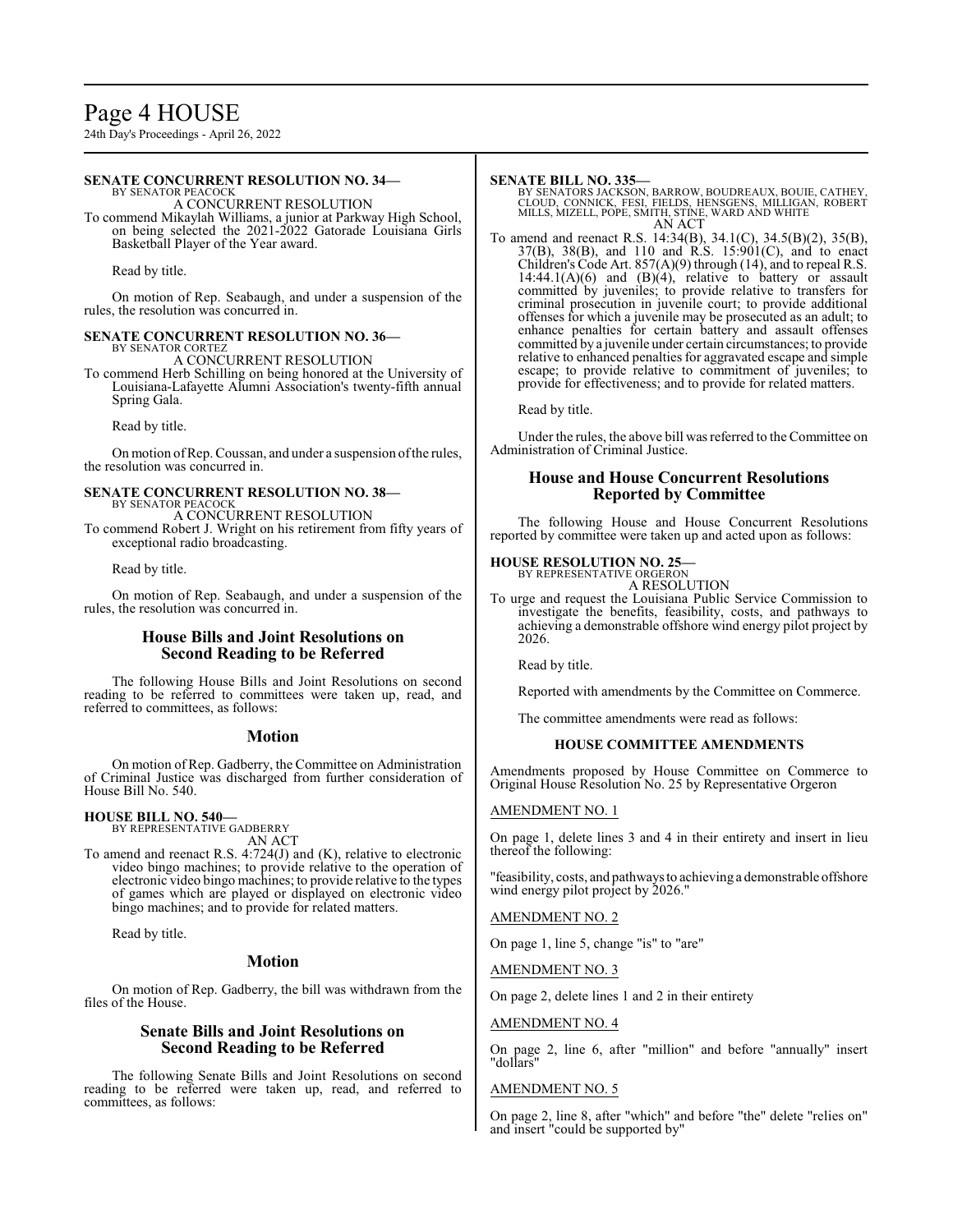**SENATE CONCURRENT RESOLUTION NO. 34—**
BY SENATOR PEACOCK
A CONCURRENT RESOLUTION

To commend Mikaylah Williams, a junior at Parkway High School, on being selected the 2021-2022 Gatorade Louisiana Girls Basketball Player of the Year award.

Read by title.

On motion of Rep. Seabaugh, and under a suspension of the rules, the resolution was concurred in.

**SENATE CONCURRENT RESOLUTION NO. 36—**
BY SENATOR CORTEZ
A CONCURRENT RESOLUTION

To commend Herb Schilling on being honored at the University of Louisiana-Lafayette Alumni Association's twenty-fifth annual Spring Gala.

Read by title.

On motion of Rep. Coussan, and under a suspension of the rules, the resolution was concurred in.

**SENATE CONCURRENT RESOLUTION NO. 38—**
BY SENATOR PEACOCK
A CONCURRENT RESOLUTION

To commend Robert J. Wright on his retirement from fifty years of exceptional radio broadcasting.

Read by title.

On motion of Rep. Seabaugh, and under a suspension of the rules, the resolution was concurred in.

## House Bills and Joint Resolutions on Second Reading to be Referred

The following House Bills and Joint Resolutions on second reading to be referred to committees were taken up, read, and referred to committees, as follows:

## Motion

On motion of Rep. Gadberry, the Committee on Administration of Criminal Justice was discharged from further consideration of House Bill No. 540.

**HOUSE BILL NO. 540—**
BY REPRESENTATIVE GADBERRY
AN ACT

To amend and reenact R.S. 4:724(J) and (K), relative to electronic video bingo machines; to provide relative to the operation of electronic video bingo machines; to provide relative to the types of games which are played or displayed on electronic video bingo machines; and to provide for related matters.

Read by title.

## Motion

On motion of Rep. Gadberry, the bill was withdrawn from the files of the House.

## Senate Bills and Joint Resolutions on Second Reading to be Referred

The following Senate Bills and Joint Resolutions on second reading to be referred were taken up, read, and referred to committees, as follows:

**SENATE BILL NO. 335—**
BY SENATORS JACKSON, BARROW, BOUDREAUX, BOUIE, CATHEY, CLOUD, CONNICK, FESI, FIELDS, HENSGENS, MILLIGAN, ROBERT MILLS, MIZELL, POPE, SMITH, STINE, WARD AND WHITE
AN ACT

To amend and reenact R.S. 14:34(B), 34.1(C), 34.5(B)(2), 35(B), 37(B), 38(B), and 110 and R.S. 15:901(C), and to enact Children's Code Art. 857(A)(9) through (14), and to repeal R.S. 14:44.1(A)(6) and (B)(4), relative to battery or assault committed by juveniles; to provide relative to transfers for criminal prosecution in juvenile court; to provide additional offenses for which a juvenile may be prosecuted as an adult; to enhance penalties for certain battery and assault offenses committed by a juvenile under certain circumstances; to provide relative to enhanced penalties for aggravated escape and simple escape; to provide relative to commitment of juveniles; to provide for effectiveness; and to provide for related matters.

Read by title.

Under the rules, the above bill was referred to the Committee on Administration of Criminal Justice.

## House and House Concurrent Resolutions Reported by Committee

The following House and House Concurrent Resolutions reported by committee were taken up and acted upon as follows:

**HOUSE RESOLUTION NO. 25—**
BY REPRESENTATIVE ORGERON
A RESOLUTION

To urge and request the Louisiana Public Service Commission to investigate the benefits, feasibility, costs, and pathways to achieving a demonstrable offshore wind energy pilot project by 2026.

Read by title.

Reported with amendments by the Committee on Commerce.

The committee amendments were read as follows:

### HOUSE COMMITTEE AMENDMENTS

Amendments proposed by House Committee on Commerce to Original House Resolution No. 25 by Representative Orgeron

AMENDMENT NO. 1

On page 1, delete lines 3 and 4 in their entirety and insert in lieu thereof the following:

"feasibility, costs, and pathways to achieving a demonstrable offshore wind energy pilot project by 2026."

AMENDMENT NO. 2

On page 1, line 5, change "is" to "are"

AMENDMENT NO. 3

On page 2, delete lines 1 and 2 in their entirety

AMENDMENT NO. 4

On page 2, line 6, after "million" and before "annually" insert "dollars"

AMENDMENT NO. 5

On page 2, line 8, after "which" and before "the" delete "relies on" and insert "could be supported by"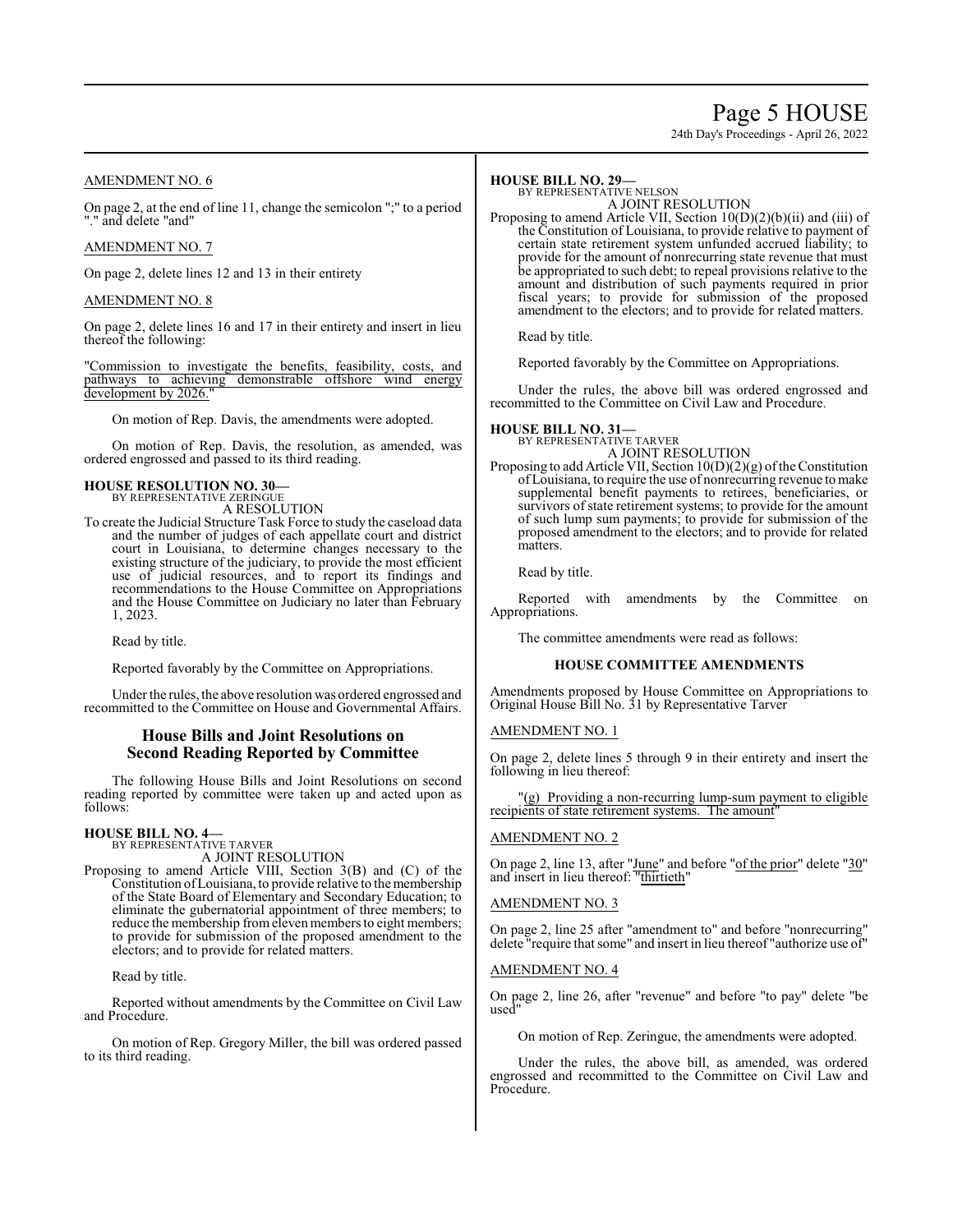AMENDMENT NO. 6

On page 2, at the end of line 11, change the semicolon ";" to a period "." and delete "and"

AMENDMENT NO. 7

On page 2, delete lines 12 and 13 in their entirety

AMENDMENT NO. 8

On page 2, delete lines 16 and 17 in their entirety and insert in lieu thereof the following:

"Commission to investigate the benefits, feasibility, costs, and pathways to achieving demonstrable offshore wind energy development by 2026."

On motion of Rep. Davis, the amendments were adopted.

On motion of Rep. Davis, the resolution, as amended, was ordered engrossed and passed to its third reading.

**HOUSE RESOLUTION NO. 30—**
BY REPRESENTATIVE ZERINGUE
A RESOLUTION

To create the Judicial Structure Task Force to study the caseload data and the number of judges of each appellate court and district court in Louisiana, to determine changes necessary to the existing structure of the judiciary, to provide the most efficient use of judicial resources, and to report its findings and recommendations to the House Committee on Appropriations and the House Committee on Judiciary no later than February 1, 2023.

Read by title.

Reported favorably by the Committee on Appropriations.

Under the rules, the above resolution was ordered engrossed and recommitted to the Committee on House and Governmental Affairs.

## House Bills and Joint Resolutions on Second Reading Reported by Committee

The following House Bills and Joint Resolutions on second reading reported by committee were taken up and acted upon as follows:

**HOUSE BILL NO. 4—**
BY REPRESENTATIVE TARVER
A JOINT RESOLUTION

Proposing to amend Article VIII, Section 3(B) and (C) of the Constitution of Louisiana, to provide relative to the membership of the State Board of Elementary and Secondary Education; to eliminate the gubernatorial appointment of three members; to reduce the membership from eleven members to eight members; to provide for submission of the proposed amendment to the electors; and to provide for related matters.

Read by title.

Reported without amendments by the Committee on Civil Law and Procedure.

On motion of Rep. Gregory Miller, the bill was ordered passed to its third reading.

**HOUSE BILL NO. 29—**
BY REPRESENTATIVE NELSON
A JOINT RESOLUTION

Proposing to amend Article VII, Section 10(D)(2)(b)(ii) and (iii) of the Constitution of Louisiana, to provide relative to payment of certain state retirement system unfunded accrued liability; to provide for the amount of nonrecurring state revenue that must be appropriated to such debt; to repeal provisions relative to the amount and distribution of such payments required in prior fiscal years; to provide for submission of the proposed amendment to the electors; and to provide for related matters.

Read by title.

Reported favorably by the Committee on Appropriations.

Under the rules, the above bill was ordered engrossed and recommitted to the Committee on Civil Law and Procedure.

**HOUSE BILL NO. 31—**
BY REPRESENTATIVE TARVER
A JOINT RESOLUTION

Proposing to add Article VII, Section 10(D)(2)(g) of the Constitution of Louisiana, to require the use of nonrecurring revenue to make supplemental benefit payments to retirees, beneficiaries, or survivors of state retirement systems; to provide for the amount of such lump sum payments; to provide for submission of the proposed amendment to the electors; and to provide for related matters.

Read by title.

Reported with amendments by the Committee on Appropriations.

The committee amendments were read as follows:

**HOUSE COMMITTEE AMENDMENTS**

Amendments proposed by House Committee on Appropriations to Original House Bill No. 31 by Representative Tarver

AMENDMENT NO. 1

On page 2, delete lines 5 through 9 in their entirety and insert the following in lieu thereof:

"(g) Providing a non-recurring lump-sum payment to eligible recipients of state retirement systems. The amount"

AMENDMENT NO. 2

On page 2, line 13, after "June" and before "of the prior" delete "30" and insert in lieu thereof: "thirtieth"

AMENDMENT NO. 3

On page 2, line 25 after "amendment to" and before "nonrecurring" delete "require that some" and insert in lieu thereof "authorize use of"

AMENDMENT NO. 4

On page 2, line 26, after "revenue" and before "to pay" delete "be used"

On motion of Rep. Zeringue, the amendments were adopted.

Under the rules, the above bill, as amended, was ordered engrossed and recommitted to the Committee on Civil Law and Procedure.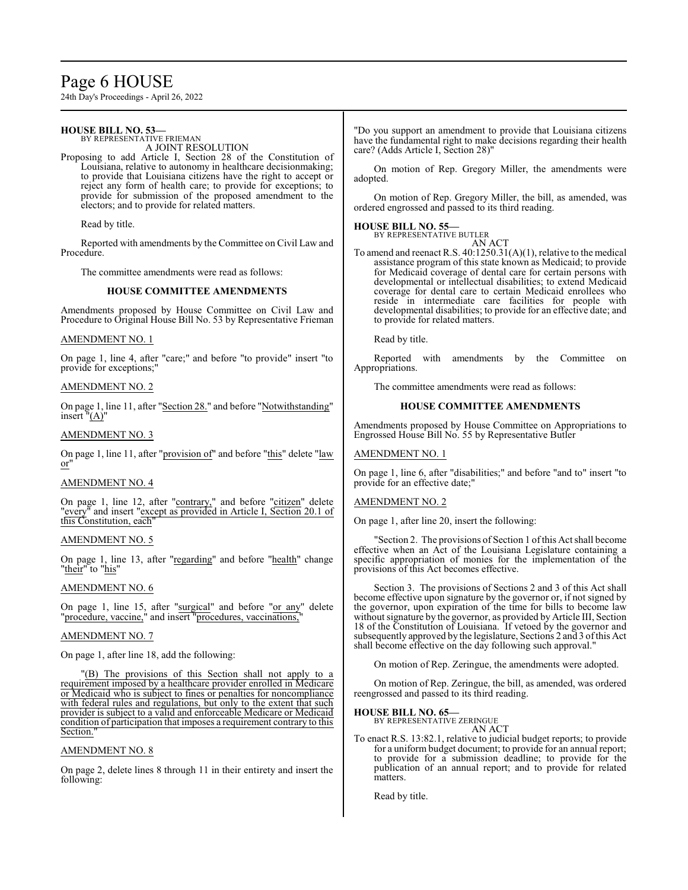**HOUSE BILL NO. 53—**
BY REPRESENTATIVE FRIEMAN
A JOINT RESOLUTION

Proposing to add Article I, Section 28 of the Constitution of Louisiana, relative to autonomy in healthcare decisionmaking; to provide that Louisiana citizens have the right to accept or reject any form of health care; to provide for exceptions; to provide for submission of the proposed amendment to the electors; and to provide for related matters.

Read by title.

Reported with amendments by the Committee on Civil Law and Procedure.

The committee amendments were read as follows:

### HOUSE COMMITTEE AMENDMENTS

Amendments proposed by House Committee on Civil Law and Procedure to Original House Bill No. 53 by Representative Frieman

AMENDMENT NO. 1

On page 1, line 4, after "care;" and before "to provide" insert "to provide for exceptions;"

AMENDMENT NO. 2

On page 1, line 11, after "Section 28." and before "Notwithstanding" insert "(A)"

AMENDMENT NO. 3

On page 1, line 11, after "provision of" and before "this" delete "law or"

AMENDMENT NO. 4

On page 1, line 12, after "contrary," and before "citizen" delete "every" and insert "except as provided in Article I, Section 20.1 of this Constitution, each"

AMENDMENT NO. 5

On page 1, line 13, after "regarding" and before "health" change "their" to "his"

AMENDMENT NO. 6

On page 1, line 15, after "surgical" and before "or any" delete "procedure, vaccine," and insert "procedures, vaccinations,"

AMENDMENT NO. 7

On page 1, after line 18, add the following:

"(B) The provisions of this Section shall not apply to a requirement imposed by a healthcare provider enrolled in Medicare or Medicaid who is subject to fines or penalties for noncompliance with federal rules and regulations, but only to the extent that such provider is subject to a valid and enforceable Medicare or Medicaid condition of participation that imposes a requirement contrary to this Section."

AMENDMENT NO. 8

On page 2, delete lines 8 through 11 in their entirety and insert the following:

"Do you support an amendment to provide that Louisiana citizens have the fundamental right to make decisions regarding their health care? (Adds Article I, Section 28)"

On motion of Rep. Gregory Miller, the amendments were adopted.

On motion of Rep. Gregory Miller, the bill, as amended, was ordered engrossed and passed to its third reading.

**HOUSE BILL NO. 55—**
BY REPRESENTATIVE BUTLER
AN ACT

To amend and reenact R.S. 40:1250.31(A)(1), relative to the medical assistance program of this state known as Medicaid; to provide for Medicaid coverage of dental care for certain persons with developmental or intellectual disabilities; to extend Medicaid coverage for dental care to certain Medicaid enrollees who reside in intermediate care facilities for people with developmental disabilities; to provide for an effective date; and to provide for related matters.

Read by title.

Reported with amendments by the Committee on Appropriations.

The committee amendments were read as follows:

### HOUSE COMMITTEE AMENDMENTS

Amendments proposed by House Committee on Appropriations to Engrossed House Bill No. 55 by Representative Butler

AMENDMENT NO. 1

On page 1, line 6, after "disabilities;" and before "and to" insert "to provide for an effective date;"

AMENDMENT NO. 2

On page 1, after line 20, insert the following:

"Section 2. The provisions of Section 1 of this Act shall become effective when an Act of the Louisiana Legislature containing a specific appropriation of monies for the implementation of the provisions of this Act becomes effective.

Section 3. The provisions of Sections 2 and 3 of this Act shall become effective upon signature by the governor or, if not signed by the governor, upon expiration of the time for bills to become law without signature by the governor, as provided by Article III, Section 18 of the Constitution of Louisiana. If vetoed by the governor and subsequently approved by the legislature, Sections 2 and 3 of this Act shall become effective on the day following such approval."

On motion of Rep. Zeringue, the amendments were adopted.

On motion of Rep. Zeringue, the bill, as amended, was ordered reengrossed and passed to its third reading.

**HOUSE BILL NO. 65—**
BY REPRESENTATIVE ZERINGUE
AN ACT

To enact R.S. 13:82.1, relative to judicial budget reports; to provide for a uniform budget document; to provide for an annual report; to provide for a submission deadline; to provide for the publication of an annual report; and to provide for related matters.

Read by title.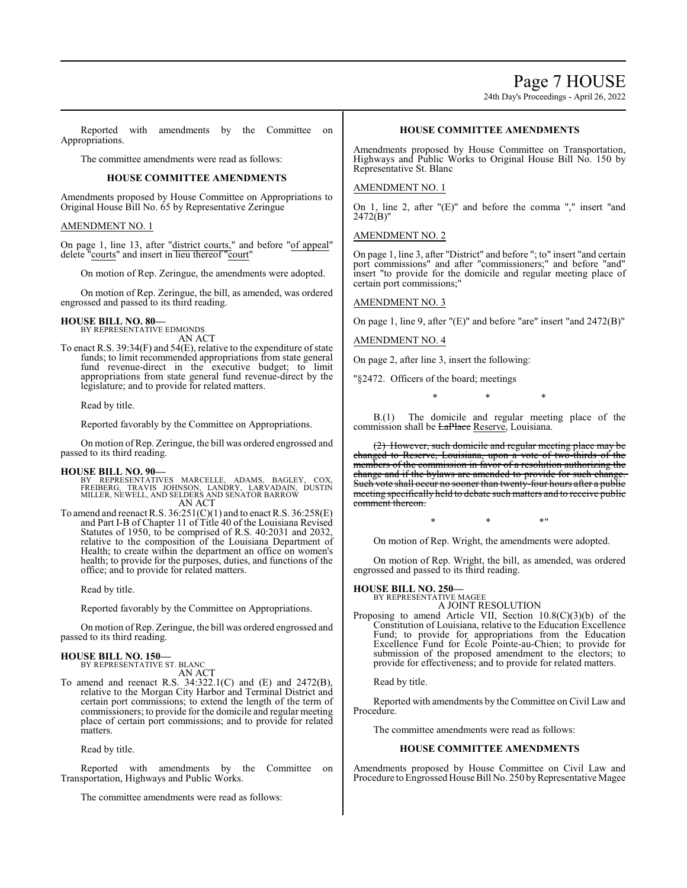Reported with amendments by the Committee on Appropriations.

The committee amendments were read as follows:

**HOUSE COMMITTEE AMENDMENTS**

Amendments proposed by House Committee on Appropriations to Original House Bill No. 65 by Representative Zeringue

AMENDMENT NO. 1

On page 1, line 13, after "district courts," and before "of appeal" delete "courts" and insert in lieu thereof "court"

On motion of Rep. Zeringue, the amendments were adopted.

On motion of Rep. Zeringue, the bill, as amended, was ordered engrossed and passed to its third reading.

**HOUSE BILL NO. 80—**
BY REPRESENTATIVE EDMONDS
AN ACT

To enact R.S. 39:34(F) and 54(E), relative to the expenditure of state funds; to limit recommended appropriations from state general fund revenue-direct in the executive budget; to limit appropriations from state general fund revenue-direct by the legislature; and to provide for related matters.

Read by title.

Reported favorably by the Committee on Appropriations.

On motion of Rep. Zeringue, the bill was ordered engrossed and passed to its third reading.

**HOUSE BILL NO. 90—**
BY REPRESENTATIVES MARCELLE, ADAMS, BAGLEY, COX, FREIBERG, TRAVIS JOHNSON, LANDRY, LARVADAIN, DUSTIN MILLER, NEWELL, AND SELDERS AND SENATOR BARROW
AN ACT

To amend and reenact R.S. 36:251(C)(1) and to enact R.S. 36:258(E) and Part I-B of Chapter 11 of Title 40 of the Louisiana Revised Statutes of 1950, to be comprised of R.S. 40:2031 and 2032, relative to the composition of the Louisiana Department of Health; to create within the department an office on women's health; to provide for the purposes, duties, and functions of the office; and to provide for related matters.

Read by title.

Reported favorably by the Committee on Appropriations.

On motion of Rep. Zeringue, the bill was ordered engrossed and passed to its third reading.

**HOUSE BILL NO. 150—**
BY REPRESENTATIVE ST. BLANC
AN ACT

To amend and reenact R.S. 34:322.1(C) and (E) and 2472(B), relative to the Morgan City Harbor and Terminal District and certain port commissions; to extend the length of the term of commissioners; to provide for the domicile and regular meeting place of certain port commissions; and to provide for related matters.

Read by title.

Reported with amendments by the Committee on Transportation, Highways and Public Works.

The committee amendments were read as follows:

**HOUSE COMMITTEE AMENDMENTS**

Amendments proposed by House Committee on Transportation, Highways and Public Works to Original House Bill No. 150 by Representative St. Blanc

AMENDMENT NO. 1

On 1, line 2, after "(E)" and before the comma "," insert "and 2472(B)"

AMENDMENT NO. 2

On page 1, line 3, after "District" and before "; to" insert "and certain port commissions" and after "commissioners;" and before "and" insert "to provide for the domicile and regular meeting place of certain port commissions;"

AMENDMENT NO. 3

On page 1, line 9, after "(E)" and before "are" insert "and 2472(B)"

AMENDMENT NO. 4

On page 2, after line 3, insert the following:

"§2472. Officers of the board; meetings

\* \* \*

B.(1) The domicile and regular meeting place of the commission shall be ~~LaPlace~~ Reserve, Louisiana.

~~(2) However, such domicile and regular meeting place may be changed to Reserve, Louisiana, upon a vote of two-thirds of the members of the commission in favor of a resolution authorizing the change and if the bylaws are amended to provide for such change. Such vote shall occur no sooner than twenty-four hours after a public meeting specifically held to debate such matters and to receive public comment thereon.~~

\* \* \*"

On motion of Rep. Wright, the amendments were adopted.

On motion of Rep. Wright, the bill, as amended, was ordered engrossed and passed to its third reading.

**HOUSE BILL NO. 250—**
BY REPRESENTATIVE MAGEE
A JOINT RESOLUTION

Proposing to amend Article VII, Section 10.8(C)(3)(b) of the Constitution of Louisiana, relative to the Education Excellence Fund; to provide for appropriations from the Education Excellence Fund for École Pointe-au-Chien; to provide for submission of the proposed amendment to the electors; to provide for effectiveness; and to provide for related matters.

Read by title.

Reported with amendments by the Committee on Civil Law and Procedure.

The committee amendments were read as follows:

**HOUSE COMMITTEE AMENDMENTS**

Amendments proposed by House Committee on Civil Law and Procedure to Engrossed House Bill No. 250 by Representative Magee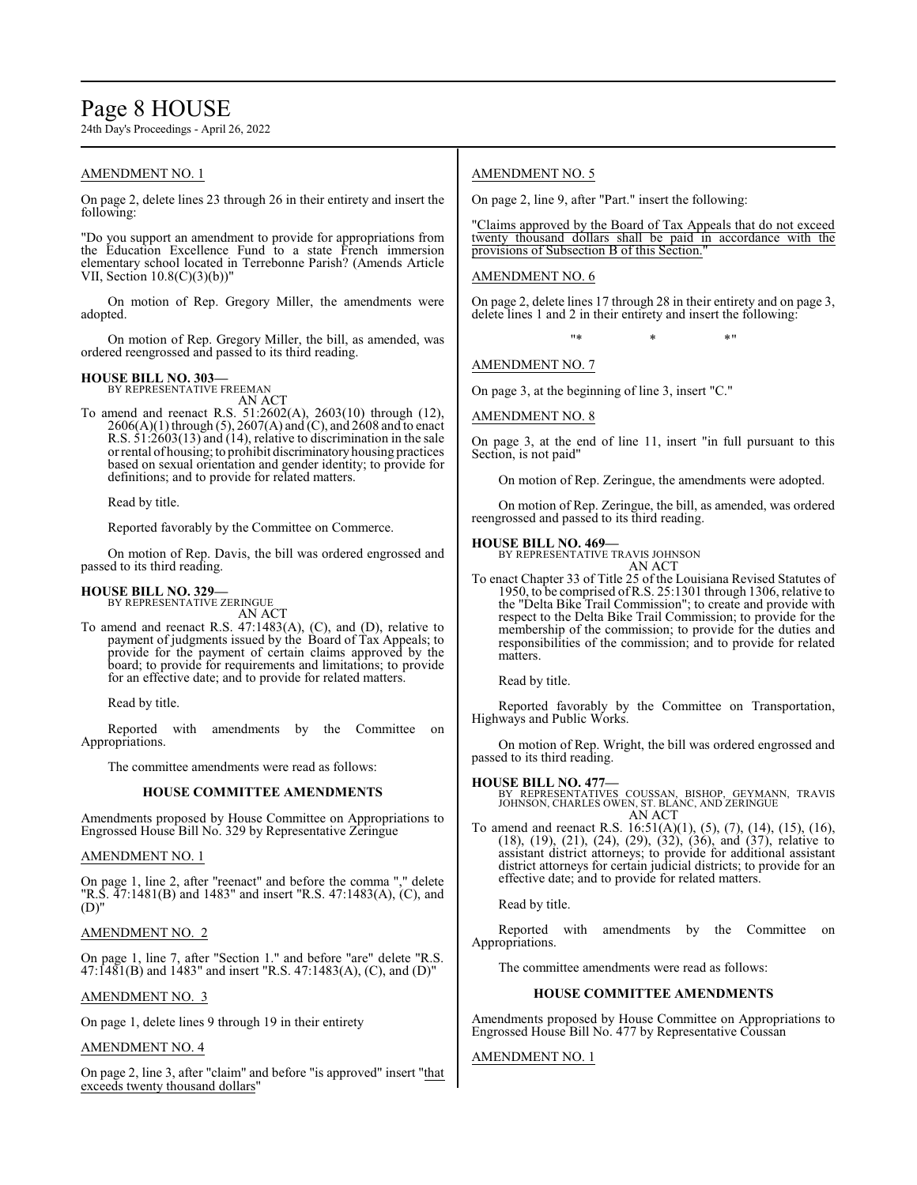AMENDMENT NO. 1

On page 2, delete lines 23 through 26 in their entirety and insert the following:

"Do you support an amendment to provide for appropriations from the Education Excellence Fund to a state French immersion elementary school located in Terrebonne Parish? (Amends Article VII, Section 10.8(C)(3)(b))"

On motion of Rep. Gregory Miller, the amendments were adopted.

On motion of Rep. Gregory Miller, the bill, as amended, was ordered reengrossed and passed to its third reading.

**HOUSE BILL NO. 303—**
BY REPRESENTATIVE FREEMAN
AN ACT

To amend and reenact R.S. 51:2602(A), 2603(10) through (12), 2606(A)(1) through (5), 2607(A) and (C), and 2608 and to enact R.S. 51:2603(13) and (14), relative to discrimination in the sale or rental of housing; to prohibit discriminatory housing practices based on sexual orientation and gender identity; to provide for definitions; and to provide for related matters.

Read by title.

Reported favorably by the Committee on Commerce.

On motion of Rep. Davis, the bill was ordered engrossed and passed to its third reading.

**HOUSE BILL NO. 329—**
BY REPRESENTATIVE ZERINGUE
AN ACT

To amend and reenact R.S. 47:1483(A), (C), and (D), relative to payment of judgments issued by the Board of Tax Appeals; to provide for the payment of certain claims approved by the board; to provide for requirements and limitations; to provide for an effective date; and to provide for related matters.

Read by title.

Reported with amendments by the Committee on Appropriations.

The committee amendments were read as follows:

**HOUSE COMMITTEE AMENDMENTS**

Amendments proposed by House Committee on Appropriations to Engrossed House Bill No. 329 by Representative Zeringue

AMENDMENT NO. 1

On page 1, line 2, after "reenact" and before the comma "," delete "R.S. 47:1481(B) and 1483" and insert "R.S. 47:1483(A), (C), and (D)"

AMENDMENT NO. 2

On page 1, line 7, after "Section 1." and before "are" delete "R.S. 47:1481(B) and 1483" and insert "R.S. 47:1483(A), (C), and (D)"

AMENDMENT NO. 3

On page 1, delete lines 9 through 19 in their entirety

AMENDMENT NO. 4

On page 2, line 3, after "claim" and before "is approved" insert "that exceeds twenty thousand dollars"

AMENDMENT NO. 5

On page 2, line 9, after "Part." insert the following:

"Claims approved by the Board of Tax Appeals that do not exceed twenty thousand dollars shall be paid in accordance with the provisions of Subsection B of this Section."

AMENDMENT NO. 6

On page 2, delete lines 17 through 28 in their entirety and on page 3, delete lines 1 and 2 in their entirety and insert the following:

"* * *"

AMENDMENT NO. 7

On page 3, at the beginning of line 3, insert "C."

AMENDMENT NO. 8

On page 3, at the end of line 11, insert "in full pursuant to this Section, is not paid"

On motion of Rep. Zeringue, the amendments were adopted.

On motion of Rep. Zeringue, the bill, as amended, was ordered reengrossed and passed to its third reading.

**HOUSE BILL NO. 469—**
BY REPRESENTATIVE TRAVIS JOHNSON
AN ACT

To enact Chapter 33 of Title 25 of the Louisiana Revised Statutes of 1950, to be comprised of R.S. 25:1301 through 1306, relative to the "Delta Bike Trail Commission"; to create and provide with respect to the Delta Bike Trail Commission; to provide for the membership of the commission; to provide for the duties and responsibilities of the commission; and to provide for related matters.

Read by title.

Reported favorably by the Committee on Transportation, Highways and Public Works.

On motion of Rep. Wright, the bill was ordered engrossed and passed to its third reading.

**HOUSE BILL NO. 477—**
BY REPRESENTATIVES COUSSAN, BISHOP, GEYMANN, TRAVIS JOHNSON, CHARLES OWEN, ST. BLANC, AND ZERINGUE
AN ACT

To amend and reenact R.S. 16:51(A)(1), (5), (7), (14), (15), (16), (18), (19), (21), (24), (29), (32), (36), and (37), relative to assistant district attorneys; to provide for additional assistant district attorneys for certain judicial districts; to provide for an effective date; and to provide for related matters.

Read by title.

Reported with amendments by the Committee on Appropriations.

The committee amendments were read as follows:

**HOUSE COMMITTEE AMENDMENTS**

Amendments proposed by House Committee on Appropriations to Engrossed House Bill No. 477 by Representative Coussan

AMENDMENT NO. 1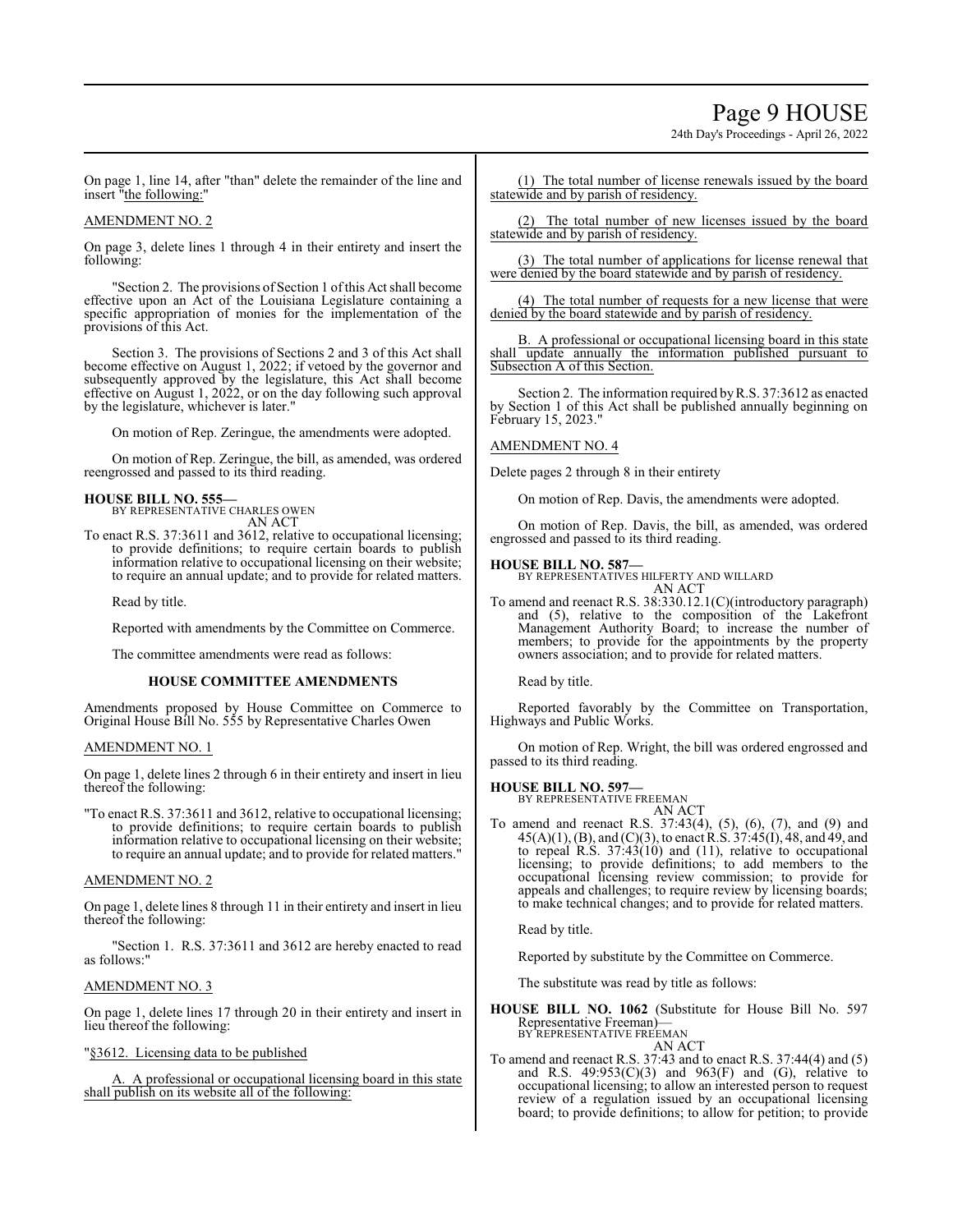On page 1, line 14, after "than" delete the remainder of the line and insert "the following:"

AMENDMENT NO. 2

On page 3, delete lines 1 through 4 in their entirety and insert the following:

"Section 2. The provisions of Section 1 of this Act shall become effective upon an Act of the Louisiana Legislature containing a specific appropriation of monies for the implementation of the provisions of this Act.

Section 3. The provisions of Sections 2 and 3 of this Act shall become effective on August 1, 2022; if vetoed by the governor and subsequently approved by the legislature, this Act shall become effective on August 1, 2022, or on the day following such approval by the legislature, whichever is later."

On motion of Rep. Zeringue, the amendments were adopted.

On motion of Rep. Zeringue, the bill, as amended, was ordered reengrossed and passed to its third reading.

**HOUSE BILL NO. 555—**
BY REPRESENTATIVE CHARLES OWEN
AN ACT

To enact R.S. 37:3611 and 3612, relative to occupational licensing; to provide definitions; to require certain boards to publish information relative to occupational licensing on their website; to require an annual update; and to provide for related matters.

Read by title.

Reported with amendments by the Committee on Commerce.

The committee amendments were read as follows:

**HOUSE COMMITTEE AMENDMENTS**

Amendments proposed by House Committee on Commerce to Original House Bill No. 555 by Representative Charles Owen

AMENDMENT NO. 1

On page 1, delete lines 2 through 6 in their entirety and insert in lieu thereof the following:

"To enact R.S. 37:3611 and 3612, relative to occupational licensing; to provide definitions; to require certain boards to publish information relative to occupational licensing on their website; to require an annual update; and to provide for related matters."

AMENDMENT NO. 2

On page 1, delete lines 8 through 11 in their entirety and insert in lieu thereof the following:

"Section 1. R.S. 37:3611 and 3612 are hereby enacted to read as follows:"

AMENDMENT NO. 3

On page 1, delete lines 17 through 20 in their entirety and insert in lieu thereof the following:

"§3612. Licensing data to be published

A. A professional or occupational licensing board in this state shall publish on its website all of the following:

(1) The total number of license renewals issued by the board statewide and by parish of residency.

(2) The total number of new licenses issued by the board statewide and by parish of residency.

(3) The total number of applications for license renewal that were denied by the board statewide and by parish of residency.

(4) The total number of requests for a new license that were denied by the board statewide and by parish of residency.

B. A professional or occupational licensing board in this state shall update annually the information published pursuant to Subsection A of this Section.

Section 2. The information required by R.S. 37:3612 as enacted by Section 1 of this Act shall be published annually beginning on February 15, 2023."

AMENDMENT NO. 4

Delete pages 2 through 8 in their entirety

On motion of Rep. Davis, the amendments were adopted.

On motion of Rep. Davis, the bill, as amended, was ordered engrossed and passed to its third reading.

**HOUSE BILL NO. 587—**
BY REPRESENTATIVES HILFERTY AND WILLARD
AN ACT

To amend and reenact R.S. 38:330.12.1(C)(introductory paragraph) and (5), relative to the composition of the Lakefront Management Authority Board; to increase the number of members; to provide for the appointments by the property owners association; and to provide for related matters.

Read by title.

Reported favorably by the Committee on Transportation, Highways and Public Works.

On motion of Rep. Wright, the bill was ordered engrossed and passed to its third reading.

**HOUSE BILL NO. 597—**
BY REPRESENTATIVE FREEMAN
AN ACT

To amend and reenact R.S. 37:43(4), (5), (6), (7), and (9) and 45(A)(1), (B), and (C)(3), to enact R.S. 37:45(I), 48, and 49, and to repeal R.S. 37:43(10) and (11), relative to occupational licensing; to provide definitions; to add members to the occupational licensing review commission; to provide for appeals and challenges; to require review by licensing boards; to make technical changes; and to provide for related matters.

Read by title.

Reported by substitute by the Committee on Commerce.

The substitute was read by title as follows:

**HOUSE BILL NO. 1062** (Substitute for House Bill No. 597 Representative Freeman)—
BY REPRESENTATIVE FREEMAN
AN ACT

To amend and reenact R.S. 37:43 and to enact R.S. 37:44(4) and (5) and R.S. 49:953(C)(3) and 963(F) and (G), relative to occupational licensing; to allow an interested person to request review of a regulation issued by an occupational licensing board; to provide definitions; to allow for petition; to provide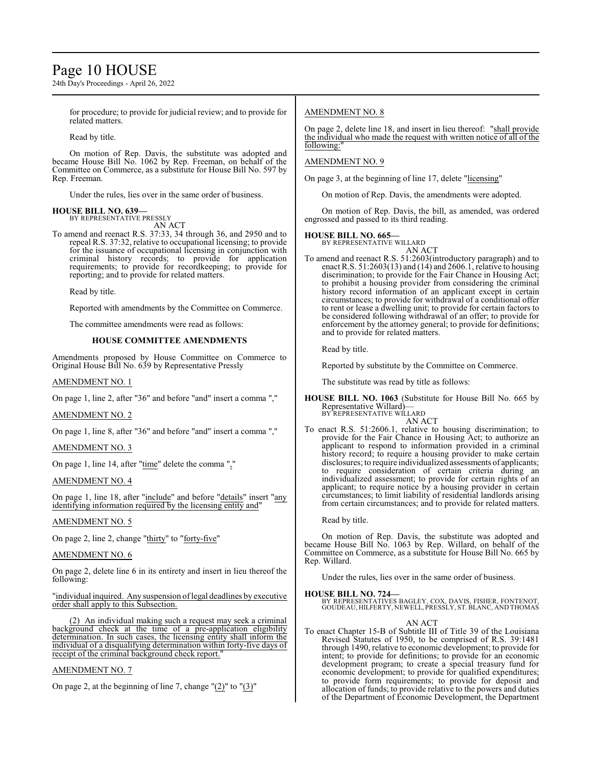for procedure; to provide for judicial review; and to provide for related matters.

Read by title.

On motion of Rep. Davis, the substitute was adopted and became House Bill No. 1062 by Rep. Freeman, on behalf of the Committee on Commerce, as a substitute for House Bill No. 597 by Rep. Freeman.

Under the rules, lies over in the same order of business.

**HOUSE BILL NO. 639—**
BY REPRESENTATIVE PRESSLY

AN ACT

To amend and reenact R.S. 37:33, 34 through 36, and 2950 and to repeal R.S. 37:32, relative to occupational licensing; to provide for the issuance of occupational licensing in conjunction with criminal history records; to provide for application requirements; to provide for recordkeeping; to provide for reporting; and to provide for related matters.

Read by title.

Reported with amendments by the Committee on Commerce.

The committee amendments were read as follows:

**HOUSE COMMITTEE AMENDMENTS**

Amendments proposed by House Committee on Commerce to Original House Bill No. 639 by Representative Pressly

AMENDMENT NO. 1

On page 1, line 2, after "36" and before "and" insert a comma ","

AMENDMENT NO. 2

On page 1, line 8, after "36" and before "and" insert a comma ","

AMENDMENT NO. 3

On page 1, line 14, after "time" delete the comma ","

AMENDMENT NO. 4

On page 1, line 18, after "include" and before "details" insert "any identifying information required by the licensing entity and"

AMENDMENT NO. 5

On page 2, line 2, change "thirty" to "forty-five"

AMENDMENT NO. 6

On page 2, delete line 6 in its entirety and insert in lieu thereof the following:

"individual inquired. Any suspension of legal deadlines by executive order shall apply to this Subsection.

(2) An individual making such a request may seek a criminal background check at the time of a pre-application eligibility determination. In such cases, the licensing entity shall inform the individual of a disqualifying determination within forty-five days of receipt of the criminal background check report."

AMENDMENT NO. 7

On page 2, at the beginning of line 7, change "(2)" to "(3)"

AMENDMENT NO. 8

On page 2, delete line 18, and insert in lieu thereof: "shall provide the individual who made the request with written notice of all of the following:"

AMENDMENT NO. 9

On page 3, at the beginning of line 17, delete "licensing"

On motion of Rep. Davis, the amendments were adopted.

On motion of Rep. Davis, the bill, as amended, was ordered engrossed and passed to its third reading.

**HOUSE BILL NO. 665—**
BY REPRESENTATIVE WILLARD

AN ACT

To amend and reenact R.S. 51:2603(introductory paragraph) and to enact R.S. 51:2603(13) and (14) and 2606.1, relative to housing discrimination; to provide for the Fair Chance in Housing Act; to prohibit a housing provider from considering the criminal history record information of an applicant except in certain circumstances; to provide for withdrawal of a conditional offer to rent or lease a dwelling unit; to provide for certain factors to be considered following withdrawal of an offer; to provide for enforcement by the attorney general; to provide for definitions; and to provide for related matters.

Read by title.

Reported by substitute by the Committee on Commerce.

The substitute was read by title as follows:

**HOUSE BILL NO. 1063** (Substitute for House Bill No. 665 by Representative Willard)—
BY REPRESENTATIVE WILLARD

AN ACT

To enact R.S. 51:2606.1, relative to housing discrimination; to provide for the Fair Chance in Housing Act; to authorize an applicant to respond to information provided in a criminal history record; to require a housing provider to make certain disclosures; to require individualized assessments of applicants; to require consideration of certain criteria during an individualized assessment; to provide for certain rights of an applicant; to require notice by a housing provider in certain circumstances; to limit liability of residential landlords arising from certain circumstances; and to provide for related matters.

Read by title.

On motion of Rep. Davis, the substitute was adopted and became House Bill No. 1063 by Rep. Willard, on behalf of the Committee on Commerce, as a substitute for House Bill No. 665 by Rep. Willard.

Under the rules, lies over in the same order of business.

**HOUSE BILL NO. 724—**
BY REPRESENTATIVES BAGLEY, COX, DAVIS, FISHER, FONTENOT, GOUDEAU, HILFERTY, NEWELL, PRESSLY, ST. BLANC, AND THOMAS

AN ACT

To enact Chapter 15-B of Subtitle III of Title 39 of the Louisiana Revised Statutes of 1950, to be comprised of R.S. 39:1481 through 1490, relative to economic development; to provide for intent; to provide for definitions; to provide for an economic development program; to create a special treasury fund for economic development; to provide for qualified expenditures; to provide form requirements; to provide for deposit and allocation of funds; to provide relative to the powers and duties of the Department of Economic Development, the Department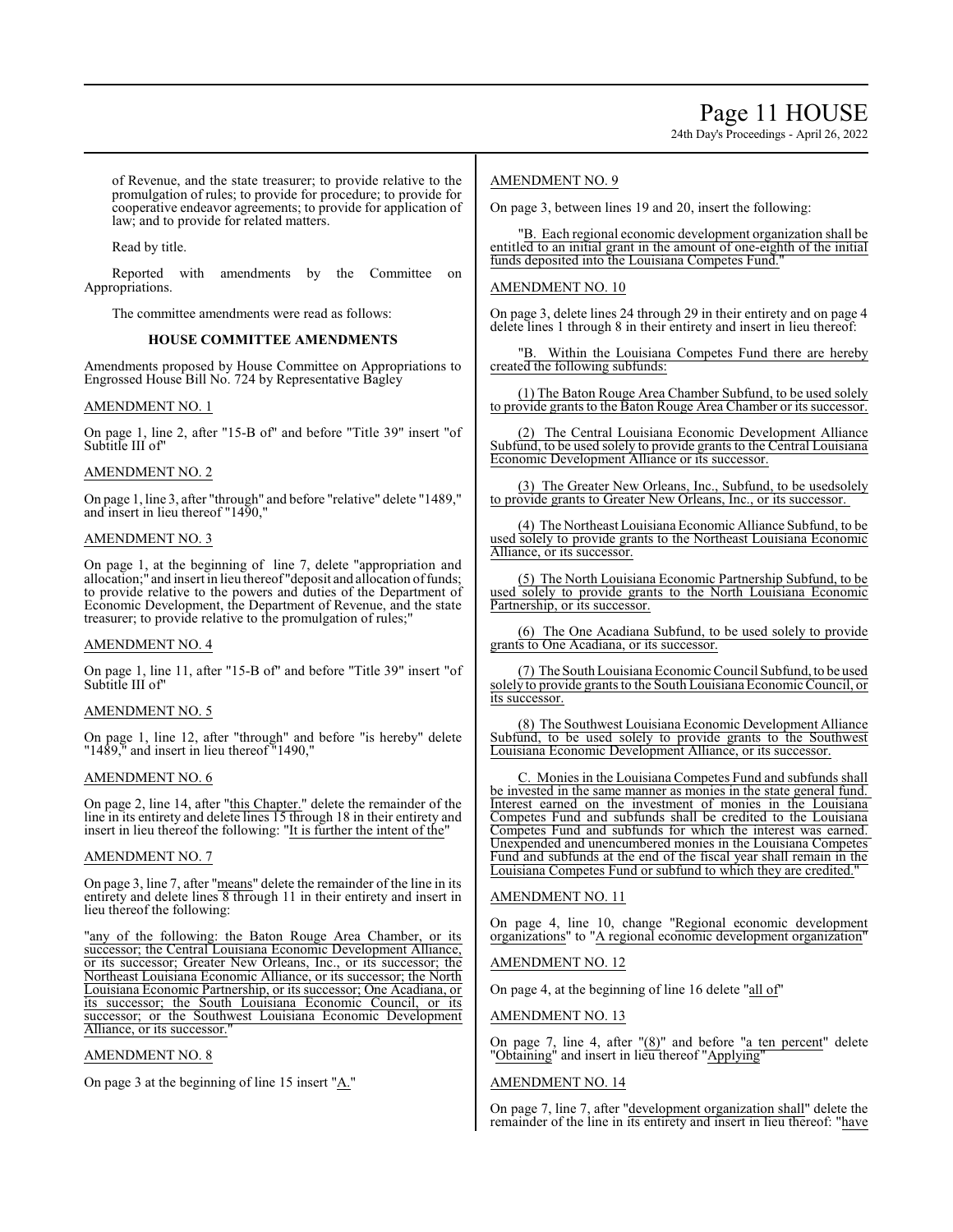of Revenue, and the state treasurer; to provide relative to the promulgation of rules; to provide for procedure; to provide for cooperative endeavor agreements; to provide for application of law; and to provide for related matters.

Read by title.

Reported with amendments by the Committee on Appropriations.

The committee amendments were read as follows:

**HOUSE COMMITTEE AMENDMENTS**

Amendments proposed by House Committee on Appropriations to Engrossed House Bill No. 724 by Representative Bagley

AMENDMENT NO. 1

On page 1, line 2, after "15-B of" and before "Title 39" insert "of Subtitle III of"

AMENDMENT NO. 2

On page 1, line 3, after "through" and before "relative" delete "1489," and insert in lieu thereof "1490,"

AMENDMENT NO. 3

On page 1, at the beginning of line 7, delete "appropriation and allocation;" and insert in lieu thereof "deposit and allocation of funds; to provide relative to the powers and duties of the Department of Economic Development, the Department of Revenue, and the state treasurer; to provide relative to the promulgation of rules;"

AMENDMENT NO. 4

On page 1, line 11, after "15-B of" and before "Title 39" insert "of Subtitle III of"

AMENDMENT NO. 5

On page 1, line 12, after "through" and before "is hereby" delete "1489," and insert in lieu thereof "1490,"

AMENDMENT NO. 6

On page 2, line 14, after "this Chapter." delete the remainder of the line in its entirety and delete lines 15 through 18 in their entirety and insert in lieu thereof the following: "It is further the intent of the"

AMENDMENT NO. 7

On page 3, line 7, after "means" delete the remainder of the line in its entirety and delete lines 8 through 11 in their entirety and insert in lieu thereof the following:

"any of the following: the Baton Rouge Area Chamber, or its successor; the Central Louisiana Economic Development Alliance, or its successor; Greater New Orleans, Inc., or its successor; the Northeast Louisiana Economic Alliance, or its successor; the North Louisiana Economic Partnership, or its successor; One Acadiana, or its successor; the South Louisiana Economic Council, or its successor; or the Southwest Louisiana Economic Development Alliance, or its successor."

AMENDMENT NO. 8

On page 3 at the beginning of line 15 insert "A."

AMENDMENT NO. 9

On page 3, between lines 19 and 20, insert the following:

"B. Each regional economic development organization shall be entitled to an initial grant in the amount of one-eighth of the initial funds deposited into the Louisiana Competes Fund."

AMENDMENT NO. 10

On page 3, delete lines 24 through 29 in their entirety and on page 4 delete lines 1 through 8 in their entirety and insert in lieu thereof:

"B. Within the Louisiana Competes Fund there are hereby created the following subfunds:

(1) The Baton Rouge Area Chamber Subfund, to be used solely to provide grants to the Baton Rouge Area Chamber or its successor.

(2) The Central Louisiana Economic Development Alliance Subfund, to be used solely to provide grants to the Central Louisiana Economic Development Alliance or its successor.

(3) The Greater New Orleans, Inc., Subfund, to be usedsolely to provide grants to Greater New Orleans, Inc., or its successor.

(4) The Northeast Louisiana Economic Alliance Subfund, to be used solely to provide grants to the Northeast Louisiana Economic Alliance, or its successor.

(5) The North Louisiana Economic Partnership Subfund, to be used solely to provide grants to the North Louisiana Economic Partnership, or its successor.

(6) The One Acadiana Subfund, to be used solely to provide grants to One Acadiana, or its successor.

(7) The South Louisiana Economic Council Subfund, to be used solely to provide grants to the South Louisiana Economic Council, or its successor.

(8) The Southwest Louisiana Economic Development Alliance Subfund, to be used solely to provide grants to the Southwest Louisiana Economic Development Alliance, or its successor.

C. Monies in the Louisiana Competes Fund and subfunds shall be invested in the same manner as monies in the state general fund. Interest earned on the investment of monies in the Louisiana Competes Fund and subfunds shall be credited to the Louisiana Competes Fund and subfunds for which the interest was earned. Unexpended and unencumbered monies in the Louisiana Competes Fund and subfunds at the end of the fiscal year shall remain in the Louisiana Competes Fund or subfund to which they are credited."

AMENDMENT NO. 11

On page 4, line 10, change "Regional economic development organizations" to "A regional economic development organization"

AMENDMENT NO. 12

On page 4, at the beginning of line 16 delete "all of"

AMENDMENT NO. 13

On page 7, line 4, after "(8)" and before "a ten percent" delete "Obtaining" and insert in lieu thereof "Applying"

AMENDMENT NO. 14

On page 7, line 7, after "development organization shall" delete the remainder of the line in its entirety and insert in lieu thereof: "have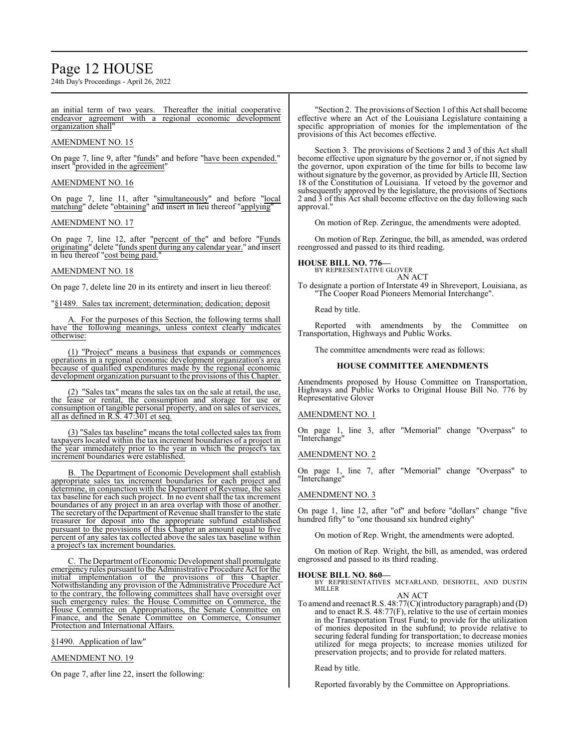an initial term of two years. Thereafter the initial cooperative endeavor agreement with a regional economic development organization shall"

AMENDMENT NO. 15

On page 7, line 9, after "funds" and before "have been expended." insert "provided in the agreement"

AMENDMENT NO. 16

On page 7, line 11, after "simultaneously" and before "local matching" delete "obtaining" and insert in lieu thereof "applying"

AMENDMENT NO. 17

On page 7, line 12, after "percent of the" and before "Funds originating" delete "funds spent during any calendar year." and insert in lieu thereof "cost being paid."

AMENDMENT NO. 18

On page 7, delete line 20 in its entirety and insert in lieu thereof:

"§1489. Sales tax increment; determination; dedication; deposit

A. For the purposes of this Section, the following terms shall have the following meanings, unless context clearly indicates otherwise:

(1) "Project" means a business that expands or commences operations in a regional economic development organization's area because of qualified expenditures made by the regional economic development organization pursuant to the provisions of this Chapter.

(2) "Sales tax" means the sales tax on the sale at retail, the use, the lease or rental, the consumption and storage for use or consumption of tangible personal property, and on sales of services, all as defined in R.S. 47:301 et seq.

(3) "Sales tax baseline" means the total collected sales tax from taxpayers located within the tax increment boundaries of a project in the year immediately prior to the year in which the project's tax increment boundaries were established.

B. The Department of Economic Development shall establish appropriate sales tax increment boundaries for each project and determine, in conjunction with the Department of Revenue, the sales tax baseline for each such project. In no event shall the tax increment boundaries of any project in an area overlap with those of another. The secretary of the Department of Revenue shall transfer to the state treasurer for deposit into the appropriate subfund established pursuant to the provisions of this Chapter an amount equal to five percent of any sales tax collected above the sales tax baseline within a project's tax increment boundaries.

C. The Department of Economic Development shall promulgate emergency rules pursuant to the Administrative Procedure Act for the initial implementation of the provisions of this Chapter. Notwithstanding any provision of the Administrative Procedure Act to the contrary, the following committees shall have oversight over such emergency rules: the House Committee on Commerce, the House Committee on Appropriations, the Senate Committee on Finance, and the Senate Committee on Commerce, Consumer Protection and International Affairs.

§1490. Application of law"

AMENDMENT NO. 19

On page 7, after line 22, insert the following:

"Section 2. The provisions of Section 1 of this Act shall become effective where an Act of the Louisiana Legislature containing a specific appropriation of monies for the implementation of the provisions of this Act becomes effective.

Section 3. The provisions of Sections 2 and 3 of this Act shall become effective upon signature by the governor or, if not signed by the governor, upon expiration of the time for bills to become law without signature by the governor, as provided by Article III, Section 18 of the Constitution of Louisiana. If vetoed by the governor and subsequently approved by the legislature, the provisions of Sections 2 and 3 of this Act shall become effective on the day following such approval."

On motion of Rep. Zeringue, the amendments were adopted.

On motion of Rep. Zeringue, the bill, as amended, was ordered reengrossed and passed to its third reading.

**HOUSE BILL NO. 776—**
BY REPRESENTATIVE GLOVER
AN ACT
To designate a portion of Interstate 49 in Shreveport, Louisiana, as "The Cooper Road Pioneers Memorial Interchange".

Read by title.

Reported with amendments by the Committee on Transportation, Highways and Public Works.

The committee amendments were read as follows:

### HOUSE COMMITTEE AMENDMENTS

Amendments proposed by House Committee on Transportation, Highways and Public Works to Original House Bill No. 776 by Representative Glover

AMENDMENT NO. 1

On page 1, line 3, after "Memorial" change "Overpass" to "Interchange"

AMENDMENT NO. 2

On page 1, line 7, after "Memorial" change "Overpass" to "Interchange"

AMENDMENT NO. 3

On page 1, line 12, after "of" and before "dollars" change "five hundred fifty" to "one thousand six hundred eighty"

On motion of Rep. Wright, the amendments were adopted.

On motion of Rep. Wright, the bill, as amended, was ordered engrossed and passed to its third reading.

**HOUSE BILL NO. 860—**
BY REPRESENTATIVES MCFARLAND, DESHOTEL, AND DUSTIN MILLER
AN ACT
To amend and reenact R.S. 48:77(C)(introductory paragraph) and (D) and to enact R.S. 48:77(F), relative to the use of certain monies in the Transportation Trust Fund; to provide for the utilization of monies deposited in the subfund; to provide relative to securing federal funding for transportation; to decrease monies utilized for mega projects; to increase monies utilized for preservation projects; and to provide for related matters.

Read by title.

Reported favorably by the Committee on Appropriations.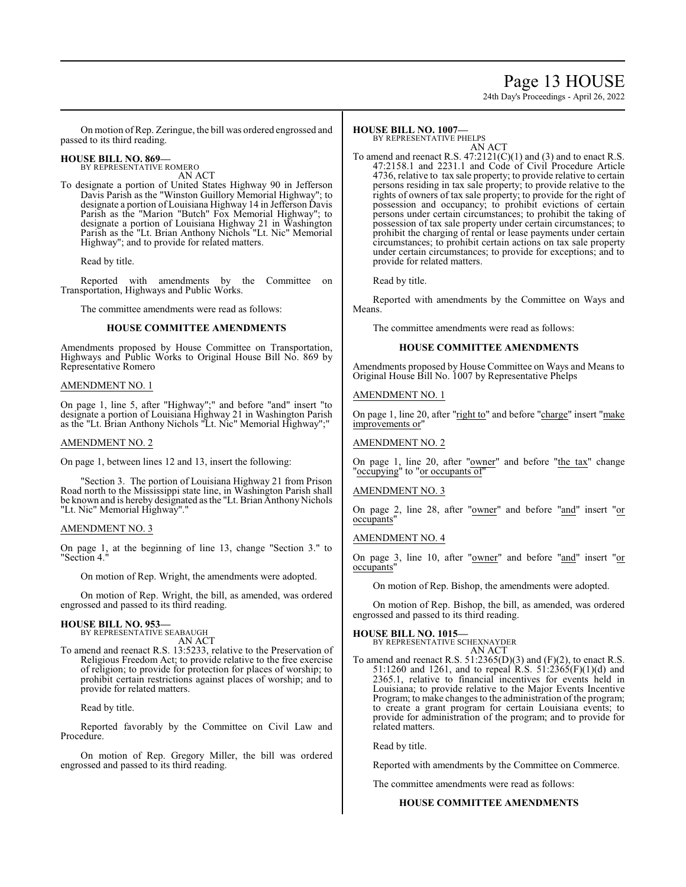On motion of Rep. Zeringue, the bill was ordered engrossed and passed to its third reading.

**HOUSE BILL NO. 869—**
BY REPRESENTATIVE ROMERO
AN ACT

To designate a portion of United States Highway 90 in Jefferson Davis Parish as the "Winston Guillory Memorial Highway"; to designate a portion of Louisiana Highway 14 in Jefferson Davis Parish as the "Marion "Butch" Fox Memorial Highway"; to designate a portion of Louisiana Highway 21 in Washington Parish as the "Lt. Brian Anthony Nichols "Lt. Nic" Memorial Highway"; and to provide for related matters.

Read by title.

Reported with amendments by the Committee on Transportation, Highways and Public Works.

The committee amendments were read as follows:

**HOUSE COMMITTEE AMENDMENTS**

Amendments proposed by House Committee on Transportation, Highways and Public Works to Original House Bill No. 869 by Representative Romero

AMENDMENT NO. 1

On page 1, line 5, after "Highway";" and before "and" insert "to designate a portion of Louisiana Highway 21 in Washington Parish as the "Lt. Brian Anthony Nichols "Lt. Nic" Memorial Highway";"

AMENDMENT NO. 2

On page 1, between lines 12 and 13, insert the following:

"Section 3. The portion of Louisiana Highway 21 from Prison Road north to the Mississippi state line, in Washington Parish shall be known and is hereby designated as the "Lt. Brian Anthony Nichols "Lt. Nic" Memorial Highway"."

AMENDMENT NO. 3

On page 1, at the beginning of line 13, change "Section 3." to "Section 4."

On motion of Rep. Wright, the amendments were adopted.

On motion of Rep. Wright, the bill, as amended, was ordered engrossed and passed to its third reading.

**HOUSE BILL NO. 953—**
BY REPRESENTATIVE SEABAUGH
AN ACT

To amend and reenact R.S. 13:5233, relative to the Preservation of Religious Freedom Act; to provide relative to the free exercise of religion; to provide for protection for places of worship; to prohibit certain restrictions against places of worship; and to provide for related matters.

Read by title.

Reported favorably by the Committee on Civil Law and Procedure.

On motion of Rep. Gregory Miller, the bill was ordered engrossed and passed to its third reading.

**HOUSE BILL NO. 1007—**
BY REPRESENTATIVE PHELPS
AN ACT

To amend and reenact R.S. 47:2121(C)(1) and (3) and to enact R.S. 47:2158.1 and 2231.1 and Code of Civil Procedure Article 4736, relative to tax sale property; to provide relative to certain persons residing in tax sale property; to provide relative to the rights of owners of tax sale property; to provide for the right of possession and occupancy; to prohibit evictions of certain persons under certain circumstances; to prohibit the taking of possession of tax sale property under certain circumstances; to prohibit the charging of rental or lease payments under certain circumstances; to prohibit certain actions on tax sale property under certain circumstances; to provide for exceptions; and to provide for related matters.

Read by title.

Reported with amendments by the Committee on Ways and Means.

The committee amendments were read as follows:

**HOUSE COMMITTEE AMENDMENTS**

Amendments proposed by House Committee on Ways and Means to Original House Bill No. 1007 by Representative Phelps

AMENDMENT NO. 1

On page 1, line 20, after "right to" and before "charge" insert "make improvements or"

AMENDMENT NO. 2

On page 1, line 20, after "owner" and before "the tax" change "occupying" to "or occupants of"

AMENDMENT NO. 3

On page 2, line 28, after "owner" and before "and" insert "or occupants"

AMENDMENT NO. 4

On page 3, line 10, after "owner" and before "and" insert "or occupants"

On motion of Rep. Bishop, the amendments were adopted.

On motion of Rep. Bishop, the bill, as amended, was ordered engrossed and passed to its third reading.

**HOUSE BILL NO. 1015—**
BY REPRESENTATIVE SCHEXNAYDER
AN ACT

To amend and reenact R.S. 51:2365(D)(3) and (F)(2), to enact R.S. 51:1260 and 1261, and to repeal R.S. 51:2365(F)(1)(d) and 2365.1, relative to financial incentives for events held in Louisiana; to provide relative to the Major Events Incentive Program; to make changes to the administration of the program; to create a grant program for certain Louisiana events; to provide for administration of the program; and to provide for related matters.

Read by title.

Reported with amendments by the Committee on Commerce.

The committee amendments were read as follows:

**HOUSE COMMITTEE AMENDMENTS**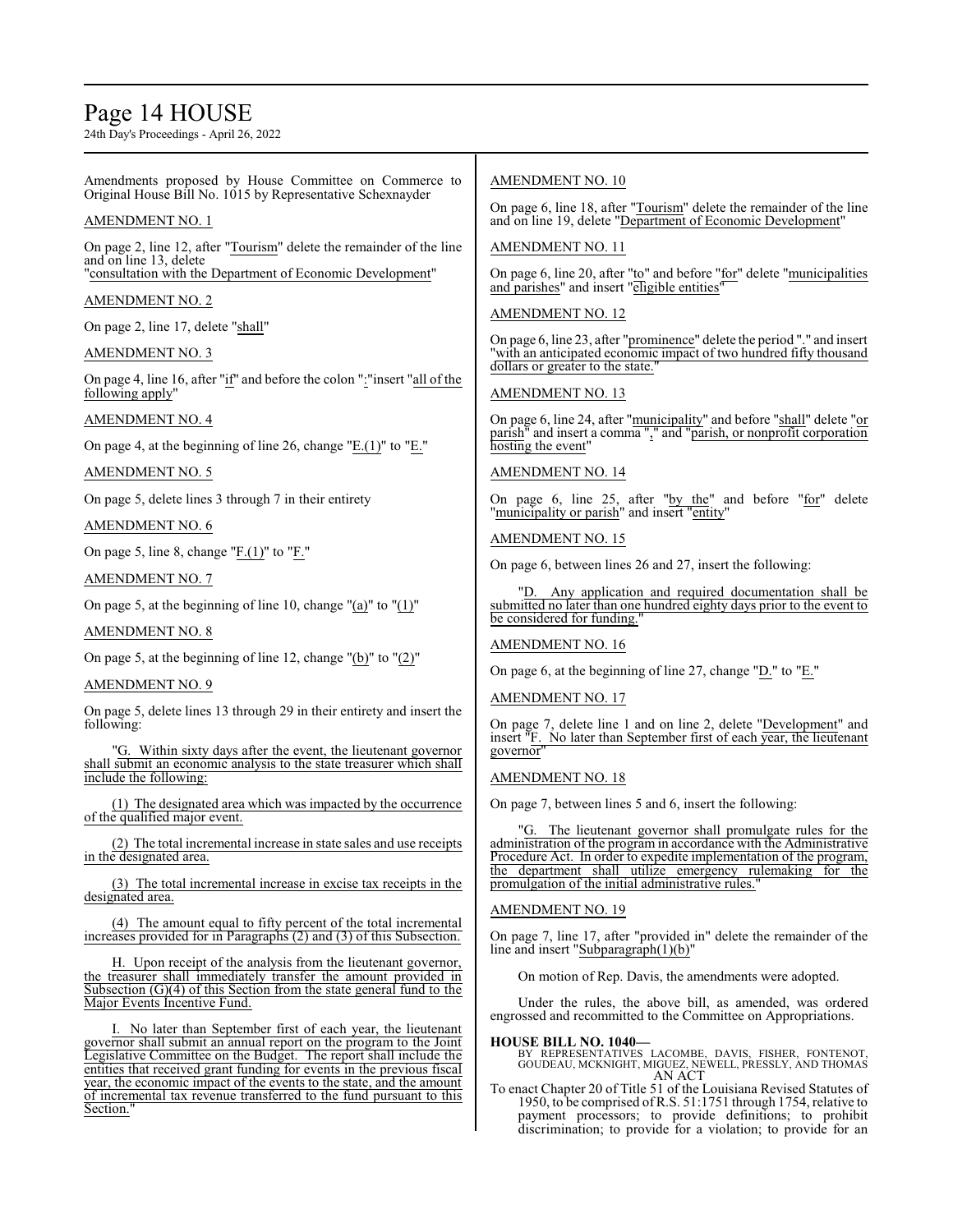Amendments proposed by House Committee on Commerce to Original House Bill No. 1015 by Representative Schexnayder

AMENDMENT NO. 1

On page 2, line 12, after "Tourism" delete the remainder of the line and on line 13, delete "consultation with the Department of Economic Development"

AMENDMENT NO. 2

On page 2, line 17, delete "shall"

AMENDMENT NO. 3

On page 4, line 16, after "if" and before the colon ":"insert "all of the following apply"

AMENDMENT NO. 4

On page 4, at the beginning of line 26, change "E.(1)" to "E."

AMENDMENT NO. 5

On page 5, delete lines 3 through 7 in their entirety

AMENDMENT NO. 6

On page 5, line 8, change "F.(1)" to "F."

AMENDMENT NO. 7

On page 5, at the beginning of line 10, change "(a)" to "(1)"

AMENDMENT NO. 8

On page 5, at the beginning of line 12, change "(b)" to "(2)"

AMENDMENT NO. 9

On page 5, delete lines 13 through 29 in their entirety and insert the following:

"G. Within sixty days after the event, the lieutenant governor shall submit an economic analysis to the state treasurer which shall include the following:

(1) The designated area which was impacted by the occurrence of the qualified major event.

(2) The total incremental increase in state sales and use receipts in the designated area.

(3) The total incremental increase in excise tax receipts in the designated area.

(4) The amount equal to fifty percent of the total incremental increases provided for in Paragraphs (2) and (3) of this Subsection.

H. Upon receipt of the analysis from the lieutenant governor, the treasurer shall immediately transfer the amount provided in Subsection (G)(4) of this Section from the state general fund to the Major Events Incentive Fund.

I. No later than September first of each year, the lieutenant governor shall submit an annual report on the program to the Joint Legislative Committee on the Budget. The report shall include the entities that received grant funding for events in the previous fiscal year, the economic impact of the events to the state, and the amount of incremental tax revenue transferred to the fund pursuant to this Section."

AMENDMENT NO. 10

On page 6, line 18, after "Tourism" delete the remainder of the line and on line 19, delete "Department of Economic Development"

AMENDMENT NO. 11

On page 6, line 20, after "to" and before "for" delete "municipalities and parishes" and insert "eligible entities"

AMENDMENT NO. 12

On page 6, line 23, after "prominence" delete the period "." and insert "with an anticipated economic impact of two hundred fifty thousand dollars or greater to the state."

AMENDMENT NO. 13

On page 6, line 24, after "municipality" and before "shall" delete "or parish" and insert a comma "," and "parish, or nonprofit corporation hosting the event"

AMENDMENT NO. 14

On page 6, line 25, after "by the" and before "for" delete "municipality or parish" and insert "entity"

AMENDMENT NO. 15

On page 6, between lines 26 and 27, insert the following:

"D. Any application and required documentation shall be submitted no later than one hundred eighty days prior to the event to be considered for funding."

AMENDMENT NO. 16

On page 6, at the beginning of line 27, change "D." to "E."

AMENDMENT NO. 17

On page 7, delete line 1 and on line 2, delete "Development" and insert "F. No later than September first of each year, the lieutenant governor"

AMENDMENT NO. 18

On page 7, between lines 5 and 6, insert the following:

"G. The lieutenant governor shall promulgate rules for the administration of the program in accordance with the Administrative Procedure Act. In order to expedite implementation of the program, the department shall utilize emergency rulemaking for the promulgation of the initial administrative rules."

AMENDMENT NO. 19

On page 7, line 17, after "provided in" delete the remainder of the line and insert "Subparagraph(1)(b)"

On motion of Rep. Davis, the amendments were adopted.

Under the rules, the above bill, as amended, was ordered engrossed and recommitted to the Committee on Appropriations.

**HOUSE BILL NO. 1040—**
BY REPRESENTATIVES LACOMBE, DAVIS, FISHER, FONTENOT, GOUDEAU, MCKNIGHT, MIGUEZ, NEWELL, PRESSLY, AND THOMAS
AN ACT

To enact Chapter 20 of Title 51 of the Louisiana Revised Statutes of 1950, to be comprised of R.S. 51:1751 through 1754, relative to payment processors; to provide definitions; to prohibit discrimination; to provide for a violation; to provide for an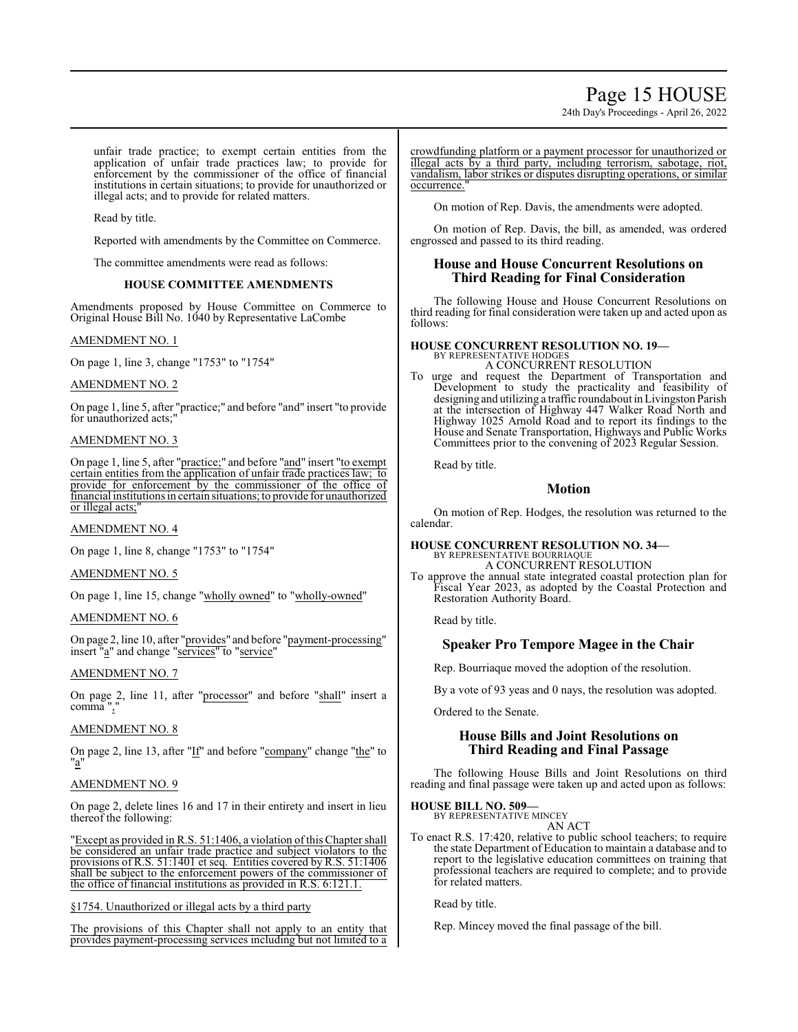unfair trade practice; to exempt certain entities from the application of unfair trade practices law; to provide for enforcement by the commissioner of the office of financial institutions in certain situations; to provide for unauthorized or illegal acts; and to provide for related matters.

Read by title.

Reported with amendments by the Committee on Commerce.

The committee amendments were read as follows:

### HOUSE COMMITTEE AMENDMENTS

Amendments proposed by House Committee on Commerce to Original House Bill No. 1040 by Representative LaCombe

AMENDMENT NO. 1

On page 1, line 3, change "1753" to "1754"

AMENDMENT NO. 2

On page 1, line 5, after "practice;" and before "and" insert "to provide for unauthorized acts;"

AMENDMENT NO. 3

On page 1, line 5, after "practice;" and before "and" insert "to exempt certain entities from the application of unfair trade practices law; to provide for enforcement by the commissioner of the office of financial institutions in certain situations; to provide for unauthorized or illegal acts;"

AMENDMENT NO. 4

On page 1, line 8, change "1753" to "1754"

AMENDMENT NO. 5

On page 1, line 15, change "wholly owned" to "wholly-owned"

AMENDMENT NO. 6

On page 2, line 10, after "provides" and before "payment-processing" insert "a" and change "services" to "service"

AMENDMENT NO. 7

On page 2, line 11, after "processor" and before "shall" insert a comma ","

AMENDMENT NO. 8

On page 2, line 13, after "If" and before "company" change "the" to "a"

AMENDMENT NO. 9

On page 2, delete lines 16 and 17 in their entirety and insert in lieu thereof the following:

"Except as provided in R.S. 51:1406, a violation of this Chapter shall be considered an unfair trade practice and subject violators to the provisions of R.S. 51:1401 et seq. Entities covered by R.S. 51:1406 shall be subject to the enforcement powers of the commissioner of the office of financial institutions as provided in R.S. 6:121.1.

§1754. Unauthorized or illegal acts by a third party

The provisions of this Chapter shall not apply to an entity that provides payment-processing services including but not limited to a crowdfunding platform or a payment processor for unauthorized or illegal acts by a third party, including terrorism, sabotage, riot, vandalism, labor strikes or disputes disrupting operations, or similar occurrence."

On motion of Rep. Davis, the amendments were adopted.

On motion of Rep. Davis, the bill, as amended, was ordered engrossed and passed to its third reading.

## House and House Concurrent Resolutions on Third Reading for Final Consideration

The following House and House Concurrent Resolutions on third reading for final consideration were taken up and acted upon as follows:

**HOUSE CONCURRENT RESOLUTION NO. 19—**
BY REPRESENTATIVE HODGES
A CONCURRENT RESOLUTION

To urge and request the Department of Transportation and Development to study the practicality and feasibility of designing and utilizing a traffic roundabout in Livingston Parish at the intersection of Highway 447 Walker Road North and Highway 1025 Arnold Road and to report its findings to the House and Senate Transportation, Highways and Public Works Committees prior to the convening of 2023 Regular Session.

Read by title.

## Motion

On motion of Rep. Hodges, the resolution was returned to the calendar.

**HOUSE CONCURRENT RESOLUTION NO. 34—**
BY REPRESENTATIVE BOURRIAQUE
A CONCURRENT RESOLUTION

To approve the annual state integrated coastal protection plan for Fiscal Year 2023, as adopted by the Coastal Protection and Restoration Authority Board.

Read by title.

## Speaker Pro Tempore Magee in the Chair

Rep. Bourriaque moved the adoption of the resolution.

By a vote of 93 yeas and 0 nays, the resolution was adopted.

Ordered to the Senate.

## House Bills and Joint Resolutions on Third Reading and Final Passage

The following House Bills and Joint Resolutions on third reading and final passage were taken up and acted upon as follows:

**HOUSE BILL NO. 509—**
BY REPRESENTATIVE MINCEY
AN ACT

To enact R.S. 17:420, relative to public school teachers; to require the state Department of Education to maintain a database and to report to the legislative education committees on training that professional teachers are required to complete; and to provide for related matters.

Read by title.

Rep. Mincey moved the final passage of the bill.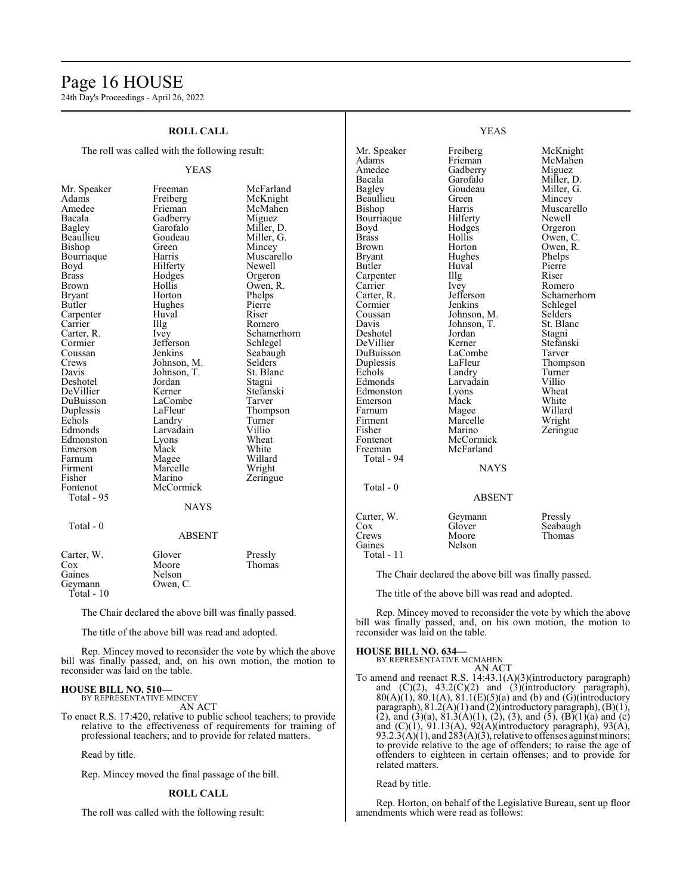## ROLL CALL

The roll was called with the following result:

YEAS

| | | |
|---|---|---|
| Mr. Speaker | Freeman | McFarland |
| Adams | Freiberg | McKnight |
| Amedee | Frieman | McMahen |
| Bacala | Gadberry | Miguez |
| Bagley | Garofalo | Miller, D. |
| Beaullieu | Goudeau | Miller, G. |
| Bishop | Green | Mincey |
| Bourriaque | Harris | Muscarello |
| Boyd | Hilferty | Newell |
| Brass | Hodges | Orgeron |
| Brown | Hollis | Owen, R. |
| Bryant | Horton | Phelps |
| Butler | Hughes | Pierre |
| Carpenter | Huval | Riser |
| Carrier | Illg | Romero |
| Carter, R. | Ivey | Schamerhorn |
| Cormier | Jefferson | Schlegel |
| Coussan | Jenkins | Seabaugh |
| Crews | Johnson, M. | Selders |
| Davis | Johnson, T. | St. Blanc |
| Deshotel | Jordan | Stagni |
| DeVillier | Kerner | Stefanski |
| DuBuisson | LaCombe | Tarver |
| Duplessis | LaFleur | Thompson |
| Echols | Landry | Turner |
| Edmonds | Larvadain | Villio |
| Edmonston | Lyons | Wheat |
| Emerson | Mack | White |
| Farnum | Magee | Willard |
| Firment | Marcelle | Wright |
| Fisher | Marino | Zeringue |
| Fontenot | McCormick | |

Total - 95

NAYS

Total - 0

ABSENT

| | | |
|---|---|---|
| Carter, W. | Glover | Pressly |
| Cox | Moore | Thomas |
| Gaines | Nelson | |
| Geymann | Owen, C. | |

Total - 10

The Chair declared the above bill was finally passed.

The title of the above bill was read and adopted.

Rep. Mincey moved to reconsider the vote by which the above bill was finally passed, and, on his own motion, the motion to reconsider was laid on the table.

**HOUSE BILL NO. 510—**
BY REPRESENTATIVE MINCEY
AN ACT

To enact R.S. 17:420, relative to public school teachers; to provide relative to the effectiveness of requirements for training of professional teachers; and to provide for related matters.

Read by title.

Rep. Mincey moved the final passage of the bill.

## ROLL CALL

The roll was called with the following result:

YEAS

| | | |
|---|---|---|
| Mr. Speaker | Freiberg | McKnight |
| Adams | Frieman | McMahen |
| Amedee | Gadberry | Miguez |
| Bacala | Garofalo | Miller, D. |
| Bagley | Goudeau | Miller, G. |
| Beaullieu | Green | Mincey |
| Bishop | Harris | Muscarello |
| Bourriaque | Hilferty | Newell |
| Boyd | Hodges | Orgeron |
| Brass | Hollis | Owen, C. |
| Brown | Horton | Owen, R. |
| Bryant | Hughes | Phelps |
| Butler | Huval | Pierre |
| Carpenter | Illg | Riser |
| Carrier | Ivey | Romero |
| Carter, R. | Jefferson | Schamerhorn |
| Cormier | Jenkins | Schlegel |
| Coussan | Johnson, M. | Selders |
| Davis | Johnson, T. | St. Blanc |
| Deshotel | Jordan | Stagni |
| DeVillier | Kerner | Stefanski |
| DuBuisson | LaCombe | Tarver |
| Duplessis | LaFleur | Thompson |
| Echols | Landry | Turner |
| Edmonds | Larvadain | Villio |
| Edmonston | Lyons | Wheat |
| Emerson | Mack | White |
| Farnum | Magee | Willard |
| Firment | Marcelle | Wright |
| Fisher | Marino | Zeringue |
| Fontenot | McCormick | |
| Freeman | McFarland | |

Total - 94

NAYS

Total - 0

ABSENT

| | | |
|---|---|---|
| Carter, W. | Geymann | Pressly |
| Cox | Glover | Seabaugh |
| Crews | Moore | Thomas |
| Gaines | Nelson | |

Total - 11

The Chair declared the above bill was finally passed.

The title of the above bill was read and adopted.

Rep. Mincey moved to reconsider the vote by which the above bill was finally passed, and, on his own motion, the motion to reconsider was laid on the table.

**HOUSE BILL NO. 634—**
BY REPRESENTATIVE MCMAHEN
AN ACT

To amend and reenact R.S. 14:43.1(A)(3)(introductory paragraph) and (C)(2), 43.2(C)(2) and (3)(introductory paragraph), 80(A)(1), 80.1(A), 81.1(E)(5)(a) and (b) and (G)(introductory paragraph), 81.2(A)(1) and (2)(introductory paragraph), (B)(1), (2), and (3)(a), 81.3(A)(1), (2), (3), and (5), (B)(1)(a) and (c) and (C)(1), 91.13(A), 92(A)(introductory paragraph), 93(A), 93.2.3(A)(1), and 283(A)(3), relative to offenses against minors; to provide relative to the age of offenders; to raise the age of offenders to eighteen in certain offenses; and to provide for related matters.

Read by title.

Rep. Horton, on behalf of the Legislative Bureau, sent up floor amendments which were read as follows: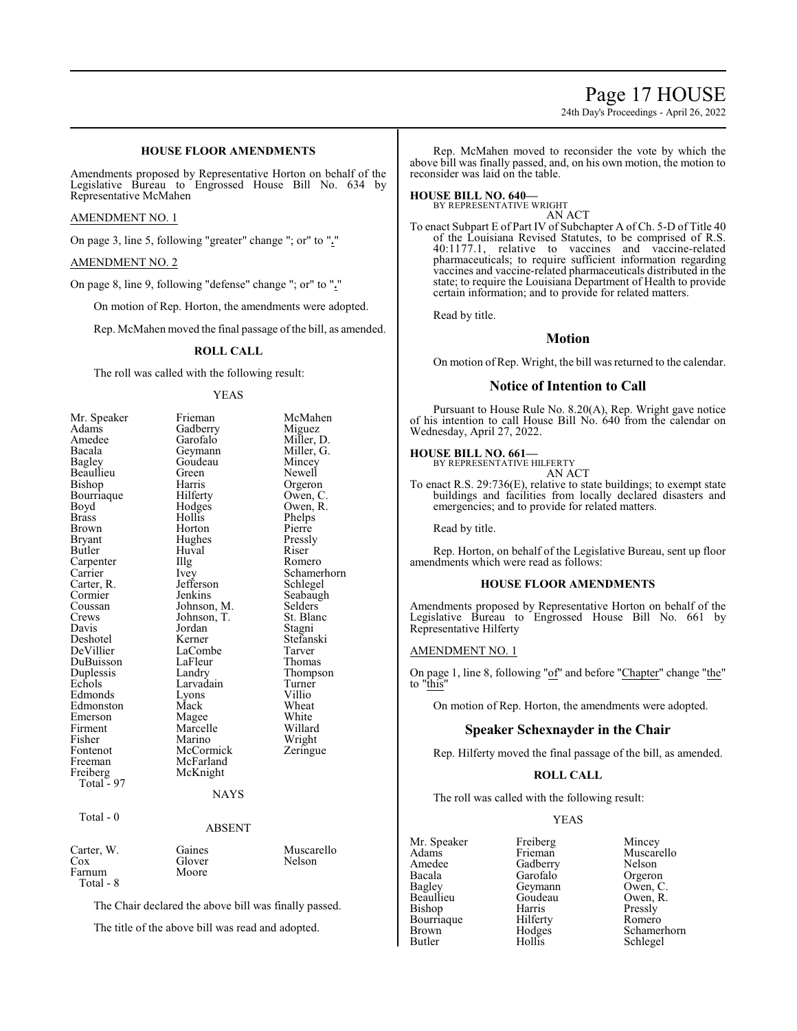### HOUSE FLOOR AMENDMENTS

Amendments proposed by Representative Horton on behalf of the Legislative Bureau to Engrossed House Bill No. 634 by Representative McMahen

AMENDMENT NO. 1

On page 3, line 5, following "greater" change "; or" to "."

AMENDMENT NO. 2

On page 8, line 9, following "defense" change "; or" to "."

On motion of Rep. Horton, the amendments were adopted.

Rep. McMahen moved the final passage of the bill, as amended.

### ROLL CALL

The roll was called with the following result:

YEAS

| | | |
|---|---|---|
| Mr. Speaker | Frieman | McMahen |
| Adams | Gadberry | Miguez |
| Amedee | Garofalo | Miller, D. |
| Bacala | Geymann | Miller, G. |
| Bagley | Goudeau | Mincey |
| Beaullieu | Green | Newell |
| Bishop | Harris | Orgeron |
| Bourriaque | Hilferty | Owen, C. |
| Boyd | Hodges | Owen, R. |
| Brass | Hollis | Phelps |
| Brown | Horton | Pierre |
| Bryant | Hughes | Pressly |
| Butler | Huval | Riser |
| Carpenter | Illg | Romero |
| Carrier | Ivey | Schamerhorn |
| Carter, R. | Jefferson | Schlegel |
| Cormier | Jenkins | Seabaugh |
| Coussan | Johnson, M. | Selders |
| Crews | Johnson, T. | St. Blanc |
| Davis | Jordan | Stagni |
| Deshotel | Kerner | Stefanski |
| DeVillier | LaCombe | Tarver |
| DuBuisson | LaFleur | Thomas |
| Duplessis | Landry | Thompson |
| Echols | Larvadain | Turner |
| Edmonds | Lyons | Villio |
| Edmonston | Mack | Wheat |
| Emerson | Magee | White |
| Firment | Marcelle | Willard |
| Fisher | Marino | Wright |
| Fontenot | McCormick | Zeringue |
| Freeman | McFarland | |
| Freiberg | McKnight | |

Total - 97

NAYS

Total - 0

ABSENT

| | | |
|---|---|---|
| Carter, W. | Gaines | Muscarello |
| Cox | Glover | Nelson |
| Farnum | Moore | |

Total - 8

The Chair declared the above bill was finally passed.

The title of the above bill was read and adopted.

Rep. McMahen moved to reconsider the vote by which the above bill was finally passed, and, on his own motion, the motion to reconsider was laid on the table.

**HOUSE BILL NO. 640—**
BY REPRESENTATIVE WRIGHT
AN ACT

To enact Subpart E of Part IV of Subchapter A of Ch. 5-D of Title 40 of the Louisiana Revised Statutes, to be comprised of R.S. 40:1177.1, relative to vaccines and vaccine-related pharmaceuticals; to require sufficient information regarding vaccines and vaccine-related pharmaceuticals distributed in the state; to require the Louisiana Department of Health to provide certain information; and to provide for related matters.

Read by title.

## Motion

On motion of Rep. Wright, the bill was returned to the calendar.

## Notice of Intention to Call

Pursuant to House Rule No. 8.20(A), Rep. Wright gave notice of his intention to call House Bill No. 640 from the calendar on Wednesday, April 27, 2022.

**HOUSE BILL NO. 661—**
BY REPRESENTATIVE HILFERTY
AN ACT

To enact R.S. 29:736(E), relative to state buildings; to exempt state buildings and facilities from locally declared disasters and emergencies; and to provide for related matters.

Read by title.

Rep. Horton, on behalf of the Legislative Bureau, sent up floor amendments which were read as follows:

### HOUSE FLOOR AMENDMENTS

Amendments proposed by Representative Horton on behalf of the Legislative Bureau to Engrossed House Bill No. 661 by Representative Hilferty

AMENDMENT NO. 1

On page 1, line 8, following "of" and before "Chapter" change "the" to "this"

On motion of Rep. Horton, the amendments were adopted.

## Speaker Schexnayder in the Chair

Rep. Hilferty moved the final passage of the bill, as amended.

### ROLL CALL

The roll was called with the following result:

YEAS

| | | |
|---|---|---|
| Mr. Speaker | Freiberg | Mincey |
| Adams | Frieman | Muscarello |
| Amedee | Gadberry | Nelson |
| Bacala | Garofalo | Orgeron |
| Bagley | Geymann | Owen, C. |
| Beaullieu | Goudeau | Owen, R. |
| Bishop | Harris | Pressly |
| Bourriaque | Hilferty | Romero |
| Brown | Hodges | Schamerhorn |
| Butler | Hollis | Schlegel |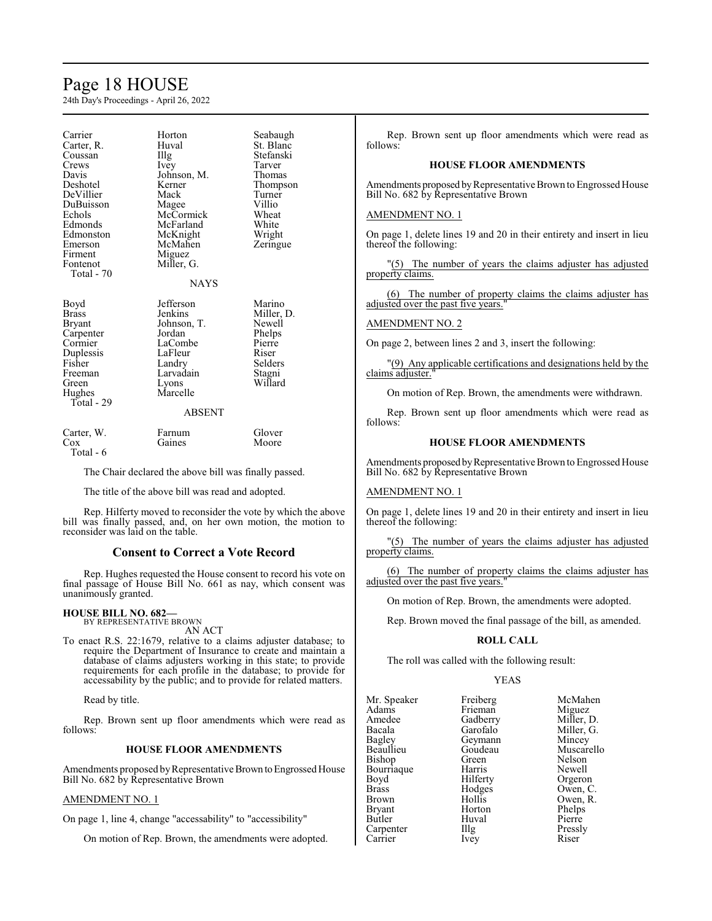| | | |
|---|---|---|
| Carrier | Horton | Seabaugh |
| Carter, R. | Huval | St. Blanc |
| Coussan | Illg | Stefanski |
| Crews | Ivey | Tarver |
| Davis | Johnson, M. | Thomas |
| Deshotel | Kerner | Thompson |
| DeVillier | Mack | Turner |
| DuBuisson | Magee | Villio |
| Echols | McCormick | Wheat |
| Edmonds | McFarland | White |
| Edmonston | McKnight | Wright |
| Emerson | McMahen | Zeringue |
| Firment | Miguez | |
| Fontenot | Miller, G. | |
| Total - 70 | | |

NAYS

| | | |
|---|---|---|
| Boyd | Jefferson | Marino |
| Brass | Jenkins | Miller, D. |
| Bryant | Johnson, T. | Newell |
| Carpenter | Jordan | Phelps |
| Cormier | LaCombe | Pierre |
| Duplessis | LaFleur | Riser |
| Fisher | Landry | Selders |
| Freeman | Larvadain | Stagni |
| Green | Lyons | Willard |
| Hughes | Marcelle | |
| Total - 29 | | |

ABSENT

| | | |
|---|---|---|
| Carter, W. | Farnum | Glover |
| Cox | Gaines | Moore |
| Total - 6 | | |

The Chair declared the above bill was finally passed.

The title of the above bill was read and adopted.

Rep. Hilferty moved to reconsider the vote by which the above bill was finally passed, and, on her own motion, the motion to reconsider was laid on the table.

## Consent to Correct a Vote Record

Rep. Hughes requested the House consent to record his vote on final passage of House Bill No. 661 as nay, which consent was unanimously granted.

**HOUSE BILL NO. 682—**
BY REPRESENTATIVE BROWN

AN ACT

To enact R.S. 22:1679, relative to a claims adjuster database; to require the Department of Insurance to create and maintain a database of claims adjusters working in this state; to provide requirements for each profile in the database; to provide for accessability by the public; and to provide for related matters.

Read by title.

Rep. Brown sent up floor amendments which were read as follows:

### HOUSE FLOOR AMENDMENTS

Amendments proposed by Representative Brown to Engrossed House Bill No. 682 by Representative Brown

AMENDMENT NO. 1

On page 1, line 4, change "accessability" to "accessibility"

On motion of Rep. Brown, the amendments were adopted.

Rep. Brown sent up floor amendments which were read as follows:

### HOUSE FLOOR AMENDMENTS

Amendments proposed by Representative Brown to Engrossed House Bill No. 682 by Representative Brown

AMENDMENT NO. 1

On page 1, delete lines 19 and 20 in their entirety and insert in lieu thereof the following:

"(5) The number of years the claims adjuster has adjusted property claims.

(6) The number of property claims the claims adjuster has adjusted over the past five years."

AMENDMENT NO. 2

On page 2, between lines 2 and 3, insert the following:

"(9) Any applicable certifications and designations held by the claims adjuster."

On motion of Rep. Brown, the amendments were withdrawn.

Rep. Brown sent up floor amendments which were read as follows:

### HOUSE FLOOR AMENDMENTS

Amendments proposed by Representative Brown to Engrossed House Bill No. 682 by Representative Brown

AMENDMENT NO. 1

On page 1, delete lines 19 and 20 in their entirety and insert in lieu thereof the following:

"(5) The number of years the claims adjuster has adjusted property claims.

(6) The number of property claims the claims adjuster has adjusted over the past five years."

On motion of Rep. Brown, the amendments were adopted.

Rep. Brown moved the final passage of the bill, as amended.

### ROLL CALL

The roll was called with the following result:

YEAS

| | | |
|---|---|---|
| Mr. Speaker | Freiberg | McMahen |
| Adams | Frieman | Miguez |
| Amedee | Gadberry | Miller, D. |
| Bacala | Garofalo | Miller, G. |
| Bagley | Geymann | Mincey |
| Beaullieu | Goudeau | Muscarello |
| Bishop | Green | Nelson |
| Bourriaque | Harris | Newell |
| Boyd | Hilferty | Orgeron |
| Brass | Hodges | Owen, C. |
| Brown | Hollis | Owen, R. |
| Bryant | Horton | Phelps |
| Butler | Huval | Pierre |
| Carpenter | Illg | Pressly |
| Carrier | Ivey | Riser |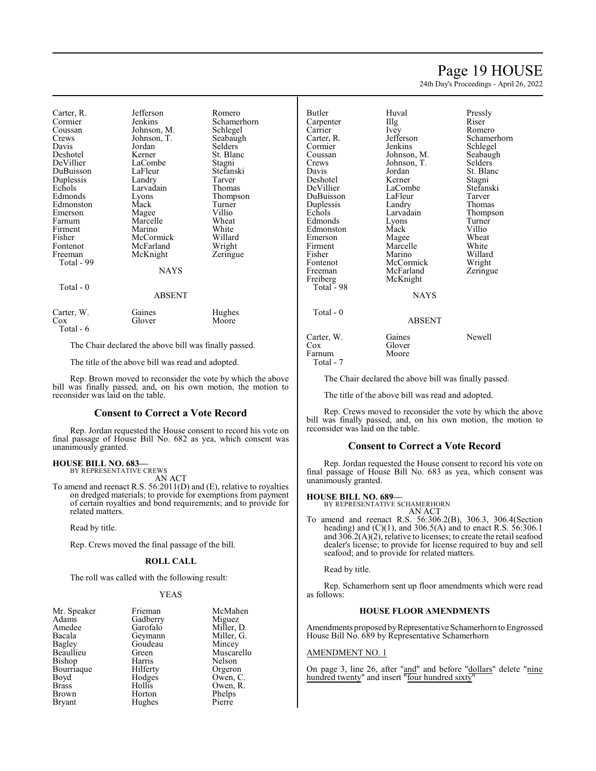| | | |
|---|---|---|
| Carter, R. | Jefferson | Romero |
| Cormier | Jenkins | Schamerhorn |
| Coussan | Johnson, M. | Schlegel |
| Crews | Johnson, T. | Seabaugh |
| Davis | Jordan | Selders |
| Deshotel | Kerner | St. Blanc |
| DeVillier | LaCombe | Stagni |
| DuBuisson | LaFleur | Stefanski |
| Duplessis | Landry | Tarver |
| Echols | Larvadain | Thomas |
| Edmonds | Lyons | Thompson |
| Edmonston | Mack | Turner |
| Emerson | Magee | Villio |
| Farnum | Marcelle | Wheat |
| Firment | Marino | White |
| Fisher | McCormick | Willard |
| Fontenot | McFarland | Wright |
| Freeman | McKnight | Zeringue |
| Total - 99 | | |

NAYS

Total - 0

ABSENT

| | | |
|---|---|---|
| Carter, W. | Gaines | Hughes |
| Cox | Glover | Moore |
| Total - 6 | | |

The Chair declared the above bill was finally passed.

The title of the above bill was read and adopted.

Rep. Brown moved to reconsider the vote by which the above bill was finally passed, and, on his own motion, the motion to reconsider was laid on the table.

## Consent to Correct a Vote Record

Rep. Jordan requested the House consent to record his vote on final passage of House Bill No. 682 as yea, which consent was unanimously granted.

**HOUSE BILL NO. 683—**
BY REPRESENTATIVE CREWS
AN ACT

To amend and reenact R.S. 56:2011(D) and (E), relative to royalties on dredged materials; to provide for exemptions from payment of certain royalties and bond requirements; and to provide for related matters.

Read by title.

Rep. Crews moved the final passage of the bill.

**ROLL CALL**

The roll was called with the following result:

YEAS

| | | |
|---|---|---|
| Mr. Speaker | Frieman | McMahen |
| Adams | Gadberry | Miguez |
| Amedee | Garofalo | Miller, D. |
| Bacala | Geymann | Miller, G. |
| Bagley | Goudeau | Mincey |
| Beaullieu | Green | Muscarello |
| Bishop | Harris | Nelson |
| Bourriaque | Hilferty | Orgeron |
| Boyd | Hodges | Owen, C. |
| Brass | Hollis | Owen, R. |
| Brown | Horton | Phelps |
| Bryant | Hughes | Pierre |
| Butler | Huval | Pressly |
| Carpenter | Illg | Riser |
| Carrier | Ivey | Romero |
| Carter, R. | Jefferson | Schamerhorn |
| Cormier | Jenkins | Schlegel |
| Coussan | Johnson, M. | Seabaugh |
| Crews | Johnson, T. | Selders |
| Davis | Jordan | St. Blanc |
| Deshotel | Kerner | Stagni |
| DeVillier | LaCombe | Stefanski |
| DuBuisson | LaFleur | Tarver |
| Duplessis | Landry | Thomas |
| Echols | Larvadain | Thompson |
| Edmonds | Lyons | Turner |
| Edmonston | Mack | Villio |
| Emerson | Magee | Wheat |
| Firment | Marcelle | White |
| Fisher | Marino | Willard |
| Fontenot | McCormick | Wright |
| Freeman | McFarland | Zeringue |
| Freiberg | McKnight | |
| Total - 98 | | |

NAYS

Total - 0

ABSENT

| | | |
|---|---|---|
| Carter, W. | Gaines | Newell |
| Cox | Glover | |
| Farnum | Moore | |
| Total - 7 | | |

The Chair declared the above bill was finally passed.

The title of the above bill was read and adopted.

Rep. Crews moved to reconsider the vote by which the above bill was finally passed, and, on his own motion, the motion to reconsider was laid on the table.

## Consent to Correct a Vote Record

Rep. Jordan requested the House consent to record his vote on final passage of House Bill No. 683 as yea, which consent was unanimously granted.

**HOUSE BILL NO. 689—**
BY REPRESENTATIVE SCHAMERHORN
AN ACT

To amend and reenact R.S. 56:306.2(B), 306.3, 306.4(Section heading) and (C)(1), and 306.5(A) and to enact R.S. 56:306.1 and 306.2(A)(2), relative to licenses; to create the retail seafood dealer's license; to provide for license required to buy and sell seafood; and to provide for related matters.

Read by title.

Rep. Schamerhorn sent up floor amendments which were read as follows:

**HOUSE FLOOR AMENDMENTS**

Amendments proposed by Representative Schamerhorn to Engrossed House Bill No. 689 by Representative Schamerhorn

AMENDMENT NO. 1

On page 3, line 26, after "and" and before "dollars" delete "nine hundred twenty" and insert "four hundred sixty"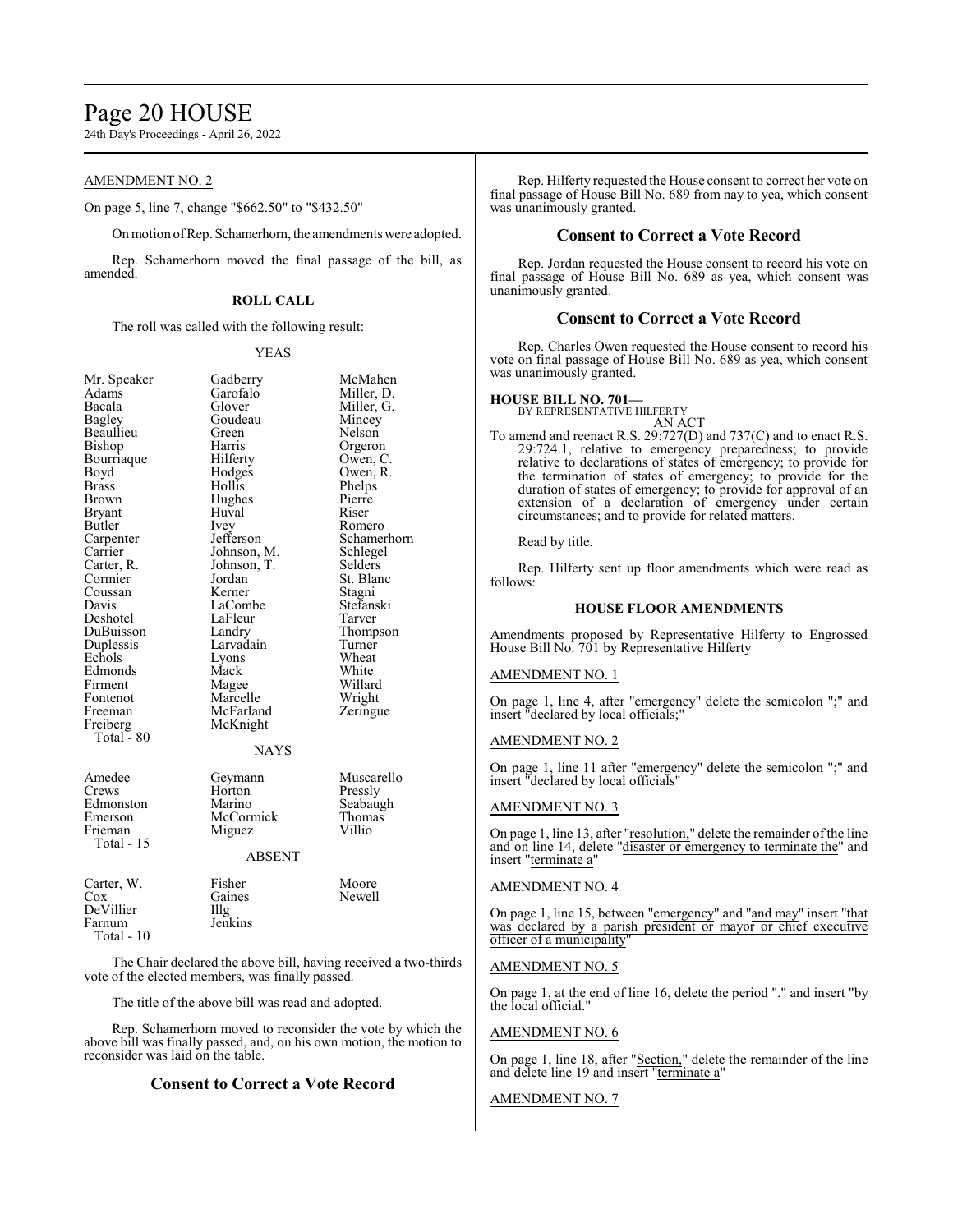AMENDMENT NO. 2

On page 5, line 7, change "$662.50" to "$432.50"

On motion of Rep. Schamerhorn, the amendments were adopted.

Rep. Schamerhorn moved the final passage of the bill, as amended.

**ROLL CALL**

The roll was called with the following result:

YEAS

| | | |
|---|---|---|
| Mr. Speaker | Gadberry | McMahen |
| Adams | Garofalo | Miller, D. |
| Bacala | Glover | Miller, G. |
| Bagley | Goudeau | Mincey |
| Beaullieu | Green | Nelson |
| Bishop | Harris | Orgeron |
| Bourriaque | Hilferty | Owen, C. |
| Boyd | Hodges | Owen, R. |
| Brass | Hollis | Phelps |
| Brown | Hughes | Pierre |
| Bryant | Huval | Riser |
| Butler | Ivey | Romero |
| Carpenter | Jefferson | Schamerhorn |
| Carrier | Johnson, M. | Schlegel |
| Carter, R. | Johnson, T. | Selders |
| Cormier | Jordan | St. Blanc |
| Coussan | Kerner | Stagni |
| Davis | LaCombe | Stefanski |
| Deshotel | LaFleur | Tarver |
| DuBuisson | Landry | Thompson |
| Duplessis | Larvadain | Turner |
| Echols | Lyons | Wheat |
| Edmonds | Mack | White |
| Firment | Magee | Willard |
| Fontenot | Marcelle | Wright |
| Freeman | McFarland | Zeringue |
| Freiberg | McKnight | |
| Total - 80 | | |

NAYS

| | | |
|---|---|---|
| Amedee | Geymann | Muscarello |
| Crews | Horton | Pressly |
| Edmonston | Marino | Seabaugh |
| Emerson | McCormick | Thomas |
| Frieman | Miguez | Villio |
| Total - 15 | | |

ABSENT

| | | |
|---|---|---|
| Carter, W. | Fisher | Moore |
| Cox | Gaines | Newell |
| DeVillier | Illg | |
| Farnum | Jenkins | |
| Total - 10 | | |

The Chair declared the above bill, having received a two-thirds vote of the elected members, was finally passed.

The title of the above bill was read and adopted.

Rep. Schamerhorn moved to reconsider the vote by which the above bill was finally passed, and, on his own motion, the motion to reconsider was laid on the table.

## Consent to Correct a Vote Record

Rep. Hilferty requested the House consent to correct her vote on final passage of House Bill No. 689 from nay to yea, which consent was unanimously granted.

## Consent to Correct a Vote Record

Rep. Jordan requested the House consent to record his vote on final passage of House Bill No. 689 as yea, which consent was unanimously granted.

## Consent to Correct a Vote Record

Rep. Charles Owen requested the House consent to record his vote on final passage of House Bill No. 689 as yea, which consent was unanimously granted.

**HOUSE BILL NO. 701—**
BY REPRESENTATIVE HILFERTY
AN ACT

To amend and reenact R.S. 29:727(D) and 737(C) and to enact R.S. 29:724.1, relative to emergency preparedness; to provide relative to declarations of states of emergency; to provide for the termination of states of emergency; to provide for the duration of states of emergency; to provide for approval of an extension of a declaration of emergency under certain circumstances; and to provide for related matters.

Read by title.

Rep. Hilferty sent up floor amendments which were read as follows:

**HOUSE FLOOR AMENDMENTS**

Amendments proposed by Representative Hilferty to Engrossed House Bill No. 701 by Representative Hilferty

AMENDMENT NO. 1

On page 1, line 4, after "emergency" delete the semicolon ";" and insert "declared by local officials;"

AMENDMENT NO. 2

On page 1, line 11 after "emergency" delete the semicolon ";" and insert "declared by local officials"

AMENDMENT NO. 3

On page 1, line 13, after "resolution," delete the remainder of the line and on line 14, delete "disaster or emergency to terminate the" and insert "terminate a"

AMENDMENT NO. 4

On page 1, line 15, between "emergency" and "and may" insert "that was declared by a parish president or mayor or chief executive officer of a municipality"

AMENDMENT NO. 5

On page 1, at the end of line 16, delete the period "." and insert "by the local official."

AMENDMENT NO. 6

On page 1, line 18, after "Section," delete the remainder of the line and delete line 19 and insert "terminate a"

AMENDMENT NO. 7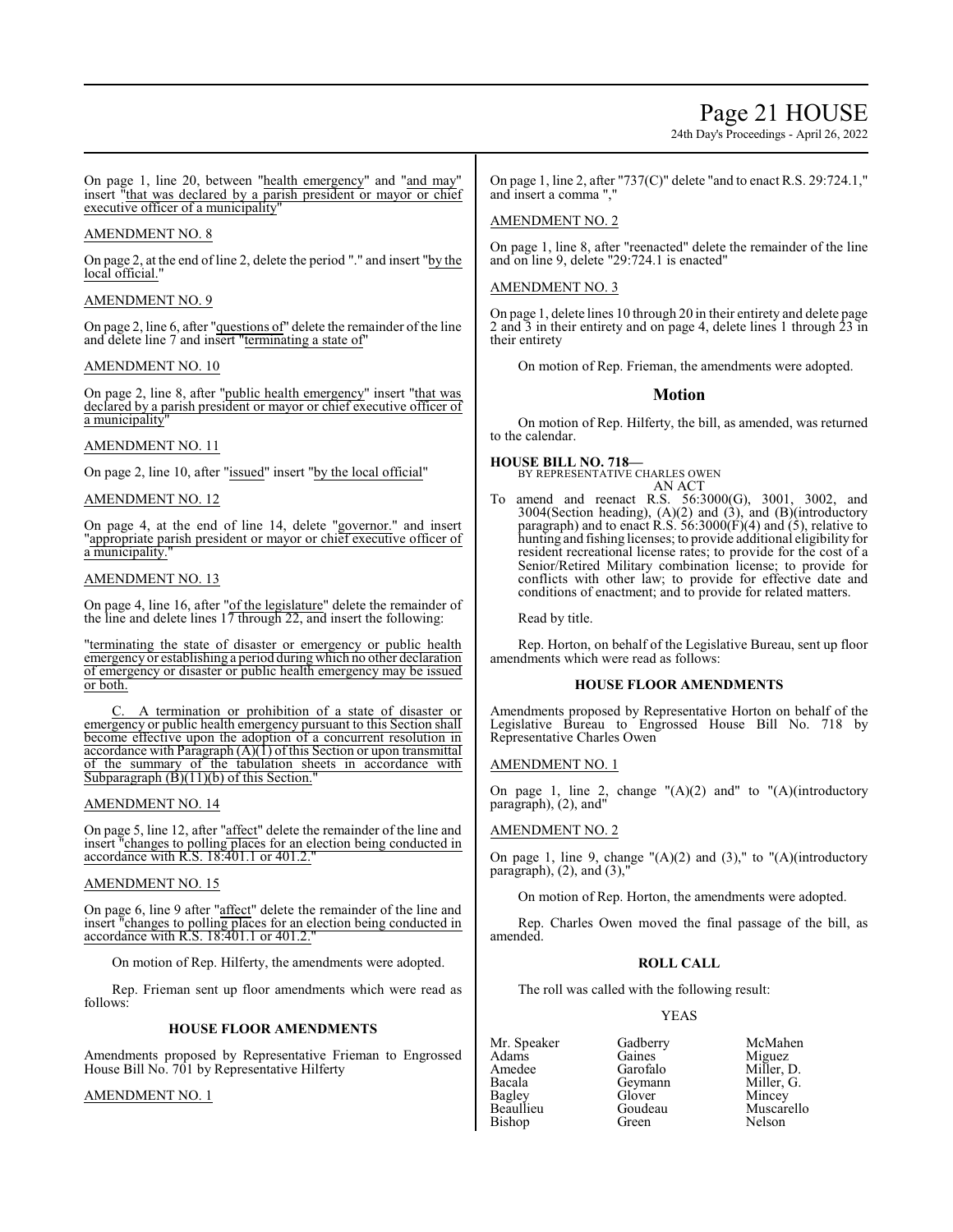On page 1, line 20, between "health emergency" and "and may" insert "that was declared by a parish president or mayor or chief executive officer of a municipality"

AMENDMENT NO. 8

On page 2, at the end of line 2, delete the period "." and insert "by the local official."

AMENDMENT NO. 9

On page 2, line 6, after "questions of" delete the remainder of the line and delete line 7 and insert "terminating a state of"

AMENDMENT NO. 10

On page 2, line 8, after "public health emergency" insert "that was declared by a parish president or mayor or chief executive officer of a municipality"

AMENDMENT NO. 11

On page 2, line 10, after "issued" insert "by the local official"

AMENDMENT NO. 12

On page 4, at the end of line 14, delete "governor." and insert "appropriate parish president or mayor or chief executive officer of a municipality."

AMENDMENT NO. 13

On page 4, line 16, after "of the legislature" delete the remainder of the line and delete lines 17 through 22, and insert the following:

"terminating the state of disaster or emergency or public health emergency or establishing a period during which no other declaration of emergency or disaster or public health emergency may be issued or both.

C. A termination or prohibition of a state of disaster or emergency or public health emergency pursuant to this Section shall become effective upon the adoption of a concurrent resolution in accordance with Paragraph (A)(1) of this Section or upon transmittal of the summary of the tabulation sheets in accordance with Subparagraph (B)(11)(b) of this Section."

AMENDMENT NO. 14

On page 5, line 12, after "affect" delete the remainder of the line and insert "changes to polling places for an election being conducted in accordance with R.S. 18:401.1 or 401.2."

AMENDMENT NO. 15

On page 6, line 9 after "affect" delete the remainder of the line and insert "changes to polling places for an election being conducted in accordance with R.S. 18:401.1 or 401.2."

On motion of Rep. Hilferty, the amendments were adopted.

Rep. Frieman sent up floor amendments which were read as follows:

**HOUSE FLOOR AMENDMENTS**

Amendments proposed by Representative Frieman to Engrossed House Bill No. 701 by Representative Hilferty

AMENDMENT NO. 1

On page 1, line 2, after "737(C)" delete "and to enact R.S. 29:724.1," and insert a comma ","

AMENDMENT NO. 2

On page 1, line 8, after "reenacted" delete the remainder of the line and on line 9, delete "29:724.1 is enacted"

AMENDMENT NO. 3

On page 1, delete lines 10 through 20 in their entirety and delete page 2 and 3 in their entirety and on page 4, delete lines 1 through 23 in their entirety

On motion of Rep. Frieman, the amendments were adopted.

## Motion

On motion of Rep. Hilferty, the bill, as amended, was returned to the calendar.

**HOUSE BILL NO. 718—**
BY REPRESENTATIVE CHARLES OWEN
AN ACT

To amend and reenact R.S. 56:3000(G), 3001, 3002, and 3004(Section heading), (A)(2) and (3), and (B)(introductory paragraph) and to enact R.S. 56:3000(F)(4) and (5), relative to hunting and fishing licenses; to provide additional eligibility for resident recreational license rates; to provide for the cost of a Senior/Retired Military combination license; to provide for conflicts with other law; to provide for effective date and conditions of enactment; and to provide for related matters.

Read by title.

Rep. Horton, on behalf of the Legislative Bureau, sent up floor amendments which were read as follows:

**HOUSE FLOOR AMENDMENTS**

Amendments proposed by Representative Horton on behalf of the Legislative Bureau to Engrossed House Bill No. 718 by Representative Charles Owen

AMENDMENT NO. 1

On page 1, line 2, change "(A)(2) and" to "(A)(introductory paragraph), (2), and"

AMENDMENT NO. 2

On page 1, line 9, change "(A)(2) and (3)," to "(A)(introductory paragraph), (2), and (3),"

On motion of Rep. Horton, the amendments were adopted.

Rep. Charles Owen moved the final passage of the bill, as amended.

**ROLL CALL**

The roll was called with the following result:

YEAS

| | | |
|---|---|---|
| Mr. Speaker | Gadberry | McMahen |
| Adams | Gaines | Miguez |
| Amedee | Garofalo | Miller, D. |
| Bacala | Geymann | Miller, G. |
| Bagley | Glover | Mincey |
| Beaullieu | Goudeau | Muscarello |
| Bishop | Green | Nelson |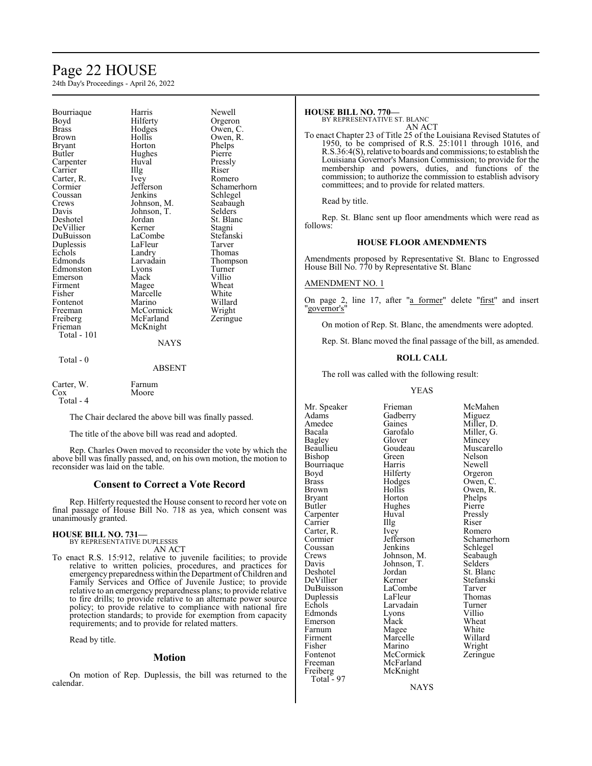| | | |
|---|---|---|
| Bourriaque | Harris | Newell |
| Boyd | Hilferty | Orgeron |
| Brass | Hodges | Owen, C. |
| Brown | Hollis | Owen, R. |
| Bryant | Horton | Phelps |
| Butler | Hughes | Pierre |
| Carpenter | Huval | Pressly |
| Carrier | Illg | Riser |
| Carter, R. | Ivey | Romero |
| Cormier | Jefferson | Schamerhorn |
| Coussan | Jenkins | Schlegel |
| Crews | Johnson, M. | Seabaugh |
| Davis | Johnson, T. | Selders |
| Deshotel | Jordan | St. Blanc |
| DeVillier | Kerner | Stagni |
| DuBuisson | LaCombe | Stefanski |
| Duplessis | LaFleur | Tarver |
| Echols | Landry | Thomas |
| Edmonds | Larvadain | Thompson |
| Edmonston | Lyons | Turner |
| Emerson | Mack | Villio |
| Firment | Magee | Wheat |
| Fisher | Marcelle | White |
| Fontenot | Marino | Willard |
| Freeman | McCormick | Wright |
| Freiberg | McFarland | Zeringue |
| Frieman | McKnight | |

Total - 101

NAYS

Total - 0

ABSENT

| | |
|---|---|
| Carter, W. | Farnum |
| Cox | Moore |

Total - 4

The Chair declared the above bill was finally passed.

The title of the above bill was read and adopted.

Rep. Charles Owen moved to reconsider the vote by which the above bill was finally passed, and, on his own motion, the motion to reconsider was laid on the table.

## Consent to Correct a Vote Record

Rep. Hilferty requested the House consent to record her vote on final passage of House Bill No. 718 as yea, which consent was unanimously granted.

**HOUSE BILL NO. 731—**
BY REPRESENTATIVE DUPLESSIS
AN ACT

To enact R.S. 15:912, relative to juvenile facilities; to provide relative to written policies, procedures, and practices for emergency preparedness within the Department of Children and Family Services and Office of Juvenile Justice; to provide relative to an emergency preparedness plans; to provide relative to fire drills; to provide relative to an alternate power source policy; to provide relative to compliance with national fire protection standards; to provide for exemption from capacity requirements; and to provide for related matters.

Read by title.

## Motion

On motion of Rep. Duplessis, the bill was returned to the calendar.

**HOUSE BILL NO. 770—**
BY REPRESENTATIVE ST. BLANC
AN ACT

To enact Chapter 23 of Title 25 of the Louisiana Revised Statutes of 1950, to be comprised of R.S. 25:1011 through 1016, and R.S.36:4(S), relative to boards and commissions; to establish the Louisiana Governor's Mansion Commission; to provide for the membership and powers, duties, and functions of the commission; to authorize the commission to establish advisory committees; and to provide for related matters.

Read by title.

Rep. St. Blanc sent up floor amendments which were read as follows:

### HOUSE FLOOR AMENDMENTS

Amendments proposed by Representative St. Blanc to Engrossed House Bill No. 770 by Representative St. Blanc

AMENDMENT NO. 1

On page 2, line 17, after "a former" delete "first" and insert "governor's"

On motion of Rep. St. Blanc, the amendments were adopted.

Rep. St. Blanc moved the final passage of the bill, as amended.

### ROLL CALL

The roll was called with the following result:

YEAS

| | | |
|---|---|---|
| Mr. Speaker | Frieman | McMahen |
| Adams | Gadberry | Miguez |
| Amedee | Gaines | Miller, D. |
| Bacala | Garofalo | Miller, G. |
| Bagley | Glover | Mincey |
| Beaullieu | Goudeau | Muscarello |
| Bishop | Green | Nelson |
| Bourriaque | Harris | Newell |
| Boyd | Hilferty | Orgeron |
| Brass | Hodges | Owen, C. |
| Brown | Hollis | Owen, R. |
| Bryant | Horton | Phelps |
| Butler | Hughes | Pierre |
| Carpenter | Huval | Pressly |
| Carrier | Illg | Riser |
| Carter, R. | Ivey | Romero |
| Cormier | Jefferson | Schamerhorn |
| Coussan | Jenkins | Schlegel |
| Crews | Johnson, M. | Seabaugh |
| Davis | Johnson, T. | Selders |
| Deshotel | Jordan | St. Blanc |
| DeVillier | Kerner | Stefanski |
| DuBuisson | LaCombe | Tarver |
| Duplessis | LaFleur | Thomas |
| Echols | Larvadain | Turner |
| Edmonds | Lyons | Villio |
| Emerson | Mack | Wheat |
| Farnum | Magee | White |
| Firment | Marcelle | Willard |
| Fisher | Marino | Wright |
| Fontenot | McCormick | Zeringue |
| Freeman | McFarland | |
| Freiberg | McKnight | |

Total - 97

NAYS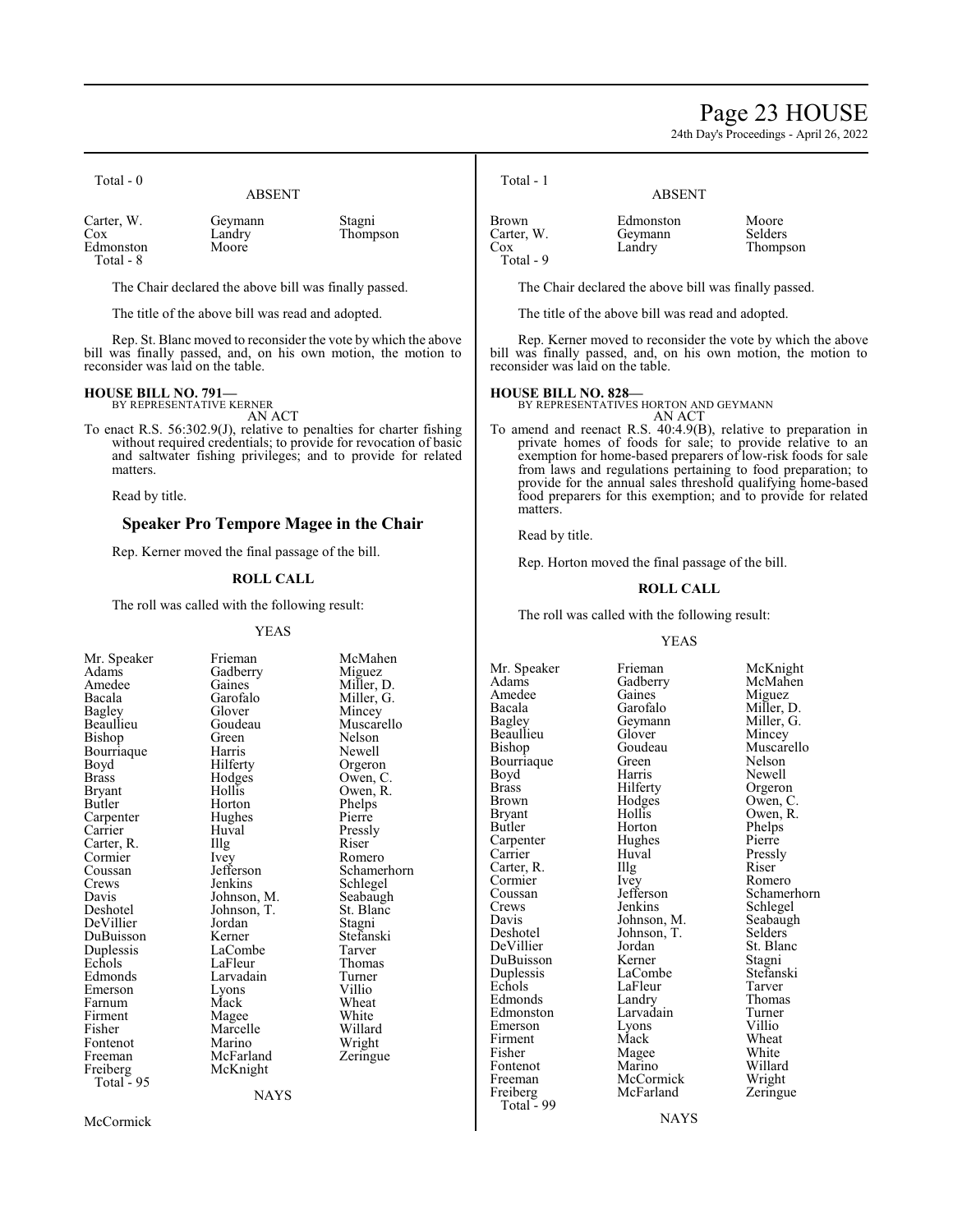Total - 0

ABSENT

| | | |
|---|---|---|
| Carter, W. | Geymann | Stagni |
| Cox | Landry | Thompson |
| Edmonston | Moore | |

Total - 8

The Chair declared the above bill was finally passed.

The title of the above bill was read and adopted.

Rep. St. Blanc moved to reconsider the vote by which the above bill was finally passed, and, on his own motion, the motion to reconsider was laid on the table.

**HOUSE BILL NO. 791—**
BY REPRESENTATIVE KERNER
AN ACT

To enact R.S. 56:302.9(J), relative to penalties for charter fishing without required credentials; to provide for revocation of basic and saltwater fishing privileges; and to provide for related matters.

Read by title.

## Speaker Pro Tempore Magee in the Chair

Rep. Kerner moved the final passage of the bill.

**ROLL CALL**

The roll was called with the following result:

YEAS

| | | |
|---|---|---|
| Mr. Speaker | Frieman | McMahen |
| Adams | Gadberry | Miguez |
| Amedee | Gaines | Miller, D. |
| Bacala | Garofalo | Miller, G. |
| Bagley | Glover | Mincey |
| Beaullieu | Goudeau | Muscarello |
| Bishop | Green | Nelson |
| Bourriaque | Harris | Newell |
| Boyd | Hilferty | Orgeron |
| Brass | Hodges | Owen, C. |
| Bryant | Hollis | Owen, R. |
| Butler | Horton | Phelps |
| Carpenter | Hughes | Pierre |
| Carrier | Huval | Pressly |
| Carter, R. | Illg | Riser |
| Cormier | Ivey | Romero |
| Coussan | Jefferson | Schamerhorn |
| Crews | Jenkins | Schlegel |
| Davis | Johnson, M. | Seabaugh |
| Deshotel | Johnson, T. | St. Blanc |
| DeVillier | Jordan | Stagni |
| DuBuisson | Kerner | Stefanski |
| Duplessis | LaCombe | Tarver |
| Echols | LaFleur | Thomas |
| Edmonds | Larvadain | Turner |
| Emerson | Lyons | Villio |
| Farnum | Mack | Wheat |
| Firment | Magee | White |
| Fisher | Marcelle | Willard |
| Fontenot | Marino | Wright |
| Freeman | McFarland | Zeringue |
| Freiberg | McKnight | |

Total - 95

NAYS

McCormick

Total - 1

ABSENT

| | | |
|---|---|---|
| Brown | Edmonston | Moore |
| Carter, W. | Geymann | Selders |
| Cox | Landry | Thompson |

Total - 9

The Chair declared the above bill was finally passed.

The title of the above bill was read and adopted.

Rep. Kerner moved to reconsider the vote by which the above bill was finally passed, and, on his own motion, the motion to reconsider was laid on the table.

**HOUSE BILL NO. 828—**
BY REPRESENTATIVES HORTON AND GEYMANN
AN ACT

To amend and reenact R.S. 40:4.9(B), relative to preparation in private homes of foods for sale; to provide relative to an exemption for home-based preparers of low-risk foods for sale from laws and regulations pertaining to food preparation; to provide for the annual sales threshold qualifying home-based food preparers for this exemption; and to provide for related matters.

Read by title.

Rep. Horton moved the final passage of the bill.

**ROLL CALL**

The roll was called with the following result:

YEAS

| | | |
|---|---|---|
| Mr. Speaker | Frieman | McKnight |
| Adams | Gadberry | McMahen |
| Amedee | Gaines | Miguez |
| Bacala | Garofalo | Miller, D. |
| Bagley | Geymann | Miller, G. |
| Beaullieu | Glover | Mincey |
| Bishop | Goudeau | Muscarello |
| Bourriaque | Green | Nelson |
| Boyd | Harris | Newell |
| Brass | Hilferty | Orgeron |
| Brown | Hodges | Owen, C. |
| Bryant | Hollis | Owen, R. |
| Butler | Horton | Phelps |
| Carpenter | Hughes | Pierre |
| Carrier | Huval | Pressly |
| Carter, R. | Illg | Riser |
| Cormier | Ivey | Romero |
| Coussan | Jefferson | Schamerhorn |
| Crews | Jenkins | Schlegel |
| Davis | Johnson, M. | Seabaugh |
| Deshotel | Johnson, T. | Selders |
| DeVillier | Jordan | St. Blanc |
| DuBuisson | Kerner | Stagni |
| Duplessis | LaCombe | Stefanski |
| Echols | LaFleur | Tarver |
| Edmonds | Landry | Thomas |
| Edmonston | Larvadain | Turner |
| Emerson | Lyons | Villio |
| Firment | Mack | Wheat |
| Fisher | Magee | White |
| Fontenot | Marino | Willard |
| Freeman | McCormick | Wright |
| Freiberg | McFarland | Zeringue |

Total - 99

NAYS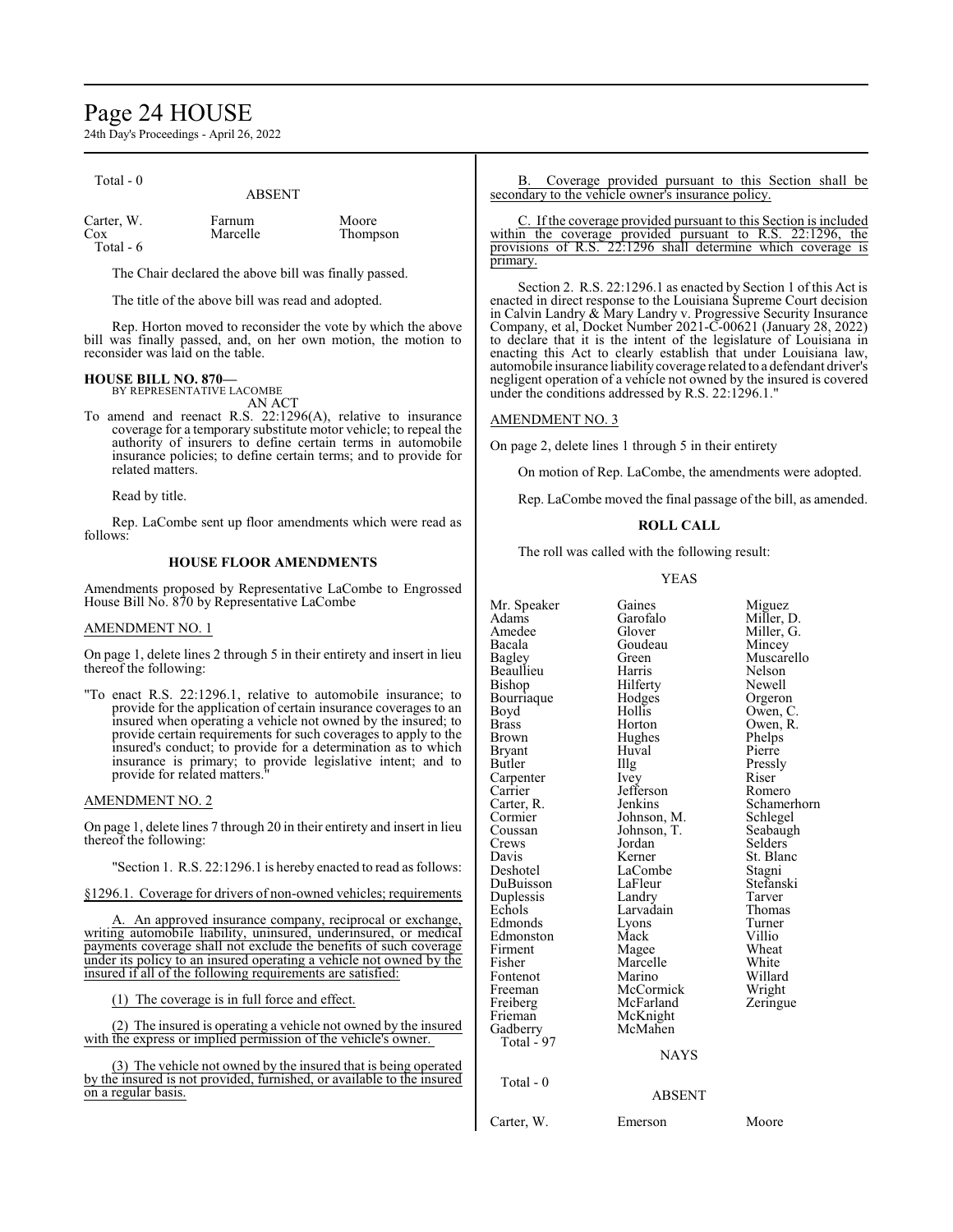Total - 0

ABSENT

| | | |
|---|---|---|
| Carter, W. | Farnum | Moore |
| Cox | Marcelle | Thompson |
| Total - 6 | | |

The Chair declared the above bill was finally passed.

The title of the above bill was read and adopted.

Rep. Horton moved to reconsider the vote by which the above bill was finally passed, and, on her own motion, the motion to reconsider was laid on the table.

**HOUSE BILL NO. 870—**
BY REPRESENTATIVE LACOMBE
AN ACT

To amend and reenact R.S. 22:1296(A), relative to insurance coverage for a temporary substitute motor vehicle; to repeal the authority of insurers to define certain terms in automobile insurance policies; to define certain terms; and to provide for related matters.

Read by title.

Rep. LaCombe sent up floor amendments which were read as follows:

## HOUSE FLOOR AMENDMENTS

Amendments proposed by Representative LaCombe to Engrossed House Bill No. 870 by Representative LaCombe

AMENDMENT NO. 1

On page 1, delete lines 2 through 5 in their entirety and insert in lieu thereof the following:

"To enact R.S. 22:1296.1, relative to automobile insurance; to provide for the application of certain insurance coverages to an insured when operating a vehicle not owned by the insured; to provide certain requirements for such coverages to apply to the insured's conduct; to provide for a determination as to which insurance is primary; to provide legislative intent; and to provide for related matters."

AMENDMENT NO. 2

On page 1, delete lines 7 through 20 in their entirety and insert in lieu thereof the following:

"Section 1. R.S. 22:1296.1 is hereby enacted to read as follows:

§1296.1. Coverage for drivers of non-owned vehicles; requirements

A. An approved insurance company, reciprocal or exchange, writing automobile liability, uninsured, underinsured, or medical payments coverage shall not exclude the benefits of such coverage under its policy to an insured operating a vehicle not owned by the insured if all of the following requirements are satisfied:

(1) The coverage is in full force and effect.

(2) The insured is operating a vehicle not owned by the insured with the express or implied permission of the vehicle's owner.

(3) The vehicle not owned by the insured that is being operated by the insured is not provided, furnished, or available to the insured on a regular basis.

B. Coverage provided pursuant to this Section shall be secondary to the vehicle owner's insurance policy.

C. If the coverage provided pursuant to this Section is included within the coverage provided pursuant to R.S. 22:1296, the provisions of R.S. 22:1296 shall determine which coverage is primary.

Section 2. R.S. 22:1296.1 as enacted by Section 1 of this Act is enacted in direct response to the Louisiana Supreme Court decision in Calvin Landry & Mary Landry v. Progressive Security Insurance Company, et al, Docket Number 2021-C-00621 (January 28, 2022) to declare that it is the intent of the legislature of Louisiana in enacting this Act to clearly establish that under Louisiana law, automobile insurance liability coverage related to a defendant driver's negligent operation of a vehicle not owned by the insured is covered under the conditions addressed by R.S. 22:1296.1."

AMENDMENT NO. 3

On page 2, delete lines 1 through 5 in their entirety

On motion of Rep. LaCombe, the amendments were adopted.

Rep. LaCombe moved the final passage of the bill, as amended.

## ROLL CALL

The roll was called with the following result:

YEAS

| | | |
|---|---|---|
| Mr. Speaker | Gaines | Miguez |
| Adams | Garofalo | Miller, D. |
| Amedee | Glover | Miller, G. |
| Bacala | Goudeau | Mincey |
| Bagley | Green | Muscarello |
| Beaullieu | Harris | Nelson |
| Bishop | Hilferty | Newell |
| Bourriaque | Hodges | Orgeron |
| Boyd | Hollis | Owen, C. |
| Brass | Horton | Owen, R. |
| Brown | Hughes | Phelps |
| Bryant | Huval | Pierre |
| Butler | Illg | Pressly |
| Carpenter | Ivey | Riser |
| Carrier | Jefferson | Romero |
| Carter, R. | Jenkins | Schamerhorn |
| Cormier | Johnson, M. | Schlegel |
| Coussan | Johnson, T. | Seabaugh |
| Crews | Jordan | Selders |
| Davis | Kerner | St. Blanc |
| Deshotel | LaCombe | Stagni |
| DuBuisson | LaFleur | Stefanski |
| Duplessis | Landry | Tarver |
| Echols | Larvadain | Thomas |
| Edmonds | Lyons | Turner |
| Edmonston | Mack | Villio |
| Firment | Magee | Wheat |
| Fisher | Marcelle | White |
| Fontenot | Marino | Willard |
| Freeman | McCormick | Wright |
| Freiberg | McFarland | Zeringue |
| Frieman | McKnight | |
| Gadberry | McMahen | |
| Total - 97 | | |

NAYS

Total - 0

ABSENT

| | | |
|---|---|---|
| Carter, W. | Emerson | Moore |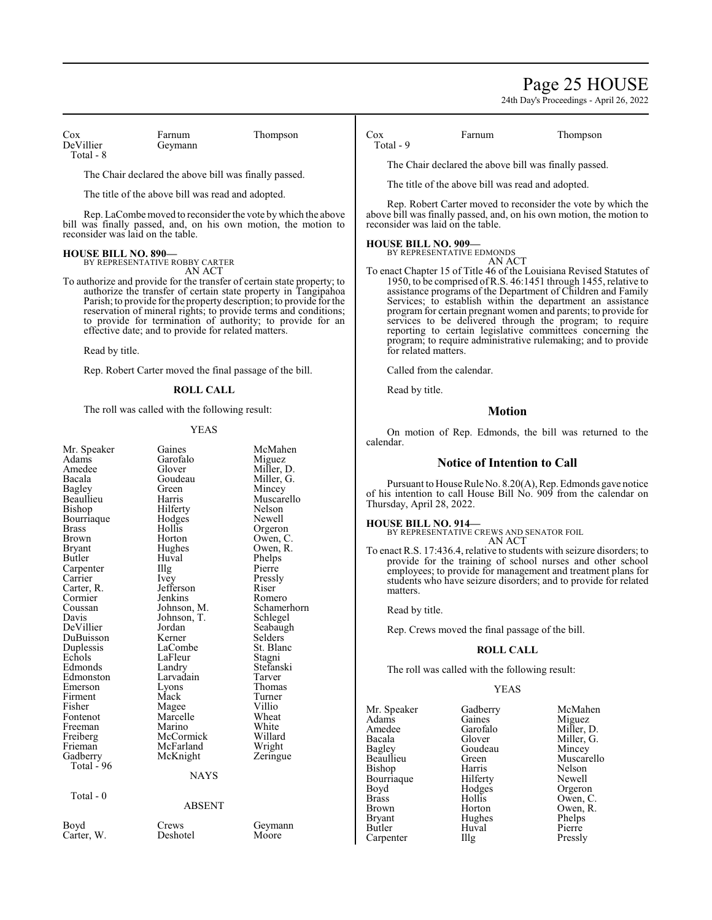| | | |
|---|---|---|
| Cox | Farnum | Thompson |
| DeVillier | Geymann | |
| Total - 8 | | |

The Chair declared the above bill was finally passed.

The title of the above bill was read and adopted.

Rep. LaCombe moved to reconsider the vote by which the above bill was finally passed, and, on his own motion, the motion to reconsider was laid on the table.

**HOUSE BILL NO. 890—**
BY REPRESENTATIVE ROBBY CARTER
AN ACT

To authorize and provide for the transfer of certain state property; to authorize the transfer of certain state property in Tangipahoa Parish; to provide for the property description; to provide for the reservation of mineral rights; to provide terms and conditions; to provide for termination of authority; to provide for an effective date; and to provide for related matters.

Read by title.

Rep. Robert Carter moved the final passage of the bill.

**ROLL CALL**

The roll was called with the following result:

YEAS

| | | |
|---|---|---|
| Mr. Speaker | Gaines | McMahen |
| Adams | Garofalo | Miguez |
| Amedee | Glover | Miller, D. |
| Bacala | Goudeau | Miller, G. |
| Bagley | Green | Mincey |
| Beaullieu | Harris | Muscarello |
| Bishop | Hilferty | Nelson |
| Bourriaque | Hodges | Newell |
| Brass | Hollis | Orgeron |
| Brown | Horton | Owen, C. |
| Bryant | Hughes | Owen, R. |
| Butler | Huval | Phelps |
| Carpenter | Illg | Pierre |
| Carrier | Ivey | Pressly |
| Carter, R. | Jefferson | Riser |
| Cormier | Jenkins | Romero |
| Coussan | Johnson, M. | Schamerhorn |
| Davis | Johnson, T. | Schlegel |
| DeVillier | Jordan | Seabaugh |
| DuBuisson | Kerner | Selders |
| Duplessis | LaCombe | St. Blanc |
| Echols | LaFleur | Stagni |
| Edmonds | Landry | Stefanski |
| Edmonston | Larvadain | Tarver |
| Emerson | Lyons | Thomas |
| Firment | Mack | Turner |
| Fisher | Magee | Villio |
| Fontenot | Marcelle | Wheat |
| Freeman | Marino | White |
| Freiberg | McCormick | Willard |
| Frieman | McFarland | Wright |
| Gadberry | McKnight | Zeringue |
| Total - 96 | | |

NAYS

Total - 0

ABSENT

| | | |
|---|---|---|
| Boyd | Crews | Geymann |
| Carter, W. | Deshotel | Moore |
| Cox | Farnum | Thompson |
| Total - 9 | | |

The Chair declared the above bill was finally passed.

The title of the above bill was read and adopted.

Rep. Robert Carter moved to reconsider the vote by which the above bill was finally passed, and, on his own motion, the motion to reconsider was laid on the table.

**HOUSE BILL NO. 909—**
BY REPRESENTATIVE EDMONDS
AN ACT

To enact Chapter 15 of Title 46 of the Louisiana Revised Statutes of 1950, to be comprised of R.S. 46:1451 through 1455, relative to assistance programs of the Department of Children and Family Services; to establish within the department an assistance program for certain pregnant women and parents; to provide for services to be delivered through the program; to require reporting to certain legislative committees concerning the program; to require administrative rulemaking; and to provide for related matters.

Called from the calendar.

Read by title.

## Motion

On motion of Rep. Edmonds, the bill was returned to the calendar.

## Notice of Intention to Call

Pursuant to House Rule No. 8.20(A), Rep. Edmonds gave notice of his intention to call House Bill No. 909 from the calendar on Thursday, April 28, 2022.

**HOUSE BILL NO. 914—**
BY REPRESENTATIVE CREWS AND SENATOR FOIL
AN ACT

To enact R.S. 17:436.4, relative to students with seizure disorders; to provide for the training of school nurses and other school employees; to provide for management and treatment plans for students who have seizure disorders; and to provide for related matters.

Read by title.

Rep. Crews moved the final passage of the bill.

**ROLL CALL**

The roll was called with the following result:

YEAS

| | | |
|---|---|---|
| Mr. Speaker | Gadberry | McMahen |
| Adams | Gaines | Miguez |
| Amedee | Garofalo | Miller, D. |
| Bacala | Glover | Miller, G. |
| Bagley | Goudeau | Mincey |
| Beaullieu | Green | Muscarello |
| Bishop | Harris | Nelson |
| Bourriaque | Hilferty | Newell |
| Boyd | Hodges | Orgeron |
| Brass | Hollis | Owen, C. |
| Brown | Horton | Owen, R. |
| Bryant | Hughes | Phelps |
| Butler | Huval | Pierre |
| Carpenter | Illg | Pressly |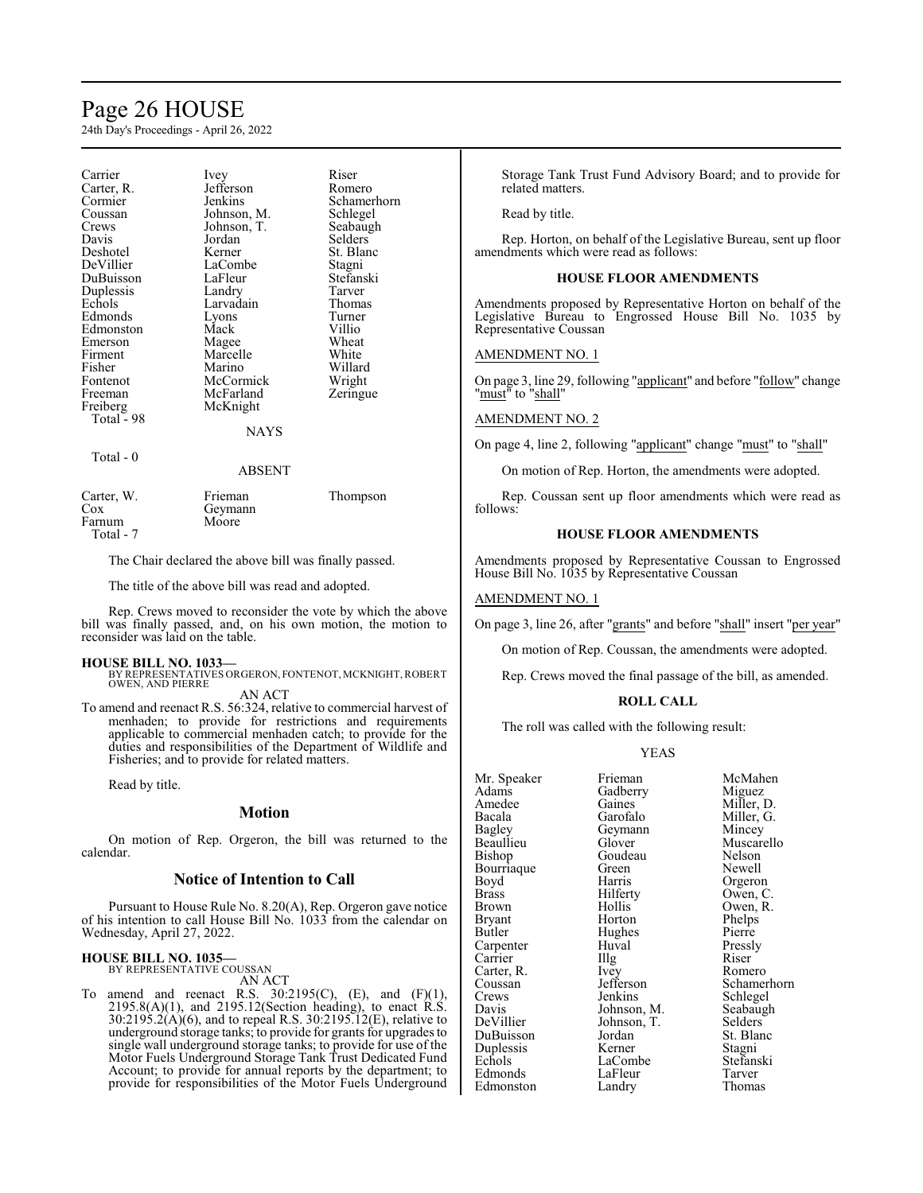| | | |
|---|---|---|
| Carrier | Ivey | Riser |
| Carter, R. | Jefferson | Romero |
| Cormier | Jenkins | Schamerhorn |
| Coussan | Johnson, M. | Schlegel |
| Crews | Johnson, T. | Seabaugh |
| Davis | Jordan | Selders |
| Deshotel | Kerner | St. Blanc |
| DeVillier | LaCombe | Stagni |
| DuBuisson | LaFleur | Stefanski |
| Duplessis | Landry | Tarver |
| Echols | Larvadain | Thomas |
| Edmonds | Lyons | Turner |
| Edmonston | Mack | Villio |
| Emerson | Magee | Wheat |
| Firment | Marcelle | White |
| Fisher | Marino | Willard |
| Fontenot | McCormick | Wright |
| Freeman | McFarland | Zeringue |
| Freiberg | McKnight | |
| Total - 98 | | |

NAYS

Total - 0

ABSENT

| | | |
|---|---|---|
| Carter, W. | Frieman | Thompson |
| Cox | Geymann | |
| Farnum | Moore | |
| Total - 7 | | |

The Chair declared the above bill was finally passed.

The title of the above bill was read and adopted.

Rep. Crews moved to reconsider the vote by which the above bill was finally passed, and, on his own motion, the motion to reconsider was laid on the table.

**HOUSE BILL NO. 1033—**
BY REPRESENTATIVES ORGERON, FONTENOT, MCKNIGHT, ROBERT OWEN, AND PIERRE
AN ACT

To amend and reenact R.S. 56:324, relative to commercial harvest of menhaden; to provide for restrictions and requirements applicable to commercial menhaden catch; to provide for the duties and responsibilities of the Department of Wildlife and Fisheries; and to provide for related matters.

Read by title.

## Motion

On motion of Rep. Orgeron, the bill was returned to the calendar.

## Notice of Intention to Call

Pursuant to House Rule No. 8.20(A), Rep. Orgeron gave notice of his intention to call House Bill No. 1033 from the calendar on Wednesday, April 27, 2022.

**HOUSE BILL NO. 1035—**
BY REPRESENTATIVE COUSSAN
AN ACT

To amend and reenact R.S. 30:2195(C), (E), and (F)(1), 2195.8(A)(1), and 2195.12(Section heading), to enact R.S. 30:2195.2(A)(6), and to repeal R.S. 30:2195.12(E), relative to underground storage tanks; to provide for grants for upgrades to single wall underground storage tanks; to provide for use of the Motor Fuels Underground Storage Tank Trust Dedicated Fund Account; to provide for annual reports by the department; to provide for responsibilities of the Motor Fuels Underground Storage Tank Trust Fund Advisory Board; and to provide for related matters.

Read by title.

Rep. Horton, on behalf of the Legislative Bureau, sent up floor amendments which were read as follows:

### HOUSE FLOOR AMENDMENTS

Amendments proposed by Representative Horton on behalf of the Legislative Bureau to Engrossed House Bill No. 1035 by Representative Coussan

AMENDMENT NO. 1

On page 3, line 29, following "applicant" and before "follow" change "must" to "shall"

AMENDMENT NO. 2

On page 4, line 2, following "applicant" change "must" to "shall"

On motion of Rep. Horton, the amendments were adopted.

Rep. Coussan sent up floor amendments which were read as follows:

### HOUSE FLOOR AMENDMENTS

Amendments proposed by Representative Coussan to Engrossed House Bill No. 1035 by Representative Coussan

AMENDMENT NO. 1

On page 3, line 26, after "grants" and before "shall" insert "per year"

On motion of Rep. Coussan, the amendments were adopted.

Rep. Crews moved the final passage of the bill, as amended.

### ROLL CALL

The roll was called with the following result:

YEAS

| | | |
|---|---|---|
| Mr. Speaker | Frieman | McMahen |
| Adams | Gadberry | Miguez |
| Amedee | Gaines | Miller, D. |
| Bacala | Garofalo | Miller, G. |
| Bagley | Geymann | Mincey |
| Beaullieu | Glover | Muscarello |
| Bishop | Goudeau | Nelson |
| Bourriaque | Green | Newell |
| Boyd | Harris | Orgeron |
| Brass | Hilferty | Owen, C. |
| Brown | Hollis | Owen, R. |
| Bryant | Horton | Phelps |
| Butler | Hughes | Pierre |
| Carpenter | Huval | Pressly |
| Carrier | Illg | Riser |
| Carter, R. | Ivey | Romero |
| Coussan | Jefferson | Schamerhorn |
| Crews | Jenkins | Schlegel |
| Davis | Johnson, M. | Seabaugh |
| DeVillier | Johnson, T. | Selders |
| DuBuisson | Jordan | St. Blanc |
| Duplessis | Kerner | Stagni |
| Echols | LaCombe | Stefanski |
| Edmonds | LaFleur | Tarver |
| Edmonston | Landry | Thomas |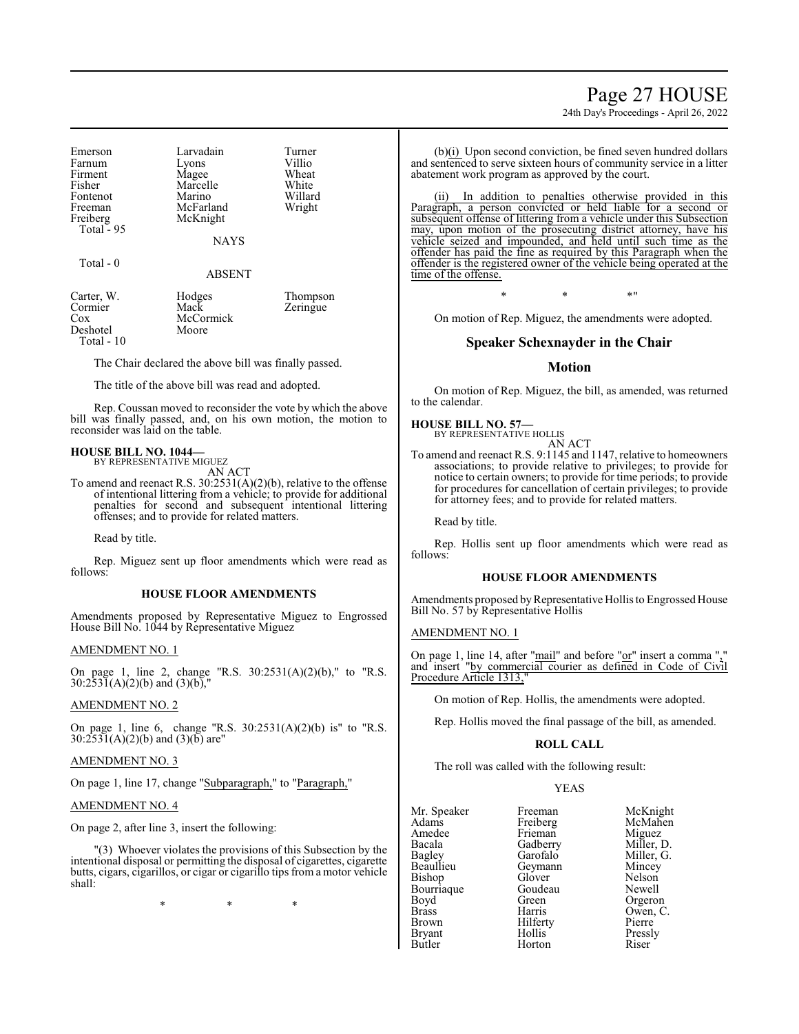| | | |
|---|---|---|
| Emerson | Larvadain | Turner |
| Farnum | Lyons | Villio |
| Firment | Magee | Wheat |
| Fisher | Marcelle | White |
| Fontenot | Marino | Willard |
| Freeman | McFarland | Wright |
| Freiberg | McKnight | |
| Total - 95 | | |

NAYS

Total - 0

ABSENT

| | | |
|---|---|---|
| Carter, W. | Hodges | Thompson |
| Cormier | Mack | Zeringue |
| Cox | McCormick | |
| Deshotel | Moore | |
| Total - 10 | | |

The Chair declared the above bill was finally passed.

The title of the above bill was read and adopted.

Rep. Coussan moved to reconsider the vote by which the above bill was finally passed, and, on his own motion, the motion to reconsider was laid on the table.

**HOUSE BILL NO. 1044—**
BY REPRESENTATIVE MIGUEZ
AN ACT

To amend and reenact R.S. 30:2531(A)(2)(b), relative to the offense of intentional littering from a vehicle; to provide for additional penalties for second and subsequent intentional littering offenses; and to provide for related matters.

Read by title.

Rep. Miguez sent up floor amendments which were read as follows:

**HOUSE FLOOR AMENDMENTS**

Amendments proposed by Representative Miguez to Engrossed House Bill No. 1044 by Representative Miguez

AMENDMENT NO. 1

On page 1, line 2, change "R.S. 30:2531(A)(2)(b)," to "R.S. 30:2531(A)(2)(b) and (3)(b),"

AMENDMENT NO. 2

On page 1, line 6, change "R.S. 30:2531(A)(2)(b) is" to "R.S. 30:2531(A)(2)(b) and (3)(b) are"

AMENDMENT NO. 3

On page 1, line 17, change "Subparagraph," to "Paragraph,"

AMENDMENT NO. 4

On page 2, after line 3, insert the following:

"(3) Whoever violates the provisions of this Subsection by the intentional disposal or permitting the disposal of cigarettes, cigarette butts, cigars, cigarillos, or cigar or cigarillo tips from a motor vehicle shall:

\* \* \*

(b)(i) Upon second conviction, be fined seven hundred dollars and sentenced to serve sixteen hours of community service in a litter abatement work program as approved by the court.

(ii) In addition to penalties otherwise provided in this Paragraph, a person convicted or held liable for a second or subsequent offense of littering from a vehicle under this Subsection may, upon motion of the prosecuting district attorney, have his vehicle seized and impounded, and held until such time as the offender has paid the fine as required by this Paragraph when the offender is the registered owner of the vehicle being operated at the time of the offense.

\* \* \*"

On motion of Rep. Miguez, the amendments were adopted.

## Speaker Schexnayder in the Chair

## Motion

On motion of Rep. Miguez, the bill, as amended, was returned to the calendar.

**HOUSE BILL NO. 57—**
BY REPRESENTATIVE HOLLIS
AN ACT

To amend and reenact R.S. 9:1145 and 1147, relative to homeowners associations; to provide relative to privileges; to provide for notice to certain owners; to provide for time periods; to provide for procedures for cancellation of certain privileges; to provide for attorney fees; and to provide for related matters.

Read by title.

Rep. Hollis sent up floor amendments which were read as follows:

**HOUSE FLOOR AMENDMENTS**

Amendments proposed by Representative Hollis to Engrossed House Bill No. 57 by Representative Hollis

AMENDMENT NO. 1

On page 1, line 14, after "mail" and before "or" insert a comma "," and insert "by commercial courier as defined in Code of Civil Procedure Article 1313,"

On motion of Rep. Hollis, the amendments were adopted.

Rep. Hollis moved the final passage of the bill, as amended.

**ROLL CALL**

The roll was called with the following result:

YEAS

| | | |
|---|---|---|
| Mr. Speaker | Freeman | McKnight |
| Adams | Freiberg | McMahen |
| Amedee | Frieman | Miguez |
| Bacala | Gadberry | Miller, D. |
| Bagley | Garofalo | Miller, G. |
| Beaullieu | Geymann | Mincey |
| Bishop | Glover | Nelson |
| Bourriaque | Goudeau | Newell |
| Boyd | Green | Orgeron |
| Brass | Harris | Owen, C. |
| Brown | Hilferty | Pierre |
| Bryant | Hollis | Pressly |
| Butler | Horton | Riser |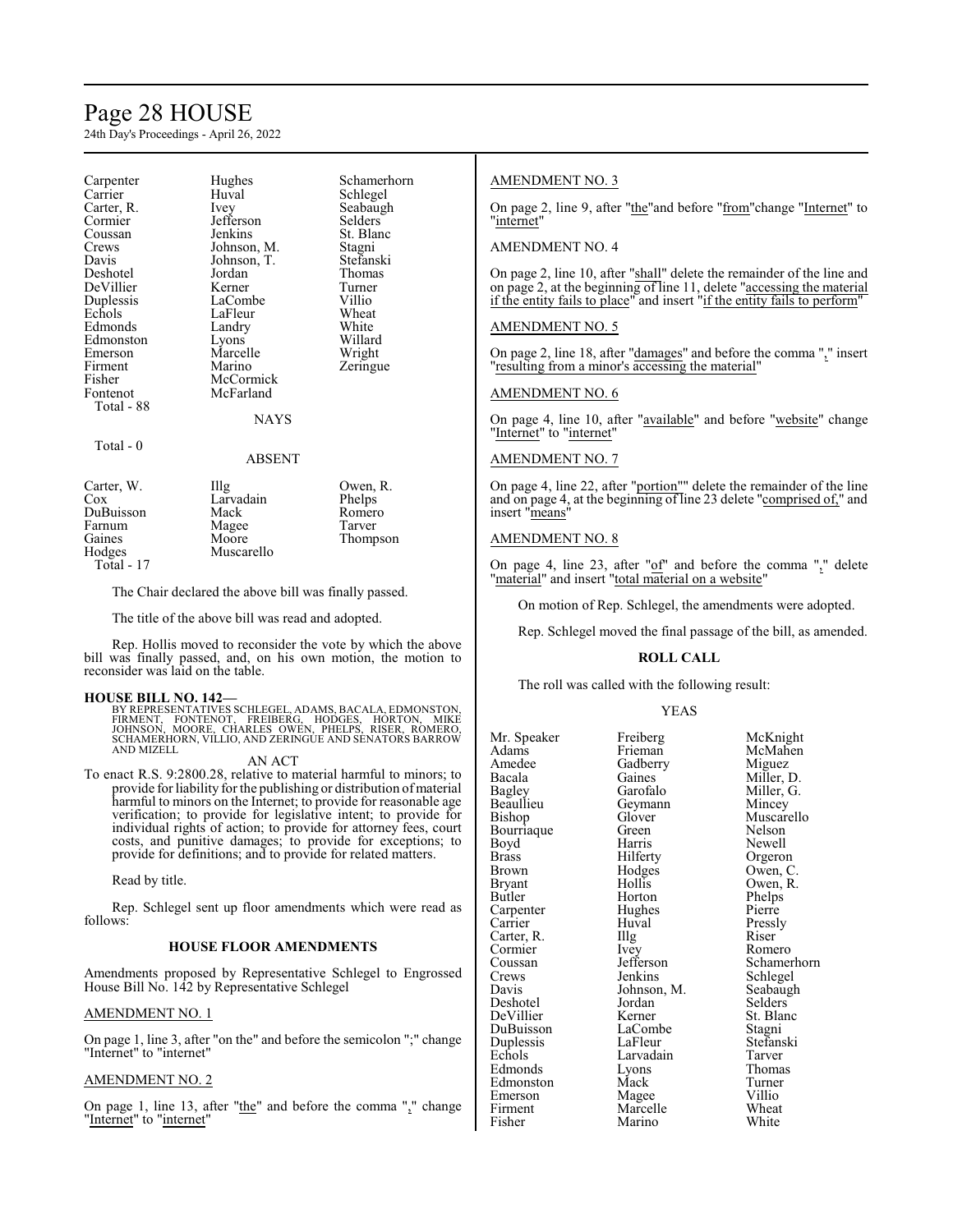| | | |
|---|---|---|
| Carpenter | Hughes | Schamerhorn |
| Carrier | Huval | Schlegel |
| Carter, R. | Ivey | Seabaugh |
| Cormier | Jefferson | Selders |
| Coussan | Jenkins | St. Blanc |
| Crews | Johnson, M. | Stagni |
| Davis | Johnson, T. | Stefanski |
| Deshotel | Jordan | Thomas |
| DeVillier | Kerner | Turner |
| Duplessis | LaCombe | Villio |
| Echols | LaFleur | Wheat |
| Edmonds | Landry | White |
| Edmonston | Lyons | Willard |
| Emerson | Marcelle | Wright |
| Firment | Marino | Zeringue |
| Fisher | McCormick | |
| Fontenot | McFarland | |

Total - 88

NAYS

Total - 0

ABSENT

| | | |
|---|---|---|
| Carter, W. | Illg | Owen, R. |
| Cox | Larvadain | Phelps |
| DuBuisson | Mack | Romero |
| Farnum | Magee | Tarver |
| Gaines | Moore | Thompson |
| Hodges | Muscarello | |

Total - 17

The Chair declared the above bill was finally passed.

The title of the above bill was read and adopted.

Rep. Hollis moved to reconsider the vote by which the above bill was finally passed, and, on his own motion, the motion to reconsider was laid on the table.

**HOUSE BILL NO. 142—**
BY REPRESENTATIVES SCHLEGEL, ADAMS, BACALA, EDMONSTON, FIRMENT, FONTENOT, FREIBERG, HODGES, HORTON, MIKE JOHNSON, MOORE, CHARLES OWEN, PHELPS, RISER, ROMERO, SCHAMERHORN, VILLIO, AND ZERINGUE AND SENATORS BARROW AND MIZELL

AN ACT

To enact R.S. 9:2800.28, relative to material harmful to minors; to provide for liability for the publishing or distribution of material harmful to minors on the Internet; to provide for reasonable age verification; to provide for legislative intent; to provide for individual rights of action; to provide for attorney fees, court costs, and punitive damages; to provide for exceptions; to provide for definitions; and to provide for related matters.

Read by title.

Rep. Schlegel sent up floor amendments which were read as follows:

**HOUSE FLOOR AMENDMENTS**

Amendments proposed by Representative Schlegel to Engrossed House Bill No. 142 by Representative Schlegel

AMENDMENT NO. 1

On page 1, line 3, after "on the" and before the semicolon ";" change "Internet" to "internet"

AMENDMENT NO. 2

On page 1, line 13, after "the" and before the comma "," change "Internet" to "internet"

AMENDMENT NO. 3

On page 2, line 9, after "the"and before "from"change "Internet" to "internet"

AMENDMENT NO. 4

On page 2, line 10, after "shall" delete the remainder of the line and on page 2, at the beginning of line 11, delete "accessing the material if the entity fails to place" and insert "if the entity fails to perform"

AMENDMENT NO. 5

On page 2, line 18, after "damages" and before the comma "," insert "resulting from a minor's accessing the material"

AMENDMENT NO. 6

On page 4, line 10, after "available" and before "website" change "Internet" to "internet"

AMENDMENT NO. 7

On page 4, line 22, after "portion"" delete the remainder of the line and on page 4, at the beginning of line 23 delete "comprised of," and insert "means"

AMENDMENT NO. 8

On page 4, line 23, after "of" and before the comma "," delete "material" and insert "total material on a website"

On motion of Rep. Schlegel, the amendments were adopted.

Rep. Schlegel moved the final passage of the bill, as amended.

**ROLL CALL**

The roll was called with the following result:

YEAS

| | | |
|---|---|---|
| Mr. Speaker | Freiberg | McKnight |
| Adams | Frieman | McMahen |
| Amedee | Gadberry | Miguez |
| Bacala | Gaines | Miller, D. |
| Bagley | Garofalo | Miller, G. |
| Beaullieu | Geymann | Mincey |
| Bishop | Glover | Muscarello |
| Bourriaque | Green | Nelson |
| Boyd | Harris | Newell |
| Brass | Hilferty | Orgeron |
| Brown | Hodges | Owen, C. |
| Bryant | Hollis | Owen, R. |
| Butler | Horton | Phelps |
| Carpenter | Hughes | Pierre |
| Carrier | Huval | Pressly |
| Carter, R. | Illg | Riser |
| Cormier | Ivey | Romero |
| Coussan | Jefferson | Schamerhorn |
| Crews | Jenkins | Schlegel |
| Davis | Johnson, M. | Seabaugh |
| Deshotel | Jordan | Selders |
| DeVillier | Kerner | St. Blanc |
| DuBuisson | LaCombe | Stagni |
| Duplessis | LaFleur | Stefanski |
| Echols | Larvadain | Tarver |
| Edmonds | Lyons | Thomas |
| Edmonston | Mack | Turner |
| Emerson | Magee | Villio |
| Firment | Marcelle | Wheat |
| Fisher | Marino | White |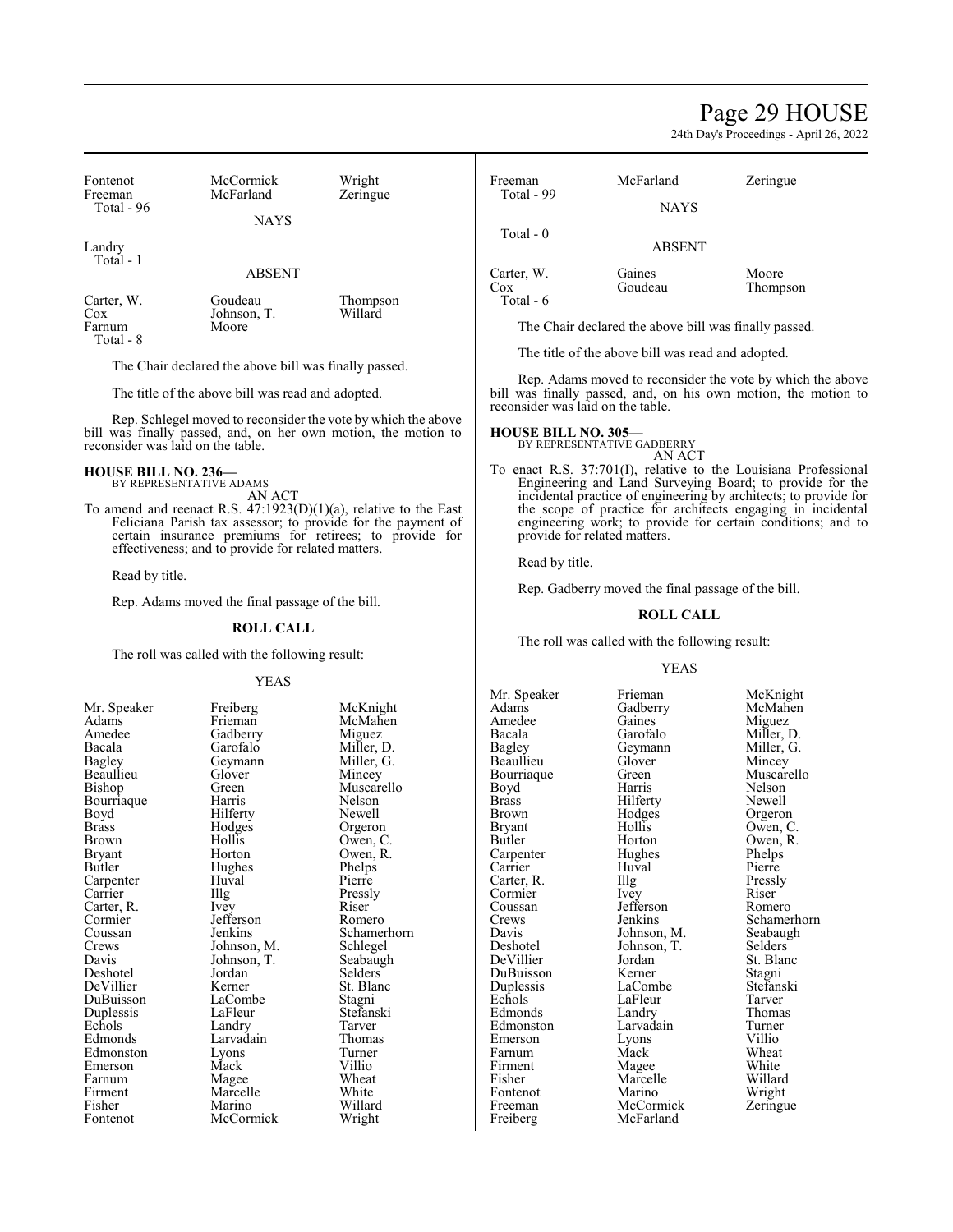| | | |
|---|---|---|
| Fontenot | McCormick | Wright |
| Freeman | McFarland | Zeringue |
| Total - 96 | | |

NAYS

| | | |
|---|---|---|
| Landry | | |
| Total - 1 | | |

ABSENT

| | | |
|---|---|---|
| Carter, W. | Goudeau | Thompson |
| Cox | Johnson, T. | Willard |
| Farnum | Moore | |
| Total - 8 | | |

The Chair declared the above bill was finally passed.

The title of the above bill was read and adopted.

Rep. Schlegel moved to reconsider the vote by which the above bill was finally passed, and, on her own motion, the motion to reconsider was laid on the table.

**HOUSE BILL NO. 236—**
BY REPRESENTATIVE ADAMS
AN ACT

To amend and reenact R.S. 47:1923(D)(1)(a), relative to the East Feliciana Parish tax assessor; to provide for the payment of certain insurance premiums for retirees; to provide for effectiveness; and to provide for related matters.

Read by title.

Rep. Adams moved the final passage of the bill.

**ROLL CALL**

The roll was called with the following result:

YEAS

| | | |
|---|---|---|
| Mr. Speaker | Freiberg | McKnight |
| Adams | Frieman | McMahen |
| Amedee | Gadberry | Miguez |
| Bacala | Garofalo | Miller, D. |
| Bagley | Geymann | Miller, G. |
| Beaullieu | Glover | Mincey |
| Bishop | Green | Muscarello |
| Bourriaque | Harris | Nelson |
| Boyd | Hilferty | Newell |
| Brass | Hodges | Orgeron |
| Brown | Hollis | Owen, C. |
| Bryant | Horton | Owen, R. |
| Butler | Hughes | Phelps |
| Carpenter | Huval | Pierre |
| Carrier | Illg | Pressly |
| Carter, R. | Ivey | Riser |
| Cormier | Jefferson | Romero |
| Coussan | Jenkins | Schamerhorn |
| Crews | Johnson, M. | Schlegel |
| Davis | Johnson, T. | Seabaugh |
| Deshotel | Jordan | Selders |
| DeVillier | Kerner | St. Blanc |
| DuBuisson | LaCombe | Stagni |
| Duplessis | LaFleur | Stefanski |
| Echols | Landry | Tarver |
| Edmonds | Larvadain | Thomas |
| Edmonston | Lyons | Turner |
| Emerson | Mack | Villio |
| Farnum | Magee | Wheat |
| Firment | Marcelle | White |
| Fisher | Marino | Willard |
| Fontenot | McCormick | Wright |
| Freeman | McFarland | Zeringue |
| Total - 99 | | |

NAYS

Total - 0

ABSENT

| | | |
|---|---|---|
| Carter, W. | Gaines | Moore |
| Cox | Goudeau | Thompson |
| Total - 6 | | |

The Chair declared the above bill was finally passed.

The title of the above bill was read and adopted.

Rep. Adams moved to reconsider the vote by which the above bill was finally passed, and, on his own motion, the motion to reconsider was laid on the table.

**HOUSE BILL NO. 305—**
BY REPRESENTATIVE GADBERRY
AN ACT

To enact R.S. 37:701(I), relative to the Louisiana Professional Engineering and Land Surveying Board; to provide for the incidental practice of engineering by architects; to provide for the scope of practice for architects engaging in incidental engineering work; to provide for certain conditions; and to provide for related matters.

Read by title.

Rep. Gadberry moved the final passage of the bill.

**ROLL CALL**

The roll was called with the following result:

YEAS

| | | |
|---|---|---|
| Mr. Speaker | Frieman | McKnight |
| Adams | Gadberry | McMahen |
| Amedee | Gaines | Miguez |
| Bacala | Garofalo | Miller, D. |
| Bagley | Geymann | Miller, G. |
| Beaullieu | Glover | Mincey |
| Bourriaque | Green | Muscarello |
| Boyd | Harris | Nelson |
| Brass | Hilferty | Newell |
| Brown | Hodges | Orgeron |
| Bryant | Hollis | Owen, C. |
| Butler | Horton | Owen, R. |
| Carpenter | Hughes | Phelps |
| Carrier | Huval | Pierre |
| Carter, R. | Illg | Pressly |
| Cormier | Ivey | Riser |
| Coussan | Jefferson | Romero |
| Crews | Jenkins | Schamerhorn |
| Davis | Johnson, M. | Seabaugh |
| Deshotel | Johnson, T. | Selders |
| DeVillier | Jordan | St. Blanc |
| DuBuisson | Kerner | Stagni |
| Duplessis | LaCombe | Stefanski |
| Echols | LaFleur | Tarver |
| Edmonds | Landry | Thomas |
| Edmonston | Larvadain | Turner |
| Emerson | Lyons | Villio |
| Farnum | Mack | Wheat |
| Firment | Magee | White |
| Fisher | Marcelle | Willard |
| Fontenot | Marino | Wright |
| Freeman | McCormick | Zeringue |
| Freiberg | McFarland | |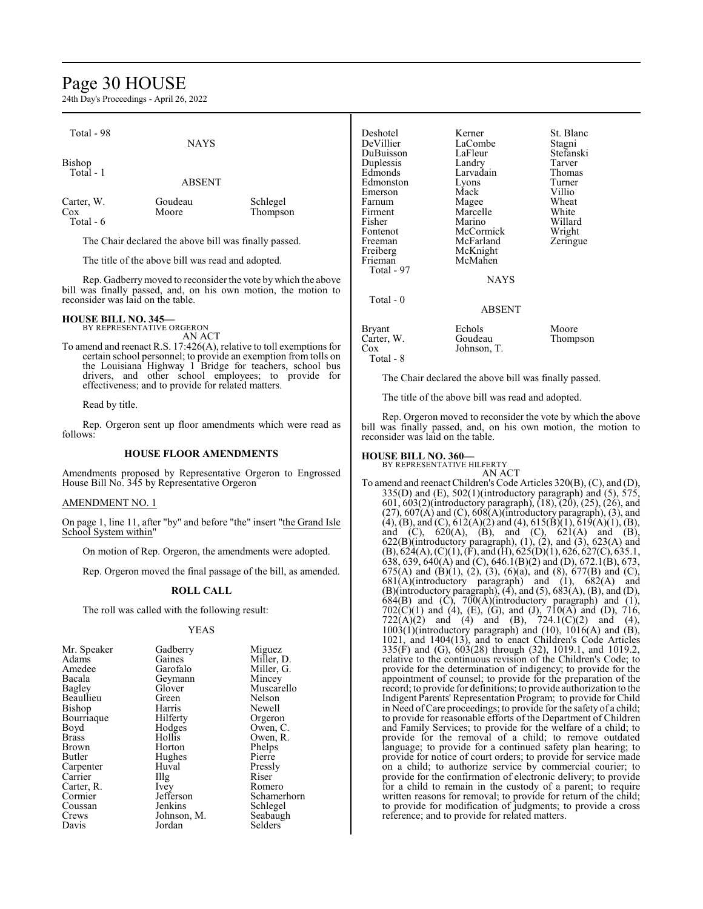Total - 98

NAYS

Bishop
Total - 1

ABSENT

| | | |
|---|---|---|
| Carter, W. | Goudeau | Schlegel |
| Cox | Moore | Thompson |
| Total - 6 | | |

The Chair declared the above bill was finally passed.

The title of the above bill was read and adopted.

Rep. Gadberry moved to reconsider the vote by which the above bill was finally passed, and, on his own motion, the motion to reconsider was laid on the table.

**HOUSE BILL NO. 345—**
BY REPRESENTATIVE ORGERON
AN ACT

To amend and reenact R.S. 17:426(A), relative to toll exemptions for certain school personnel; to provide an exemption from tolls on the Louisiana Highway 1 Bridge for teachers, school bus drivers, and other school employees; to provide for effectiveness; and to provide for related matters.

Read by title.

Rep. Orgeron sent up floor amendments which were read as follows:

**HOUSE FLOOR AMENDMENTS**

Amendments proposed by Representative Orgeron to Engrossed House Bill No. 345 by Representative Orgeron

AMENDMENT NO. 1

On page 1, line 11, after "by" and before "the" insert "the Grand Isle School System within"

On motion of Rep. Orgeron, the amendments were adopted.

Rep. Orgeron moved the final passage of the bill, as amended.

**ROLL CALL**

The roll was called with the following result:

YEAS

| | | |
|---|---|---|
| Mr. Speaker | Gadberry | Miguez |
| Adams | Gaines | Miller, D. |
| Amedee | Garofalo | Miller, G. |
| Bacala | Geymann | Mincey |
| Bagley | Glover | Muscarello |
| Beaullieu | Green | Nelson |
| Bishop | Harris | Newell |
| Bourriaque | Hilferty | Orgeron |
| Boyd | Hodges | Owen, C. |
| Brass | Hollis | Owen, R. |
| Brown | Horton | Phelps |
| Butler | Hughes | Pierre |
| Carpenter | Huval | Pressly |
| Carrier | Illg | Riser |
| Carter, R. | Ivey | Romero |
| Cormier | Jefferson | Schamerhorn |
| Coussan | Jenkins | Schlegel |
| Crews | Johnson, M. | Seabaugh |
| Davis | Jordan | Selders |
| Deshotel | Kerner | St. Blanc |
| DeVillier | LaCombe | Stagni |
| DuBuisson | LaFleur | Stefanski |
| Duplessis | Landry | Tarver |
| Edmonds | Larvadain | Thomas |
| Edmonston | Lyons | Turner |
| Emerson | Mack | Villio |
| Farnum | Magee | Wheat |
| Firment | Marcelle | White |
| Fisher | Marino | Willard |
| Fontenot | McCormick | Wright |
| Freeman | McFarland | Zeringue |
| Freiberg | McKnight | |
| Frieman | McMahen | |
| Total - 97 | | |

NAYS

Total - 0

ABSENT

| | | |
|---|---|---|
| Bryant | Echols | Moore |
| Carter, W. | Goudeau | Thompson |
| Cox | Johnson, T. | |
| Total - 8 | | |

The Chair declared the above bill was finally passed.

The title of the above bill was read and adopted.

Rep. Orgeron moved to reconsider the vote by which the above bill was finally passed, and, on his own motion, the motion to reconsider was laid on the table.

**HOUSE BILL NO. 360—**
BY REPRESENTATIVE HILFERTY
AN ACT

To amend and reenact Children's Code Articles 320(B), (C), and (D), 335(D) and (E), 502(1)(introductory paragraph) and (5), 575, 601, 603(2)(introductory paragraph), (18), (20), (25), (26), and (27), 607(A) and (C), 608(A)(introductory paragraph), (3), and (4), (B), and (C), 612(A)(2) and (4), 615(B)(1), 619(A)(1), (B), and (C), 620(A), (B), and (C), 621(A) and (B), 622(B)(introductory paragraph), (1), (2), and (3), 623(A) and (B), 624(A), (C)(1), (F), and (H), 625(D)(1), 626, 627(C), 635.1, 638, 639, 640(A) and (C), 646.1(B)(2) and (D), 672.1(B), 673, 675(A) and (B)(1), (2), (3), (6)(a), and (8), 677(B) and (C), 681(A)(introductory paragraph) and (1), 682(A) and (B)(introductory paragraph), (4), and (5), 683(A), (B), and (D), 684(B) and (C), 700(A)(introductory paragraph) and (1), 702(C)(1) and (4), (E), (G), and (J), 710(A) and (D), 716, 722(A)(2) and (4) and (B), 724.1(C)(2) and (4), 1003(1)(introductory paragraph) and (10), 1016(A) and (B), 1021, and 1404(13), and to enact Children's Code Articles 335(F) and (G), 603(28) through (32), 1019.1, and 1019.2, relative to the continuous revision of the Children's Code; to provide for the determination of indigency; to provide for the appointment of counsel; to provide for the preparation of the record; to provide for definitions; to provide authorization to the Indigent Parents' Representation Program; to provide for Child in Need of Care proceedings; to provide for the safety of a child; to provide for reasonable efforts of the Department of Children and Family Services; to provide for the welfare of a child; to provide for the removal of a child; to remove outdated language; to provide for a continued safety plan hearing; to provide for notice of court orders; to provide for service made on a child; to authorize service by commercial courier; to provide for the confirmation of electronic delivery; to provide for a child to remain in the custody of a parent; to require written reasons for removal; to provide for return of the child; to provide for modification of judgments; to provide a cross reference; and to provide for related matters.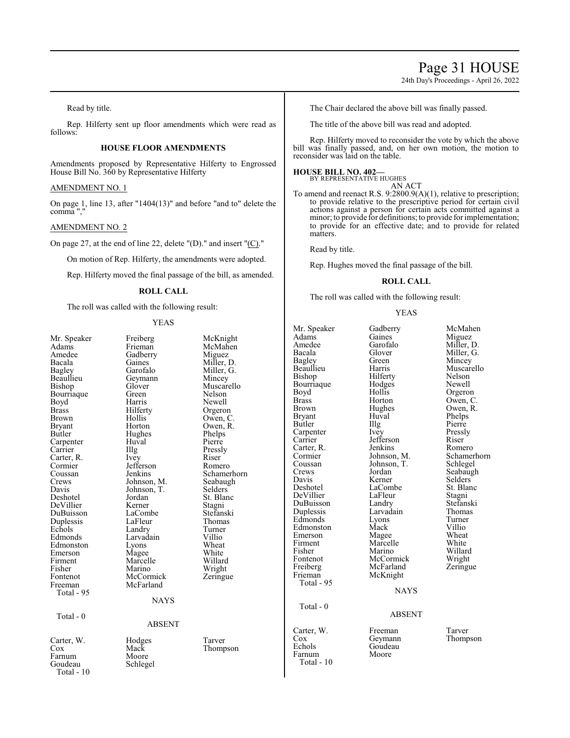Read by title.

Rep. Hilferty sent up floor amendments which were read as follows:

### HOUSE FLOOR AMENDMENTS

Amendments proposed by Representative Hilferty to Engrossed House Bill No. 360 by Representative Hilferty

AMENDMENT NO. 1

On page 1, line 13, after "1404(13)" and before "and to" delete the comma ","

AMENDMENT NO. 2

On page 27, at the end of line 22, delete "(D)." and insert "(C)."

On motion of Rep. Hilferty, the amendments were adopted.

Rep. Hilferty moved the final passage of the bill, as amended.

**ROLL CALL**

The roll was called with the following result:

YEAS

| | | |
|---|---|---|
| Mr. Speaker | Freiberg | McKnight |
| Adams | Frieman | McMahen |
| Amedee | Gadberry | Miguez |
| Bacala | Gaines | Miller, D. |
| Bagley | Garofalo | Miller, G. |
| Beaullieu | Geymann | Mincey |
| Bishop | Glover | Muscarello |
| Bourriaque | Green | Nelson |
| Boyd | Harris | Newell |
| Brass | Hilferty | Orgeron |
| Brown | Hollis | Owen, C. |
| Bryant | Horton | Owen, R. |
| Butler | Hughes | Phelps |
| Carpenter | Huval | Pierre |
| Carrier | Illg | Pressly |
| Carter, R. | Ivey | Riser |
| Cormier | Jefferson | Romero |
| Coussan | Jenkins | Schamerhorn |
| Crews | Johnson, M. | Seabaugh |
| Davis | Johnson, T. | Selders |
| Deshotel | Jordan | St. Blanc |
| DeVillier | Kerner | Stagni |
| DuBuisson | LaCombe | Stefanski |
| Duplessis | LaFleur | Thomas |
| Echols | Landry | Turner |
| Edmonds | Larvadain | Villio |
| Edmonston | Lyons | Wheat |
| Emerson | Magee | White |
| Firment | Marcelle | Willard |
| Fisher | Marino | Wright |
| Fontenot | McCormick | Zeringue |
| Freeman | McFarland | |

Total - 95

NAYS

Total - 0

ABSENT

| | | |
|---|---|---|
| Carter, W. | Hodges | Tarver |
| Cox | Mack | Thompson |
| Farnum | Moore | |
| Goudeau | Schlegel | |

Total - 10

The Chair declared the above bill was finally passed.

The title of the above bill was read and adopted.

Rep. Hilferty moved to reconsider the vote by which the above bill was finally passed, and, on her own motion, the motion to reconsider was laid on the table.

**HOUSE BILL NO. 402—**
BY REPRESENTATIVE HUGHES

AN ACT

To amend and reenact R.S. 9:2800.9(A)(1), relative to prescription; to provide relative to the prescriptive period for certain civil actions against a person for certain acts committed against a minor; to provide for definitions; to provide for implementation; to provide for an effective date; and to provide for related matters.

Read by title.

Rep. Hughes moved the final passage of the bill.

**ROLL CALL**

The roll was called with the following result:

YEAS

| | | |
|---|---|---|
| Mr. Speaker | Gadberry | McMahen |
| Adams | Gaines | Miguez |
| Amedee | Garofalo | Miller, D. |
| Bacala | Glover | Miller, G. |
| Bagley | Green | Mincey |
| Beaullieu | Harris | Muscarello |
| Bishop | Hilferty | Nelson |
| Bourriaque | Hodges | Newell |
| Boyd | Hollis | Orgeron |
| Brass | Horton | Owen, C. |
| Brown | Hughes | Owen, R. |
| Bryant | Huval | Phelps |
| Butler | Illg | Pierre |
| Carpenter | Ivey | Pressly |
| Carrier | Jefferson | Riser |
| Carter, R. | Jenkins | Romero |
| Cormier | Johnson, M. | Schamerhorn |
| Coussan | Johnson, T. | Schlegel |
| Crews | Jordan | Seabaugh |
| Davis | Kerner | Selders |
| Deshotel | LaCombe | St. Blanc |
| DeVillier | LaFleur | Stagni |
| DuBuisson | Landry | Stefanski |
| Duplessis | Larvadain | Thomas |
| Edmonds | Lyons | Turner |
| Edmonston | Mack | Villio |
| Emerson | Magee | Wheat |
| Firment | Marcelle | White |
| Fisher | Marino | Willard |
| Fontenot | McCormick | Wright |
| Freiberg | McFarland | Zeringue |
| Frieman | McKnight | |

Total - 95

NAYS

Total - 0

ABSENT

| | | |
|---|---|---|
| Carter, W. | Freeman | Tarver |
| Cox | Geymann | Thompson |
| Echols | Goudeau | |
| Farnum | Moore | |

Total - 10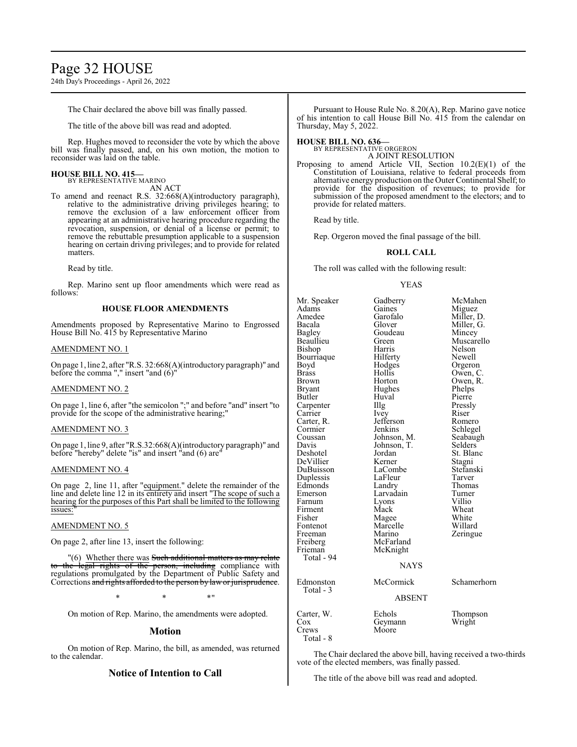The Chair declared the above bill was finally passed.

The title of the above bill was read and adopted.

Rep. Hughes moved to reconsider the vote by which the above bill was finally passed, and, on his own motion, the motion to reconsider was laid on the table.

**HOUSE BILL NO. 415—**
BY REPRESENTATIVE MARINO
AN ACT

To amend and reenact R.S. 32:668(A)(introductory paragraph), relative to the administrative driving privileges hearing; to remove the exclusion of a law enforcement officer from appearing at an administrative hearing procedure regarding the revocation, suspension, or denial of a license or permit; to remove the rebuttable presumption applicable to a suspension hearing on certain driving privileges; and to provide for related matters.

Read by title.

Rep. Marino sent up floor amendments which were read as follows:

### HOUSE FLOOR AMENDMENTS

Amendments proposed by Representative Marino to Engrossed House Bill No. 415 by Representative Marino

AMENDMENT NO. 1

On page 1, line 2, after "R.S. 32:668(A)(introductory paragraph)" and before the comma "," insert "and (6)"

AMENDMENT NO. 2

On page 1, line 6, after "the semicolon ";" and before "and" insert "to provide for the scope of the administrative hearing;"

AMENDMENT NO. 3

On page 1, line 9, after "R.S.32:668(A)(introductory paragraph)" and before "hereby" delete "is" and insert "and (6) are"

AMENDMENT NO. 4

On page 2, line 11, after "equipment." delete the remainder of the line and delete line 12 in its entirety and insert "The scope of such a hearing for the purposes of this Part shall be limited to the following issues:"

AMENDMENT NO. 5

On page 2, after line 13, insert the following:

"(6) Whether there was ~~Such additional matters as may relate to the legal rights of the person, including~~ compliance with regulations promulgated by the Department of Public Safety and Corrections ~~and rights afforded to the person by law or jurisprudence~~.

\* \* \*"

On motion of Rep. Marino, the amendments were adopted.

## Motion

On motion of Rep. Marino, the bill, as amended, was returned to the calendar.

## Notice of Intention to Call

Pursuant to House Rule No. 8.20(A), Rep. Marino gave notice of his intention to call House Bill No. 415 from the calendar on Thursday, May 5, 2022.

**HOUSE BILL NO. 636—**
BY REPRESENTATIVE ORGERON
A JOINT RESOLUTION

Proposing to amend Article VII, Section 10.2(E)(1) of the Constitution of Louisiana, relative to federal proceeds from alternative energy production on the Outer Continental Shelf; to provide for the disposition of revenues; to provide for submission of the proposed amendment to the electors; and to provide for related matters.

Read by title.

Rep. Orgeron moved the final passage of the bill.

### ROLL CALL

The roll was called with the following result:

YEAS

| | | |
|---|---|---|
| Mr. Speaker | Gadberry | McMahen |
| Adams | Gaines | Miguez |
| Amedee | Garofalo | Miller, D. |
| Bacala | Glover | Miller, G. |
| Bagley | Goudeau | Mincey |
| Beaullieu | Green | Muscarello |
| Bishop | Harris | Nelson |
| Bourriaque | Hilferty | Newell |
| Boyd | Hodges | Orgeron |
| Brass | Hollis | Owen, C. |
| Brown | Horton | Owen, R. |
| Bryant | Hughes | Phelps |
| Butler | Huval | Pierre |
| Carpenter | Illg | Pressly |
| Carrier | Ivey | Riser |
| Carter, R. | Jefferson | Romero |
| Cormier | Jenkins | Schlegel |
| Coussan | Johnson, M. | Seabaugh |
| Davis | Johnson, T. | Selders |
| Deshotel | Jordan | St. Blanc |
| DeVillier | Kerner | Stagni |
| DuBuisson | LaCombe | Stefanski |
| Duplessis | LaFleur | Tarver |
| Edmonds | Landry | Thomas |
| Emerson | Larvadain | Turner |
| Farnum | Lyons | Villio |
| Firment | Mack | Wheat |
| Fisher | Magee | White |
| Fontenot | Marcelle | Willard |
| Freeman | Marino | Zeringue |
| Freiberg | McFarland | |
| Frieman | McKnight | |

Total - 94

NAYS

| | | |
|---|---|---|
| Edmonston | McCormick | Schamerhorn |

Total - 3

ABSENT

| | | |
|---|---|---|
| Carter, W. | Echols | Thompson |
| Cox | Geymann | Wright |
| Crews | Moore | |

Total - 8

The Chair declared the above bill, having received a two-thirds vote of the elected members, was finally passed.

The title of the above bill was read and adopted.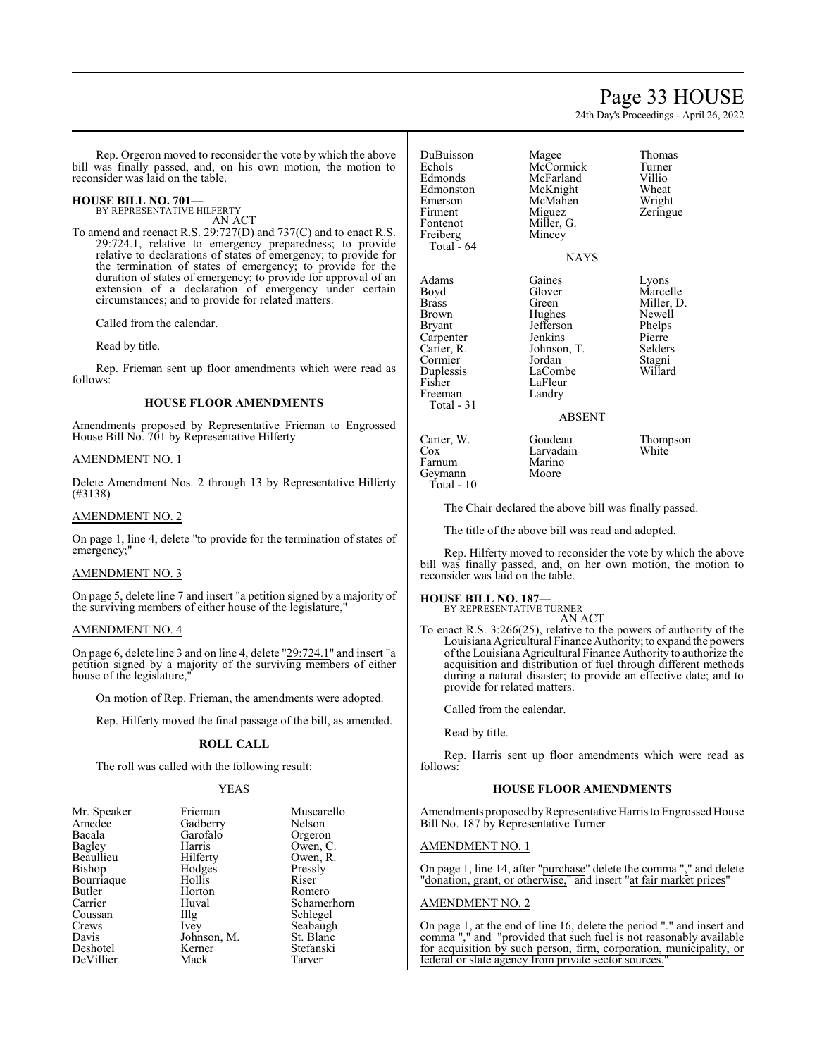Rep. Orgeron moved to reconsider the vote by which the above bill was finally passed, and, on his own motion, the motion to reconsider was laid on the table.

**HOUSE BILL NO. 701—**
BY REPRESENTATIVE HILFERTY
AN ACT

To amend and reenact R.S. 29:727(D) and 737(C) and to enact R.S. 29:724.1, relative to emergency preparedness; to provide relative to declarations of states of emergency; to provide for the termination of states of emergency; to provide for the duration of states of emergency; to provide for approval of an extension of a declaration of emergency under certain circumstances; and to provide for related matters.

Called from the calendar.

Read by title.

Rep. Frieman sent up floor amendments which were read as follows:

**HOUSE FLOOR AMENDMENTS**

Amendments proposed by Representative Frieman to Engrossed House Bill No. 701 by Representative Hilferty

AMENDMENT NO. 1

Delete Amendment Nos. 2 through 13 by Representative Hilferty (#3138)

AMENDMENT NO. 2

On page 1, line 4, delete "to provide for the termination of states of emergency;"

AMENDMENT NO. 3

On page 5, delete line 7 and insert "a petition signed by a majority of the surviving members of either house of the legislature,"

AMENDMENT NO. 4

On page 6, delete line 3 and on line 4, delete "29:724.1" and insert "a petition signed by a majority of the surviving members of either house of the legislature,"

On motion of Rep. Frieman, the amendments were adopted.

Rep. Hilferty moved the final passage of the bill, as amended.

**ROLL CALL**

The roll was called with the following result:

YEAS

| | | |
|---|---|---|
| Mr. Speaker | Frieman | Muscarello |
| Amedee | Gadberry | Nelson |
| Bacala | Garofalo | Orgeron |
| Bagley | Harris | Owen, C. |
| Beaullieu | Hilferty | Owen, R. |
| Bishop | Hodges | Pressly |
| Bourriaque | Hollis | Riser |
| Butler | Horton | Romero |
| Carrier | Huval | Schamerhorn |
| Coussan | Illg | Schlegel |
| Crews | Ivey | Seabaugh |
| Davis | Johnson, M. | St. Blanc |
| Deshotel | Kerner | Stefanski |
| DeVillier | Mack | Tarver |
| DuBuisson | Magee | Thomas |
| Echols | McCormick | Turner |
| Edmonds | McFarland | Villio |
| Edmonston | McKnight | Wheat |
| Emerson | McMahen | Wright |
| Firment | Miguez | Zeringue |
| Fontenot | Miller, G. | |
| Freiberg | Mincey | |
| Total - 64 | | |

NAYS

| | | |
|---|---|---|
| Adams | Gaines | Lyons |
| Boyd | Glover | Marcelle |
| Brass | Green | Miller, D. |
| Brown | Hughes | Newell |
| Bryant | Jefferson | Phelps |
| Carpenter | Jenkins | Pierre |
| Carter, R. | Johnson, T. | Selders |
| Cormier | Jordan | Stagni |
| Duplessis | LaCombe | Willard |
| Fisher | LaFleur | |
| Freeman | Landry | |
| Total - 31 | | |

ABSENT

| | | |
|---|---|---|
| Carter, W. | Goudeau | Thompson |
| Cox | Larvadain | White |
| Farnum | Marino | |
| Geymann | Moore | |
| Total - 10 | | |

The Chair declared the above bill was finally passed.

The title of the above bill was read and adopted.

Rep. Hilferty moved to reconsider the vote by which the above bill was finally passed, and, on her own motion, the motion to reconsider was laid on the table.

**HOUSE BILL NO. 187—**
BY REPRESENTATIVE TURNER
AN ACT

To enact R.S. 3:266(25), relative to the powers of authority of the Louisiana Agricultural Finance Authority; to expand the powers of the Louisiana Agricultural Finance Authority to authorize the acquisition and distribution of fuel through different methods during a natural disaster; to provide an effective date; and to provide for related matters.

Called from the calendar.

Read by title.

Rep. Harris sent up floor amendments which were read as follows:

**HOUSE FLOOR AMENDMENTS**

Amendments proposed by Representative Harris to Engrossed House Bill No. 187 by Representative Turner

AMENDMENT NO. 1

On page 1, line 14, after "purchase" delete the comma "," and delete "donation, grant, or otherwise," and insert "at fair market prices"

AMENDMENT NO. 2

On page 1, at the end of line 16, delete the period "." and insert and comma "," and "provided that such fuel is not reasonably available for acquisition by such person, firm, corporation, municipality, or federal or state agency from private sector sources."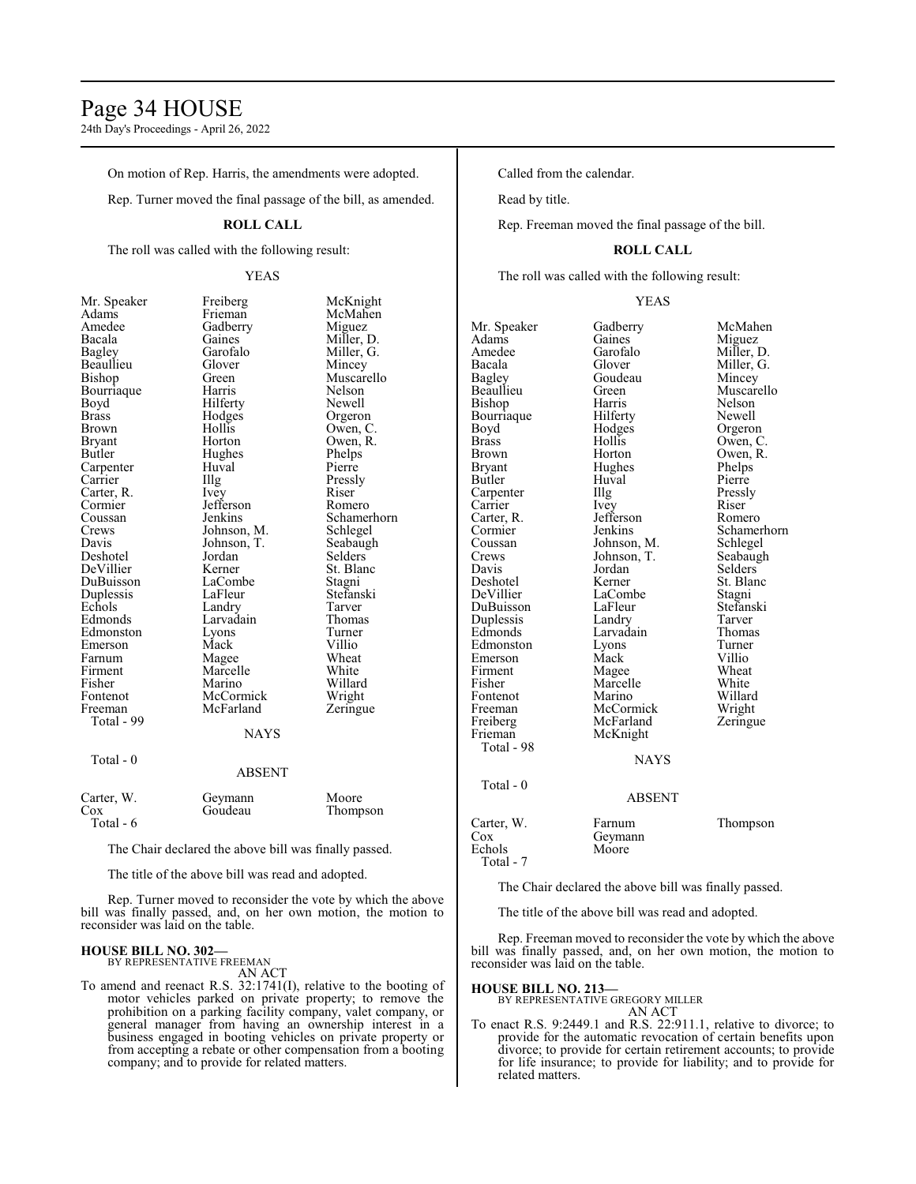On motion of Rep. Harris, the amendments were adopted.

Rep. Turner moved the final passage of the bill, as amended.

**ROLL CALL**

The roll was called with the following result:

YEAS

| | | |
|---|---|---|
| Mr. Speaker | Freiberg | McKnight |
| Adams | Frieman | McMahen |
| Amedee | Gadberry | Miguez |
| Bacala | Gaines | Miller, D. |
| Bagley | Garofalo | Miller, G. |
| Beaullieu | Glover | Mincey |
| Bishop | Green | Muscarello |
| Bourriaque | Harris | Nelson |
| Boyd | Hilferty | Newell |
| Brass | Hodges | Orgeron |
| Brown | Hollis | Owen, C. |
| Bryant | Horton | Owen, R. |
| Butler | Hughes | Phelps |
| Carpenter | Huval | Pierre |
| Carrier | Illg | Pressly |
| Carter, R. | Ivey | Riser |
| Cormier | Jefferson | Romero |
| Coussan | Jenkins | Schamerhorn |
| Crews | Johnson, M. | Schlegel |
| Davis | Johnson, T. | Seabaugh |
| Deshotel | Jordan | Selders |
| DeVillier | Kerner | St. Blanc |
| DuBuisson | LaCombe | Stagni |
| Duplessis | LaFleur | Stefanski |
| Echols | Landry | Tarver |
| Edmonds | Larvadain | Thomas |
| Edmonston | Lyons | Turner |
| Emerson | Mack | Villio |
| Farnum | Magee | Wheat |
| Firment | Marcelle | White |
| Fisher | Marino | Willard |
| Fontenot | McCormick | Wright |
| Freeman | McFarland | Zeringue |

Total - 99

NAYS

Total - 0

ABSENT

| | | |
|---|---|---|
| Carter, W. | Geymann | Moore |
| Cox | Goudeau | Thompson |

Total - 6

The Chair declared the above bill was finally passed.

The title of the above bill was read and adopted.

Rep. Turner moved to reconsider the vote by which the above bill was finally passed, and, on her own motion, the motion to reconsider was laid on the table.

**HOUSE BILL NO. 302—**
BY REPRESENTATIVE FREEMAN
AN ACT

To amend and reenact R.S. 32:1741(I), relative to the booting of motor vehicles parked on private property; to remove the prohibition on a parking facility company, valet company, or general manager from having an ownership interest in a business engaged in booting vehicles on private property or from accepting a rebate or other compensation from a booting company; and to provide for related matters.

Called from the calendar.

Read by title.

Rep. Freeman moved the final passage of the bill.

**ROLL CALL**

The roll was called with the following result:

YEAS

| | | |
|---|---|---|
| Mr. Speaker | Gadberry | McMahen |
| Adams | Gaines | Miguez |
| Amedee | Garofalo | Miller, D. |
| Bacala | Glover | Miller, G. |
| Bagley | Goudeau | Mincey |
| Beaullieu | Green | Muscarello |
| Bishop | Harris | Nelson |
| Bourriaque | Hilferty | Newell |
| Boyd | Hodges | Orgeron |
| Brass | Hollis | Owen, C. |
| Brown | Horton | Owen, R. |
| Bryant | Hughes | Phelps |
| Butler | Huval | Pierre |
| Carpenter | Illg | Pressly |
| Carrier | Ivey | Riser |
| Carter, R. | Jefferson | Romero |
| Cormier | Jenkins | Schamerhorn |
| Coussan | Johnson, M. | Schlegel |
| Crews | Johnson, T. | Seabaugh |
| Davis | Jordan | Selders |
| Deshotel | Kerner | St. Blanc |
| DeVillier | LaCombe | Stagni |
| DuBuisson | LaFleur | Stefanski |
| Duplessis | Landry | Tarver |
| Edmonds | Larvadain | Thomas |
| Edmonston | Lyons | Turner |
| Emerson | Mack | Villio |
| Firment | Magee | Wheat |
| Fisher | Marcelle | White |
| Fontenot | Marino | Willard |
| Freeman | McCormick | Wright |
| Freiberg | McFarland | Zeringue |
| Frieman | McKnight | |

Total - 98

NAYS

Total - 0

ABSENT

| | | |
|---|---|---|
| Carter, W. | Farnum | Thompson |
| Cox | Geymann | |
| Echols | Moore | |

Total - 7

The Chair declared the above bill was finally passed.

The title of the above bill was read and adopted.

Rep. Freeman moved to reconsider the vote by which the above bill was finally passed, and, on her own motion, the motion to reconsider was laid on the table.

**HOUSE BILL NO. 213—**
BY REPRESENTATIVE GREGORY MILLER
AN ACT

To enact R.S. 9:2449.1 and R.S. 22:911.1, relative to divorce; to provide for the automatic revocation of certain benefits upon divorce; to provide for certain retirement accounts; to provide for life insurance; to provide for liability; and to provide for related matters.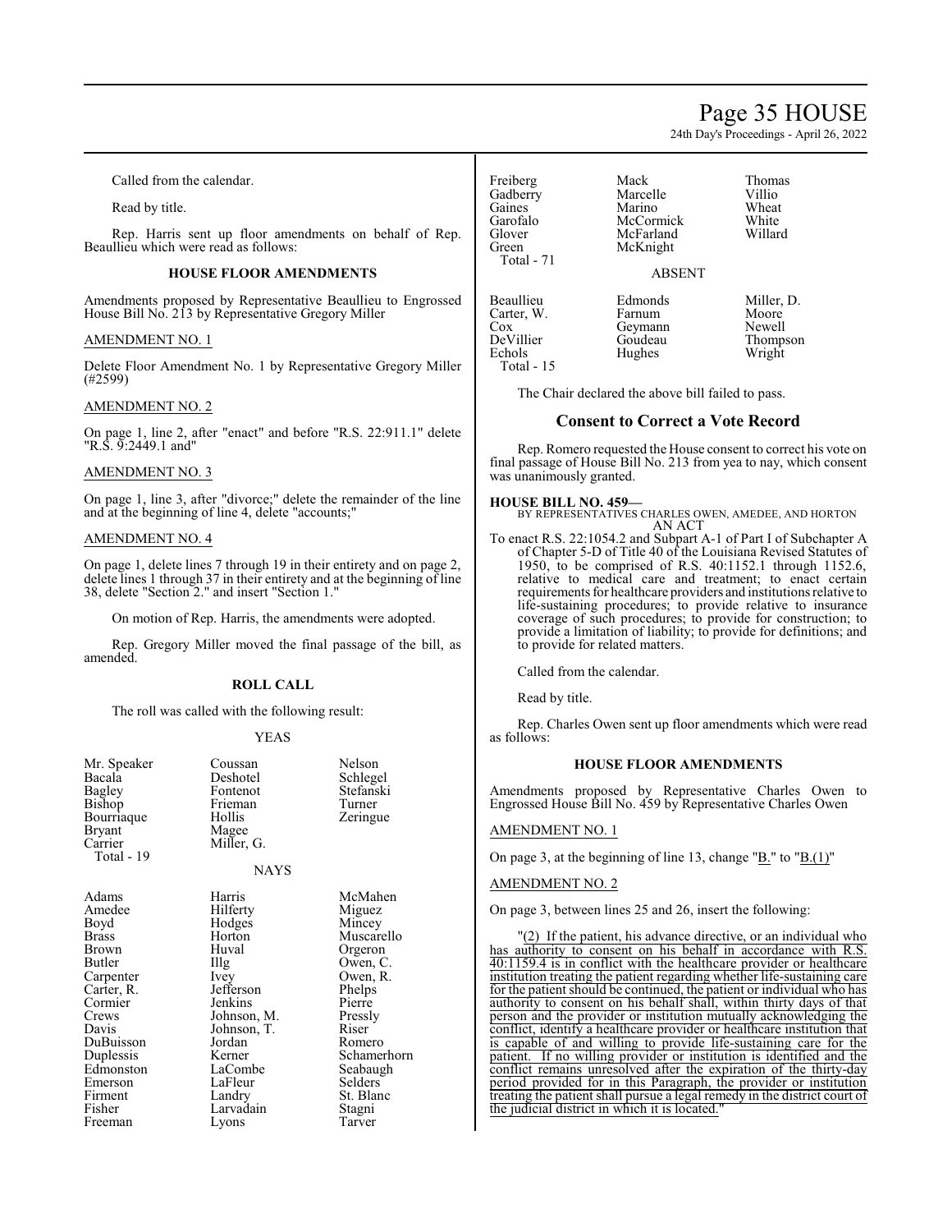Called from the calendar.

Read by title.

Rep. Harris sent up floor amendments on behalf of Rep. Beaullieu which were read as follows:

### HOUSE FLOOR AMENDMENTS

Amendments proposed by Representative Beaullieu to Engrossed House Bill No. 213 by Representative Gregory Miller

AMENDMENT NO. 1

Delete Floor Amendment No. 1 by Representative Gregory Miller (#2599)

AMENDMENT NO. 2

On page 1, line 2, after "enact" and before "R.S. 22:911.1" delete "R.S. 9:2449.1 and"

AMENDMENT NO. 3

On page 1, line 3, after "divorce;" delete the remainder of the line and at the beginning of line 4, delete "accounts;"

AMENDMENT NO. 4

On page 1, delete lines 7 through 19 in their entirety and on page 2, delete lines 1 through 37 in their entirety and at the beginning of line 38, delete "Section 2." and insert "Section 1."

On motion of Rep. Harris, the amendments were adopted.

Rep. Gregory Miller moved the final passage of the bill, as amended.

#### ROLL CALL

The roll was called with the following result:

YEAS

| | | |
|---|---|---|
| Mr. Speaker | Coussan | Nelson |
| Bacala | Deshotel | Schlegel |
| Bagley | Fontenot | Stefanski |
| Bishop | Frieman | Turner |
| Bourriaque | Hollis | Zeringue |
| Bryant | Magee | |
| Carrier | Miller, G. | |
| Total - 19 | | |

NAYS

| | | |
|---|---|---|
| Adams | Harris | McMahen |
| Amedee | Hilferty | Miguez |
| Boyd | Hodges | Mincey |
| Brass | Horton | Muscarello |
| Brown | Huval | Orgeron |
| Butler | Illg | Owen, C. |
| Carpenter | Ivey | Owen, R. |
| Carter, R. | Jefferson | Phelps |
| Cormier | Jenkins | Pierre |
| Crews | Johnson, M. | Pressly |
| Davis | Johnson, T. | Riser |
| DuBuisson | Jordan | Romero |
| Duplessis | Kerner | Schamerhorn |
| Edmonston | LaCombe | Seabaugh |
| Emerson | LaFleur | Selders |
| Firment | Landry | St. Blanc |
| Fisher | Larvadain | Stagni |
| Freeman | Lyons | Tarver |
| Freiberg | Mack | Thomas |
| Gadberry | Marcelle | Villio |
| Gaines | Marino | Wheat |
| Garofalo | McCormick | White |
| Glover | McFarland | Willard |
| Green | McKnight | |
| Total - 71 | | |

ABSENT

| | | |
|---|---|---|
| Beaullieu | Edmonds | Miller, D. |
| Carter, W. | Farnum | Moore |
| Cox | Geymann | Newell |
| DeVillier | Goudeau | Thompson |
| Echols | Hughes | Wright |
| Total - 15 | | |

The Chair declared the above bill failed to pass.

## Consent to Correct a Vote Record

Rep. Romero requested the House consent to correct his vote on final passage of House Bill No. 213 from yea to nay, which consent was unanimously granted.

**HOUSE BILL NO. 459—**
BY REPRESENTATIVES CHARLES OWEN, AMEDEE, AND HORTON
AN ACT
To enact R.S. 22:1054.2 and Subpart A-1 of Part I of Subchapter A of Chapter 5-D of Title 40 of the Louisiana Revised Statutes of 1950, to be comprised of R.S. 40:1152.1 through 1152.6, relative to medical care and treatment; to enact certain requirements for healthcare providers and institutions relative to life-sustaining procedures; to provide relative to insurance coverage of such procedures; to provide for construction; to provide a limitation of liability; to provide for definitions; and to provide for related matters.

Called from the calendar.

Read by title.

Rep. Charles Owen sent up floor amendments which were read as follows:

### HOUSE FLOOR AMENDMENTS

Amendments proposed by Representative Charles Owen to Engrossed House Bill No. 459 by Representative Charles Owen

AMENDMENT NO. 1

On page 3, at the beginning of line 13, change "B." to "B.(1)"

AMENDMENT NO. 2

On page 3, between lines 25 and 26, insert the following:

"(2) If the patient, his advance directive, or an individual who has authority to consent on his behalf in accordance with R.S. 40:1159.4 is in conflict with the healthcare provider or healthcare institution treating the patient regarding whether life-sustaining care for the patient should be continued, the patient or individual who has authority to consent on his behalf shall, within thirty days of that person and the provider or institution mutually acknowledging the conflict, identify a healthcare provider or healthcare institution that is capable of and willing to provide life-sustaining care for the patient. If no willing provider or institution is identified and the conflict remains unresolved after the expiration of the thirty-day period provided for in this Paragraph, the provider or institution treating the patient shall pursue a legal remedy in the district court of the judicial district in which it is located."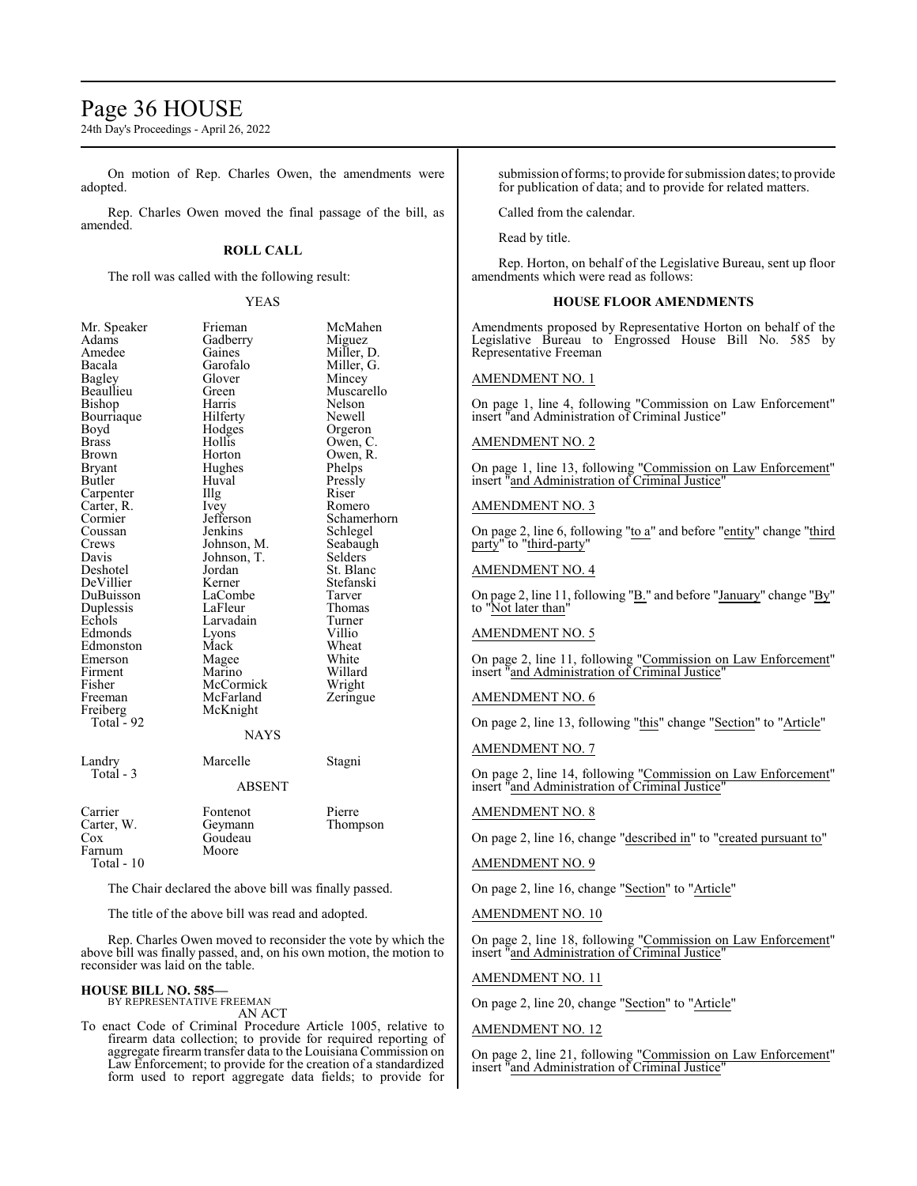On motion of Rep. Charles Owen, the amendments were adopted.

Rep. Charles Owen moved the final passage of the bill, as amended.

**ROLL CALL**

The roll was called with the following result:

YEAS

| | | |
|---|---|---|
| Mr. Speaker | Frieman | McMahen |
| Adams | Gadberry | Miguez |
| Amedee | Gaines | Miller, D. |
| Bacala | Garofalo | Miller, G. |
| Bagley | Glover | Mincey |
| Beaullieu | Green | Muscarello |
| Bishop | Harris | Nelson |
| Bourriaque | Hilferty | Newell |
| Boyd | Hodges | Orgeron |
| Brass | Hollis | Owen, C. |
| Brown | Horton | Owen, R. |
| Bryant | Hughes | Phelps |
| Butler | Huval | Pressly |
| Carpenter | Illg | Riser |
| Carter, R. | Ivey | Romero |
| Cormier | Jefferson | Schamerhorn |
| Coussan | Jenkins | Schlegel |
| Crews | Johnson, M. | Seabaugh |
| Davis | Johnson, T. | Selders |
| Deshotel | Jordan | St. Blanc |
| DeVillier | Kerner | Stefanski |
| DuBuisson | LaCombe | Tarver |
| Duplessis | LaFleur | Thomas |
| Echols | Larvadain | Turner |
| Edmonds | Lyons | Villio |
| Edmonston | Mack | Wheat |
| Emerson | Magee | White |
| Firment | Marino | Willard |
| Fisher | McCormick | Wright |
| Freeman | McFarland | Zeringue |
| Freiberg | McKnight | |
| Total - 92 | | |

NAYS

| | | |
|---|---|---|
| Landry | Marcelle | Stagni |
| Total - 3 | | |

ABSENT

| | | |
|---|---|---|
| Carrier | Fontenot | Pierre |
| Carter, W. | Geymann | Thompson |
| Cox | Goudeau | |
| Farnum | Moore | |
| Total - 10 | | |

The Chair declared the above bill was finally passed.

The title of the above bill was read and adopted.

Rep. Charles Owen moved to reconsider the vote by which the above bill was finally passed, and, on his own motion, the motion to reconsider was laid on the table.

**HOUSE BILL NO. 585—**
BY REPRESENTATIVE FREEMAN
AN ACT

To enact Code of Criminal Procedure Article 1005, relative to firearm data collection; to provide for required reporting of aggregate firearm transfer data to the Louisiana Commission on Law Enforcement; to provide for the creation of a standardized form used to report aggregate data fields; to provide for submission of forms; to provide for submission dates; to provide for publication of data; and to provide for related matters.

Called from the calendar.

Read by title.

Rep. Horton, on behalf of the Legislative Bureau, sent up floor amendments which were read as follows:

**HOUSE FLOOR AMENDMENTS**

Amendments proposed by Representative Horton on behalf of the Legislative Bureau to Engrossed House Bill No. 585 by Representative Freeman

AMENDMENT NO. 1

On page 1, line 4, following "Commission on Law Enforcement" insert "and Administration of Criminal Justice"

AMENDMENT NO. 2

On page 1, line 13, following "Commission on Law Enforcement" insert "and Administration of Criminal Justice"

AMENDMENT NO. 3

On page 2, line 6, following "to a" and before "entity" change "third party" to "third-party"

AMENDMENT NO. 4

On page 2, line 11, following "B." and before "January" change "By" to "Not later than"

AMENDMENT NO. 5

On page 2, line 11, following "Commission on Law Enforcement" insert "and Administration of Criminal Justice"

AMENDMENT NO. 6

On page 2, line 13, following "this" change "Section" to "Article"

AMENDMENT NO. 7

On page 2, line 14, following "Commission on Law Enforcement" insert "and Administration of Criminal Justice"

AMENDMENT NO. 8

On page 2, line 16, change "described in" to "created pursuant to"

AMENDMENT NO. 9

On page 2, line 16, change "Section" to "Article"

AMENDMENT NO. 10

On page 2, line 18, following "Commission on Law Enforcement" insert "and Administration of Criminal Justice"

AMENDMENT NO. 11

On page 2, line 20, change "Section" to "Article"

AMENDMENT NO. 12

On page 2, line 21, following "Commission on Law Enforcement" insert "and Administration of Criminal Justice"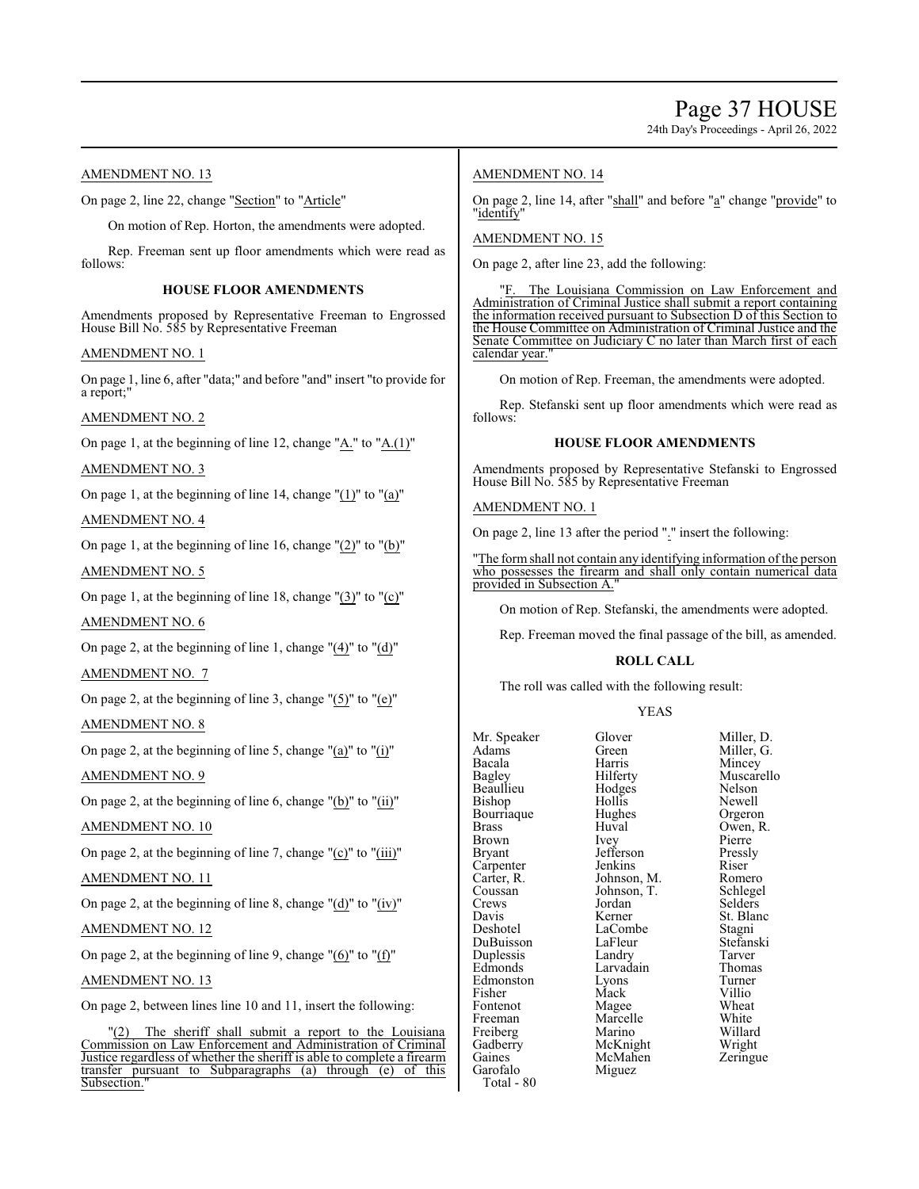AMENDMENT NO. 13

On page 2, line 22, change "Section" to "Article"

On motion of Rep. Horton, the amendments were adopted.

Rep. Freeman sent up floor amendments which were read as follows:

**HOUSE FLOOR AMENDMENTS**

Amendments proposed by Representative Freeman to Engrossed House Bill No. 585 by Representative Freeman

AMENDMENT NO. 1

On page 1, line 6, after "data;" and before "and" insert "to provide for a report;"

AMENDMENT NO. 2

On page 1, at the beginning of line 12, change "A." to "A.(1)"

AMENDMENT NO. 3

On page 1, at the beginning of line 14, change "(1)" to "(a)"

AMENDMENT NO. 4

On page 1, at the beginning of line 16, change "(2)" to "(b)"

AMENDMENT NO. 5

On page 1, at the beginning of line 18, change "(3)" to "(c)"

AMENDMENT NO. 6

On page 2, at the beginning of line 1, change "(4)" to "(d)"

AMENDMENT NO. 7

On page 2, at the beginning of line 3, change "(5)" to "(e)"

AMENDMENT NO. 8

On page 2, at the beginning of line 5, change "(a)" to "(i)"

AMENDMENT NO. 9

On page 2, at the beginning of line 6, change "(b)" to "(ii)"

AMENDMENT NO. 10

On page 2, at the beginning of line 7, change "(c)" to "(iii)"

AMENDMENT NO. 11

On page 2, at the beginning of line 8, change "(d)" to "(iv)"

AMENDMENT NO. 12

On page 2, at the beginning of line 9, change "(6)" to "(f)"

AMENDMENT NO. 13

On page 2, between lines line 10 and 11, insert the following:

"(2) The sheriff shall submit a report to the Louisiana Commission on Law Enforcement and Administration of Criminal Justice regardless of whether the sheriff is able to complete a firearm transfer pursuant to Subparagraphs (a) through (e) of this Subsection."

AMENDMENT NO. 14

On page 2, line 14, after "shall" and before "a" change "provide" to "identify"

AMENDMENT NO. 15

On page 2, after line 23, add the following:

"F. The Louisiana Commission on Law Enforcement and Administration of Criminal Justice shall submit a report containing the information received pursuant to Subsection D of this Section to the House Committee on Administration of Criminal Justice and the Senate Committee on Judiciary C no later than March first of each calendar year."

On motion of Rep. Freeman, the amendments were adopted.

Rep. Stefanski sent up floor amendments which were read as follows:

**HOUSE FLOOR AMENDMENTS**

Amendments proposed by Representative Stefanski to Engrossed House Bill No. 585 by Representative Freeman

AMENDMENT NO. 1

On page 2, line 13 after the period "." insert the following:

"The form shall not contain any identifying information of the person who possesses the firearm and shall only contain numerical data provided in Subsection A."

On motion of Rep. Stefanski, the amendments were adopted.

Rep. Freeman moved the final passage of the bill, as amended.

**ROLL CALL**

The roll was called with the following result:

YEAS

| | | |
|---|---|---|
| Mr. Speaker | Glover | Miller, D. |
| Adams | Green | Miller, G. |
| Bacala | Harris | Mincey |
| Bagley | Hilferty | Muscarello |
| Beaullieu | Hodges | Nelson |
| Bishop | Hollis | Newell |
| Bourriaque | Hughes | Orgeron |
| Brass | Huval | Owen, R. |
| Brown | Ivey | Pierre |
| Bryant | Jefferson | Pressly |
| Carpenter | Jenkins | Riser |
| Carter, R. | Johnson, M. | Romero |
| Coussan | Johnson, T. | Schlegel |
| Crews | Jordan | Selders |
| Davis | Kerner | St. Blanc |
| Deshotel | LaCombe | Stagni |
| DuBuisson | LaFleur | Stefanski |
| Duplessis | Landry | Tarver |
| Edmonds | Larvadain | Thomas |
| Edmonston | Lyons | Turner |
| Fisher | Mack | Villio |
| Fontenot | Magee | Wheat |
| Freeman | Marcelle | White |
| Freiberg | Marino | Willard |
| Gadberry | McKnight | Wright |
| Gaines | McMahen | Zeringue |
| Garofalo | Miguez | |

Total - 80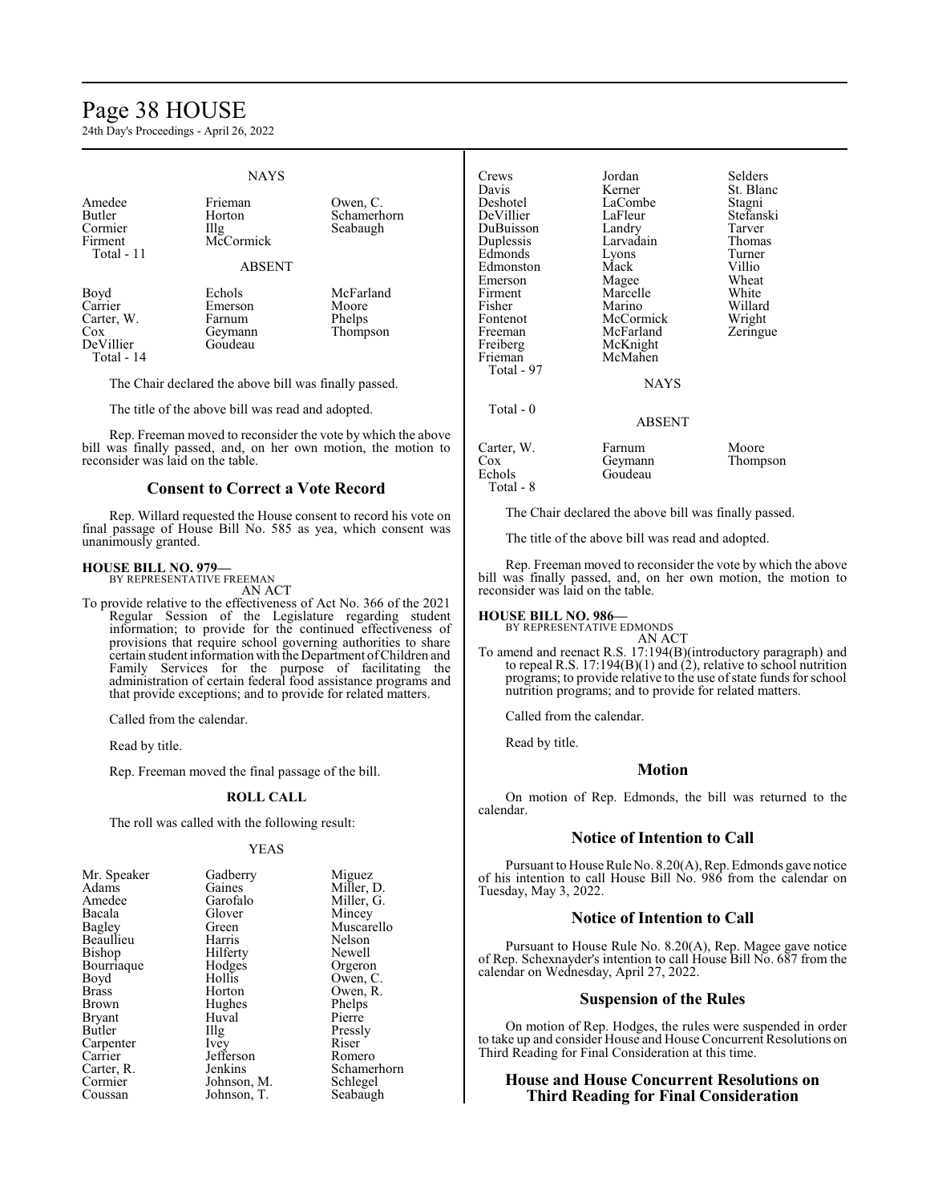NAYS

| | | |
|---|---|---|
| Amedee | Frieman | Owen, C. |
| Butler | Horton | Schamerhorn |
| Cormier | Illg | Seabaugh |
| Firment | McCormick | |
| Total - 11 | | |

ABSENT

| | | |
|---|---|---|
| Boyd | Echols | McFarland |
| Carrier | Emerson | Moore |
| Carter, W. | Farnum | Phelps |
| Cox | Geymann | Thompson |
| DeVillier | Goudeau | |
| Total - 14 | | |

The Chair declared the above bill was finally passed.

The title of the above bill was read and adopted.

Rep. Freeman moved to reconsider the vote by which the above bill was finally passed, and, on her own motion, the motion to reconsider was laid on the table.

## Consent to Correct a Vote Record

Rep. Willard requested the House consent to record his vote on final passage of House Bill No. 585 as yea, which consent was unanimously granted.

**HOUSE BILL NO. 979—**
BY REPRESENTATIVE FREEMAN
AN ACT

To provide relative to the effectiveness of Act No. 366 of the 2021 Regular Session of the Legislature regarding student information; to provide for the continued effectiveness of provisions that require school governing authorities to share certain student information with the Department of Children and Family Services for the purpose of facilitating the administration of certain federal food assistance programs and that provide exceptions; and to provide for related matters.

Called from the calendar.

Read by title.

Rep. Freeman moved the final passage of the bill.

### ROLL CALL

The roll was called with the following result:

YEAS

| | | |
|---|---|---|
| Mr. Speaker | Gadberry | Miguez |
| Adams | Gaines | Miller, D. |
| Amedee | Garofalo | Miller, G. |
| Bacala | Glover | Mincey |
| Bagley | Green | Muscarello |
| Beaullieu | Harris | Nelson |
| Bishop | Hilferty | Newell |
| Bourriaque | Hodges | Orgeron |
| Boyd | Hollis | Owen, C. |
| Brass | Horton | Owen, R. |
| Brown | Hughes | Phelps |
| Bryant | Huval | Pierre |
| Butler | Illg | Pressly |
| Carpenter | Ivey | Riser |
| Carrier | Jefferson | Romero |
| Carter, R. | Jenkins | Schamerhorn |
| Cormier | Johnson, M. | Schlegel |
| Coussan | Johnson, T. | Seabaugh |
| Crews | Jordan | Selders |
| Davis | Kerner | St. Blanc |
| Deshotel | LaCombe | Stagni |
| DeVillier | LaFleur | Stefanski |
| DuBuisson | Landry | Tarver |
| Duplessis | Larvadain | Thomas |
| Edmonds | Lyons | Turner |
| Edmonston | Mack | Villio |
| Emerson | Magee | Wheat |
| Firment | Marcelle | White |
| Fisher | Marino | Willard |
| Fontenot | McCormick | Wright |
| Freeman | McFarland | Zeringue |
| Freiberg | McKnight | |
| Frieman | McMahen | |
| Total - 97 | | |

NAYS

Total - 0

ABSENT

| | | |
|---|---|---|
| Carter, W. | Farnum | Moore |
| Cox | Geymann | Thompson |
| Echols | Goudeau | |
| Total - 8 | | |

The Chair declared the above bill was finally passed.

The title of the above bill was read and adopted.

Rep. Freeman moved to reconsider the vote by which the above bill was finally passed, and, on her own motion, the motion to reconsider was laid on the table.

**HOUSE BILL NO. 986—**
BY REPRESENTATIVE EDMONDS
AN ACT

To amend and reenact R.S. 17:194(B)(introductory paragraph) and to repeal R.S. 17:194(B)(1) and (2), relative to school nutrition programs; to provide relative to the use of state funds for school nutrition programs; and to provide for related matters.

Called from the calendar.

Read by title.

## Motion

On motion of Rep. Edmonds, the bill was returned to the calendar.

## Notice of Intention to Call

Pursuant to House Rule No. 8.20(A), Rep. Edmonds gave notice of his intention to call House Bill No. 986 from the calendar on Tuesday, May 3, 2022.

## Notice of Intention to Call

Pursuant to House Rule No. 8.20(A), Rep. Magee gave notice of Rep. Schexnayder's intention to call House Bill No. 687 from the calendar on Wednesday, April 27, 2022.

## Suspension of the Rules

On motion of Rep. Hodges, the rules were suspended in order to take up and consider House and House Concurrent Resolutions on Third Reading for Final Consideration at this time.

## House and House Concurrent Resolutions on Third Reading for Final Consideration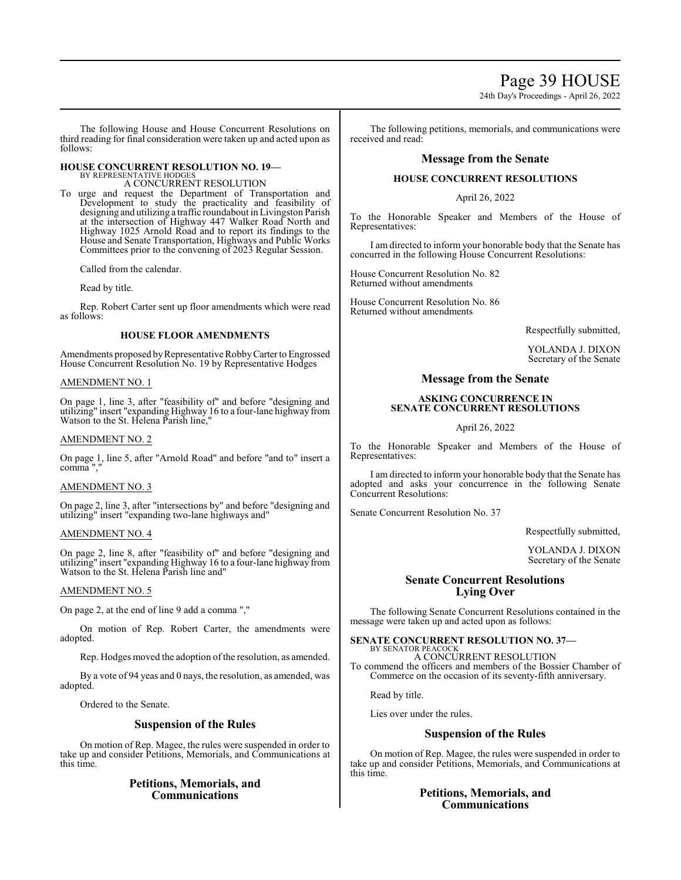The following House and House Concurrent Resolutions on third reading for final consideration were taken up and acted upon as follows:

**HOUSE CONCURRENT RESOLUTION NO. 19—**
BY REPRESENTATIVE HODGES
A CONCURRENT RESOLUTION

To urge and request the Department of Transportation and Development to study the practicality and feasibility of designing and utilizing a traffic roundabout in Livingston Parish at the intersection of Highway 447 Walker Road North and Highway 1025 Arnold Road and to report its findings to the House and Senate Transportation, Highways and Public Works Committees prior to the convening of 2023 Regular Session.

Called from the calendar.

Read by title.

Rep. Robert Carter sent up floor amendments which were read as follows:

**HOUSE FLOOR AMENDMENTS**

Amendments proposed by Representative Robby Carter to Engrossed House Concurrent Resolution No. 19 by Representative Hodges

AMENDMENT NO. 1

On page 1, line 3, after "feasibility of" and before "designing and utilizing" insert "expanding Highway 16 to a four-lane highway from Watson to the St. Helena Parish line,"

AMENDMENT NO. 2

On page 1, line 5, after "Arnold Road" and before "and to" insert a comma ","

AMENDMENT NO. 3

On page 2, line 3, after "intersections by" and before "designing and utilizing" insert "expanding two-lane highways and"

AMENDMENT NO. 4

On page 2, line 8, after "feasibility of" and before "designing and utilizing" insert "expanding Highway 16 to a four-lane highway from Watson to the St. Helena Parish line and"

AMENDMENT NO. 5

On page 2, at the end of line 9 add a comma ","

On motion of Rep. Robert Carter, the amendments were adopted.

Rep. Hodges moved the adoption of the resolution, as amended.

By a vote of 94 yeas and 0 nays, the resolution, as amended, was adopted.

Ordered to the Senate.

## Suspension of the Rules

On motion of Rep. Magee, the rules were suspended in order to take up and consider Petitions, Memorials, and Communications at this time.

## Petitions, Memorials, and Communications

The following petitions, memorials, and communications were received and read:

## Message from the Senate

**HOUSE CONCURRENT RESOLUTIONS**

April 26, 2022

To the Honorable Speaker and Members of the House of Representatives:

I am directed to inform your honorable body that the Senate has concurred in the following House Concurrent Resolutions:

House Concurrent Resolution No. 82
Returned without amendments

House Concurrent Resolution No. 86
Returned without amendments

Respectfully submitted,

YOLANDA J. DIXON
Secretary of the Senate

## Message from the Senate

**ASKING CONCURRENCE IN SENATE CONCURRENT RESOLUTIONS**

April 26, 2022

To the Honorable Speaker and Members of the House of Representatives:

I am directed to inform your honorable body that the Senate has adopted and asks your concurrence in the following Senate Concurrent Resolutions:

Senate Concurrent Resolution No. 37

Respectfully submitted,

YOLANDA J. DIXON
Secretary of the Senate

## Senate Concurrent Resolutions Lying Over

The following Senate Concurrent Resolutions contained in the message were taken up and acted upon as follows:

**SENATE CONCURRENT RESOLUTION NO. 37—**
BY SENATOR PEACOCK
A CONCURRENT RESOLUTION

To commend the officers and members of the Bossier Chamber of Commerce on the occasion of its seventy-fifth anniversary.

Read by title.

Lies over under the rules.

## Suspension of the Rules

On motion of Rep. Magee, the rules were suspended in order to take up and consider Petitions, Memorials, and Communications at this time.

## Petitions, Memorials, and Communications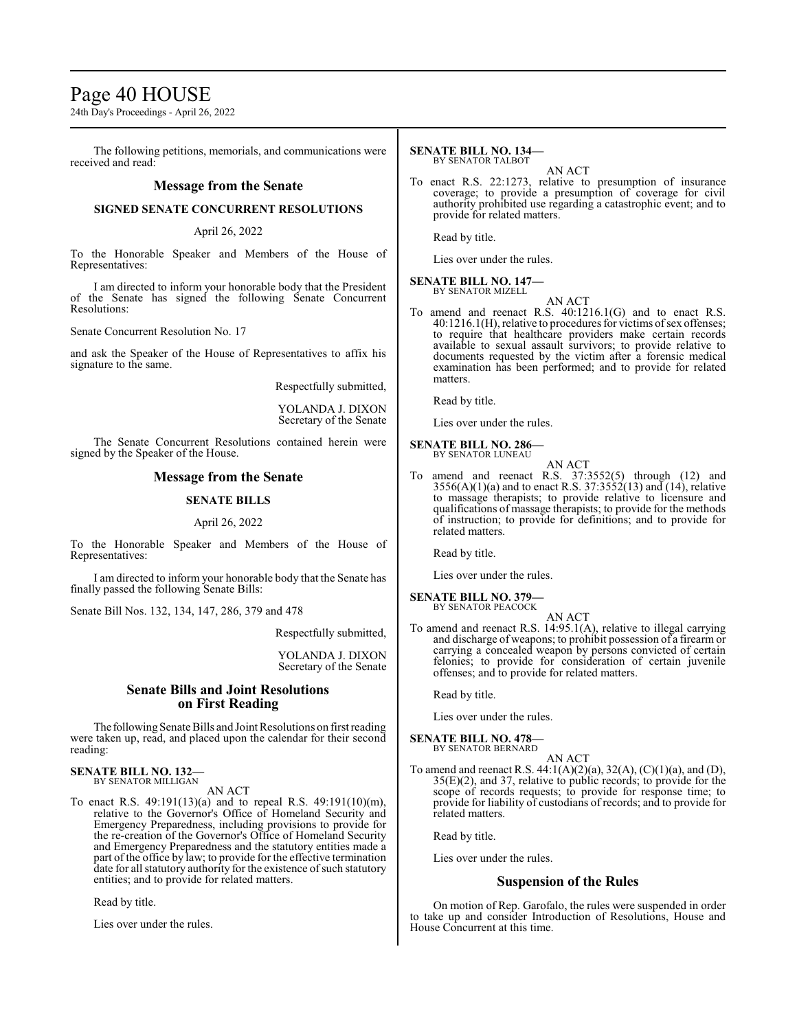The following petitions, memorials, and communications were received and read:

## Message from the Senate

### SIGNED SENATE CONCURRENT RESOLUTIONS

April 26, 2022

To the Honorable Speaker and Members of the House of Representatives:

I am directed to inform your honorable body that the President of the Senate has signed the following Senate Concurrent Resolutions:

Senate Concurrent Resolution No. 17

and ask the Speaker of the House of Representatives to affix his signature to the same.

Respectfully submitted,

YOLANDA J. DIXON
Secretary of the Senate

The Senate Concurrent Resolutions contained herein were signed by the Speaker of the House.

## Message from the Senate

### SENATE BILLS

April 26, 2022

To the Honorable Speaker and Members of the House of Representatives:

I am directed to inform your honorable body that the Senate has finally passed the following Senate Bills:

Senate Bill Nos. 132, 134, 147, 286, 379 and 478

Respectfully submitted,

YOLANDA J. DIXON
Secretary of the Senate

## Senate Bills and Joint Resolutions on First Reading

The following Senate Bills and Joint Resolutions on first reading were taken up, read, and placed upon the calendar for their second reading:

**SENATE BILL NO. 132—**
BY SENATOR MILLIGAN

AN ACT

To enact R.S. 49:191(13)(a) and to repeal R.S. 49:191(10)(m), relative to the Governor's Office of Homeland Security and Emergency Preparedness, including provisions to provide for the re-creation of the Governor's Office of Homeland Security and Emergency Preparedness and the statutory entities made a part of the office by law; to provide for the effective termination date for all statutory authority for the existence of such statutory entities; and to provide for related matters.

Read by title.

Lies over under the rules.

**SENATE BILL NO. 134—**
BY SENATOR TALBOT

AN ACT

To enact R.S. 22:1273, relative to presumption of insurance coverage; to provide a presumption of coverage for civil authority prohibited use regarding a catastrophic event; and to provide for related matters.

Read by title.

Lies over under the rules.

**SENATE BILL NO. 147—**
BY SENATOR MIZELL

AN ACT

To amend and reenact R.S. 40:1216.1(G) and to enact R.S. 40:1216.1(H), relative to procedures for victims of sex offenses; to require that healthcare providers make certain records available to sexual assault survivors; to provide relative to documents requested by the victim after a forensic medical examination has been performed; and to provide for related matters.

Read by title.

Lies over under the rules.

**SENATE BILL NO. 286—**
BY SENATOR LUNEAU

AN ACT

To amend and reenact R.S. 37:3552(5) through (12) and 3556(A)(1)(a) and to enact R.S. 37:3552(13) and (14), relative to massage therapists; to provide relative to licensure and qualifications of massage therapists; to provide for the methods of instruction; to provide for definitions; and to provide for related matters.

Read by title.

Lies over under the rules.

**SENATE BILL NO. 379—**
BY SENATOR PEACOCK

AN ACT

To amend and reenact R.S. 14:95.1(A), relative to illegal carrying and discharge of weapons; to prohibit possession of a firearm or carrying a concealed weapon by persons convicted of certain felonies; to provide for consideration of certain juvenile offenses; and to provide for related matters.

Read by title.

Lies over under the rules.

**SENATE BILL NO. 478—**
BY SENATOR BERNARD

AN ACT

To amend and reenact R.S. 44:1(A)(2)(a), 32(A), (C)(1)(a), and (D), 35(E)(2), and 37, relative to public records; to provide for the scope of records requests; to provide for response time; to provide for liability of custodians of records; and to provide for related matters.

Read by title.

Lies over under the rules.

## Suspension of the Rules

On motion of Rep. Garofalo, the rules were suspended in order to take up and consider Introduction of Resolutions, House and House Concurrent at this time.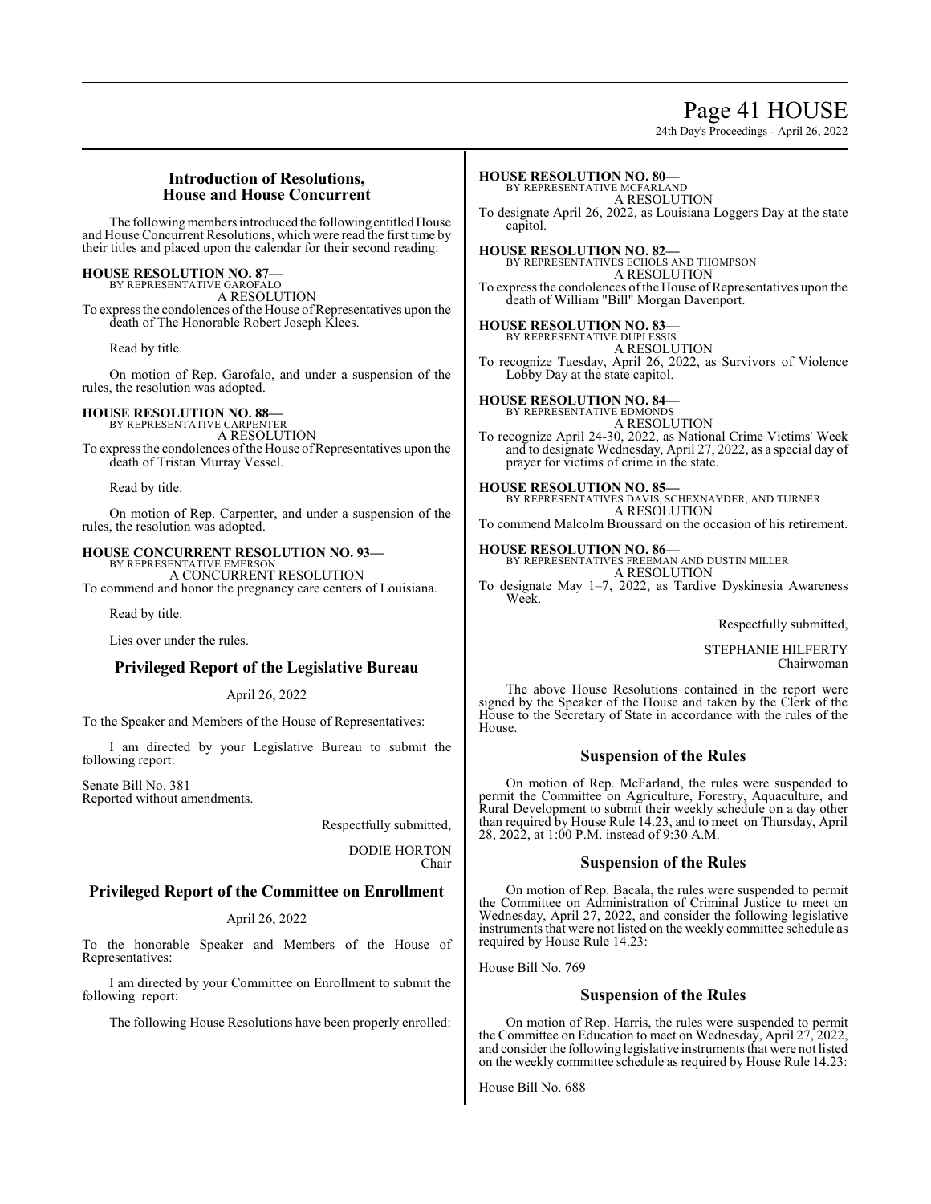## Introduction of Resolutions, House and House Concurrent

The following members introduced the following entitled House and House Concurrent Resolutions, which were read the first time by their titles and placed upon the calendar for their second reading:

**HOUSE RESOLUTION NO. 87—**
BY REPRESENTATIVE GAROFALO
A RESOLUTION
To express the condolences of the House of Representatives upon the death of The Honorable Robert Joseph Klees.

Read by title.

On motion of Rep. Garofalo, and under a suspension of the rules, the resolution was adopted.

**HOUSE RESOLUTION NO. 88—**
BY REPRESENTATIVE CARPENTER
A RESOLUTION
To express the condolences of the House of Representatives upon the death of Tristan Murray Vessel.

Read by title.

On motion of Rep. Carpenter, and under a suspension of the rules, the resolution was adopted.

**HOUSE CONCURRENT RESOLUTION NO. 93—**
BY REPRESENTATIVE EMERSON
A CONCURRENT RESOLUTION
To commend and honor the pregnancy care centers of Louisiana.

Read by title.

Lies over under the rules.

## Privileged Report of the Legislative Bureau

April 26, 2022

To the Speaker and Members of the House of Representatives:

I am directed by your Legislative Bureau to submit the following report:

Senate Bill No. 381
Reported without amendments.

Respectfully submitted,

DODIE HORTON
Chair

## Privileged Report of the Committee on Enrollment

April 26, 2022

To the honorable Speaker and Members of the House of Representatives:

I am directed by your Committee on Enrollment to submit the following report:

The following House Resolutions have been properly enrolled:

**HOUSE RESOLUTION NO. 80—**
BY REPRESENTATIVE MCFARLAND
A RESOLUTION
To designate April 26, 2022, as Louisiana Loggers Day at the state capitol.

**HOUSE RESOLUTION NO. 82—**
BY REPRESENTATIVES ECHOLS AND THOMPSON
A RESOLUTION
To express the condolences of the House of Representatives upon the death of William "Bill" Morgan Davenport.

**HOUSE RESOLUTION NO. 83—**
BY REPRESENTATIVE DUPLESSIS
A RESOLUTION
To recognize Tuesday, April 26, 2022, as Survivors of Violence Lobby Day at the state capitol.

**HOUSE RESOLUTION NO. 84—**
BY REPRESENTATIVE EDMONDS
A RESOLUTION
To recognize April 24-30, 2022, as National Crime Victims' Week and to designate Wednesday, April 27, 2022, as a special day of prayer for victims of crime in the state.

**HOUSE RESOLUTION NO. 85—**
BY REPRESENTATIVES DAVIS, SCHEXNAYDER, AND TURNER
A RESOLUTION
To commend Malcolm Broussard on the occasion of his retirement.

**HOUSE RESOLUTION NO. 86—**
BY REPRESENTATIVES FREEMAN AND DUSTIN MILLER
A RESOLUTION
To designate May 1–7, 2022, as Tardive Dyskinesia Awareness Week.

Respectfully submitted,

STEPHANIE HILFERTY
Chairwoman

The above House Resolutions contained in the report were signed by the Speaker of the House and taken by the Clerk of the House to the Secretary of State in accordance with the rules of the House.

## Suspension of the Rules

On motion of Rep. McFarland, the rules were suspended to permit the Committee on Agriculture, Forestry, Aquaculture, and Rural Development to submit their weekly schedule on a day other than required by House Rule 14.23, and to meet on Thursday, April 28, 2022, at 1:00 P.M. instead of 9:30 A.M.

## Suspension of the Rules

On motion of Rep. Bacala, the rules were suspended to permit the Committee on Administration of Criminal Justice to meet on Wednesday, April 27, 2022, and consider the following legislative instruments that were not listed on the weekly committee schedule as required by House Rule 14.23:

House Bill No. 769

## Suspension of the Rules

On motion of Rep. Harris, the rules were suspended to permit the Committee on Education to meet on Wednesday, April 27, 2022, and consider the following legislative instruments that were not listed on the weekly committee schedule as required by House Rule 14.23:

House Bill No. 688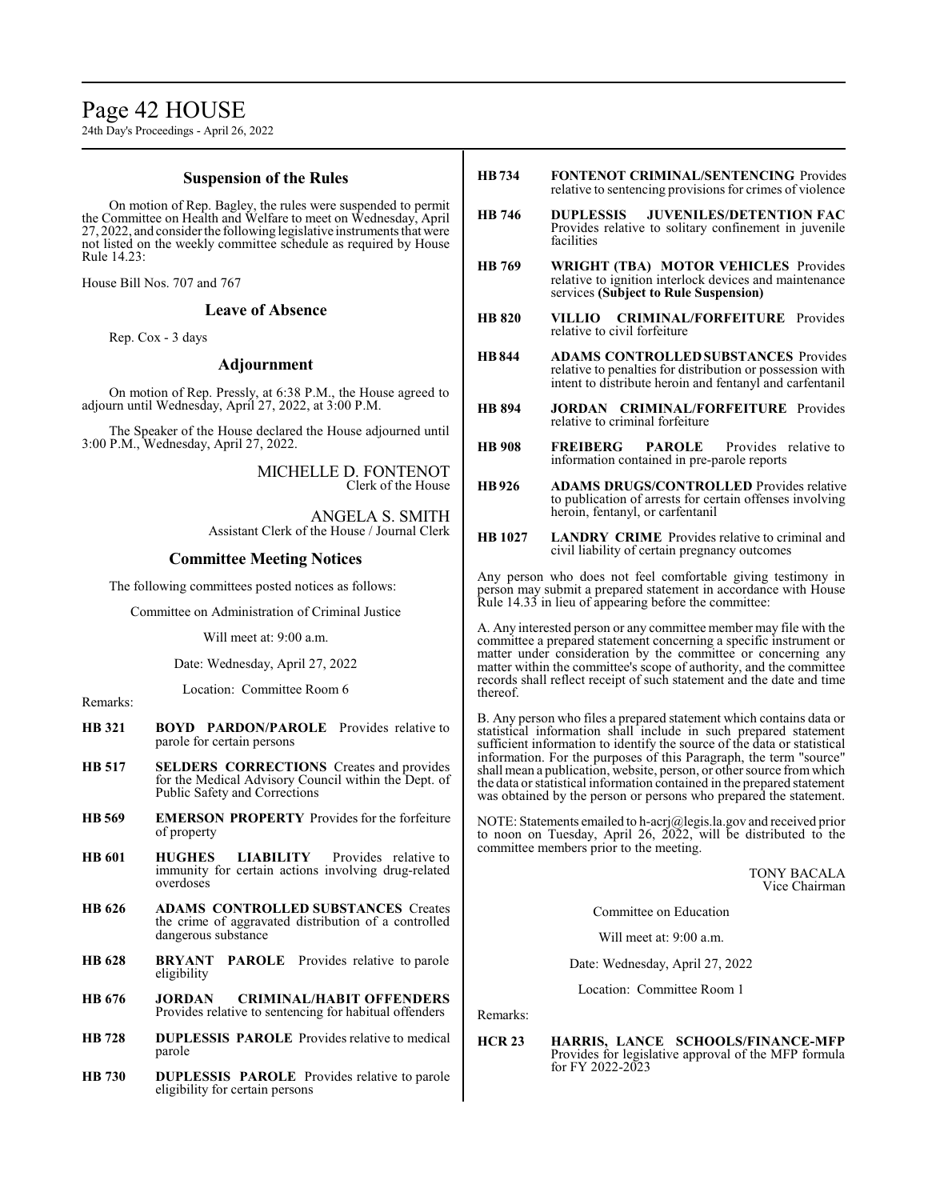## Suspension of the Rules

On motion of Rep. Bagley, the rules were suspended to permit the Committee on Health and Welfare to meet on Wednesday, April 27, 2022, and consider the following legislative instruments that were not listed on the weekly committee schedule as required by House Rule 14.23:

House Bill Nos. 707 and 767

## Leave of Absence

Rep. Cox - 3 days

## Adjournment

On motion of Rep. Pressly, at 6:38 P.M., the House agreed to adjourn until Wednesday, April 27, 2022, at 3:00 P.M.

The Speaker of the House declared the House adjourned until 3:00 P.M., Wednesday, April 27, 2022.

MICHELLE D. FONTENOT
Clerk of the House

ANGELA S. SMITH
Assistant Clerk of the House / Journal Clerk

## Committee Meeting Notices

The following committees posted notices as follows:

Committee on Administration of Criminal Justice

Will meet at: 9:00 a.m.

Date: Wednesday, April 27, 2022

Location: Committee Room 6

Remarks:

**HB 321** **BOYD PARDON/PAROLE** Provides relative to parole for certain persons

**HB 517** **SELDERS CORRECTIONS** Creates and provides for the Medical Advisory Council within the Dept. of Public Safety and Corrections

**HB 569** **EMERSON PROPERTY** Provides for the forfeiture of property

**HB 601** **HUGHES LIABILITY** Provides relative to immunity for certain actions involving drug-related overdoses

**HB 626** **ADAMS CONTROLLED SUBSTANCES** Creates the crime of aggravated distribution of a controlled dangerous substance

**HB 628** **BRYANT PAROLE** Provides relative to parole eligibility

**HB 676** **JORDAN CRIMINAL/HABIT OFFENDERS** Provides relative to sentencing for habitual offenders

**HB 728** **DUPLESSIS PAROLE** Provides relative to medical parole

**HB 730** **DUPLESSIS PAROLE** Provides relative to parole eligibility for certain persons

**HB 734** **FONTENOT CRIMINAL/SENTENCING** Provides relative to sentencing provisions for crimes of violence

**HB 746** **DUPLESSIS JUVENILES/DETENTION FAC** Provides relative to solitary confinement in juvenile facilities

**HB 769** **WRIGHT (TBA) MOTOR VEHICLES** Provides relative to ignition interlock devices and maintenance services **(Subject to Rule Suspension)**

**HB 820** **VILLIO CRIMINAL/FORFEITURE** Provides relative to civil forfeiture

**HB 844** **ADAMS CONTROLLED SUBSTANCES** Provides relative to penalties for distribution or possession with intent to distribute heroin and fentanyl and carfentanil

**HB 894** **JORDAN CRIMINAL/FORFEITURE** Provides relative to criminal forfeiture

**HB 908** **FREIBERG PAROLE** Provides relative to information contained in pre-parole reports

**HB 926** **ADAMS DRUGS/CONTROLLED** Provides relative to publication of arrests for certain offenses involving heroin, fentanyl, or carfentanil

**HB 1027** **LANDRY CRIME** Provides relative to criminal and civil liability of certain pregnancy outcomes

Any person who does not feel comfortable giving testimony in person may submit a prepared statement in accordance with House Rule 14.33 in lieu of appearing before the committee:

A. Any interested person or any committee member may file with the committee a prepared statement concerning a specific instrument or matter under consideration by the committee or concerning any matter within the committee's scope of authority, and the committee records shall reflect receipt of such statement and the date and time thereof.

B. Any person who files a prepared statement which contains data or statistical information shall include in such prepared statement sufficient information to identify the source of the data or statistical information. For the purposes of this Paragraph, the term "source" shall mean a publication, website, person, or other source from which the data or statistical information contained in the prepared statement was obtained by the person or persons who prepared the statement.

NOTE: Statements emailed to h-acrj@legis.la.gov and received prior to noon on Tuesday, April 26, 2022, will be distributed to the committee members prior to the meeting.

TONY BACALA
Vice Chairman

Committee on Education

Will meet at: 9:00 a.m.

Date: Wednesday, April 27, 2022

Location: Committee Room 1

Remarks:

**HCR 23** **HARRIS, LANCE SCHOOLS/FINANCE-MFP** Provides for legislative approval of the MFP formula for FY 2022-2023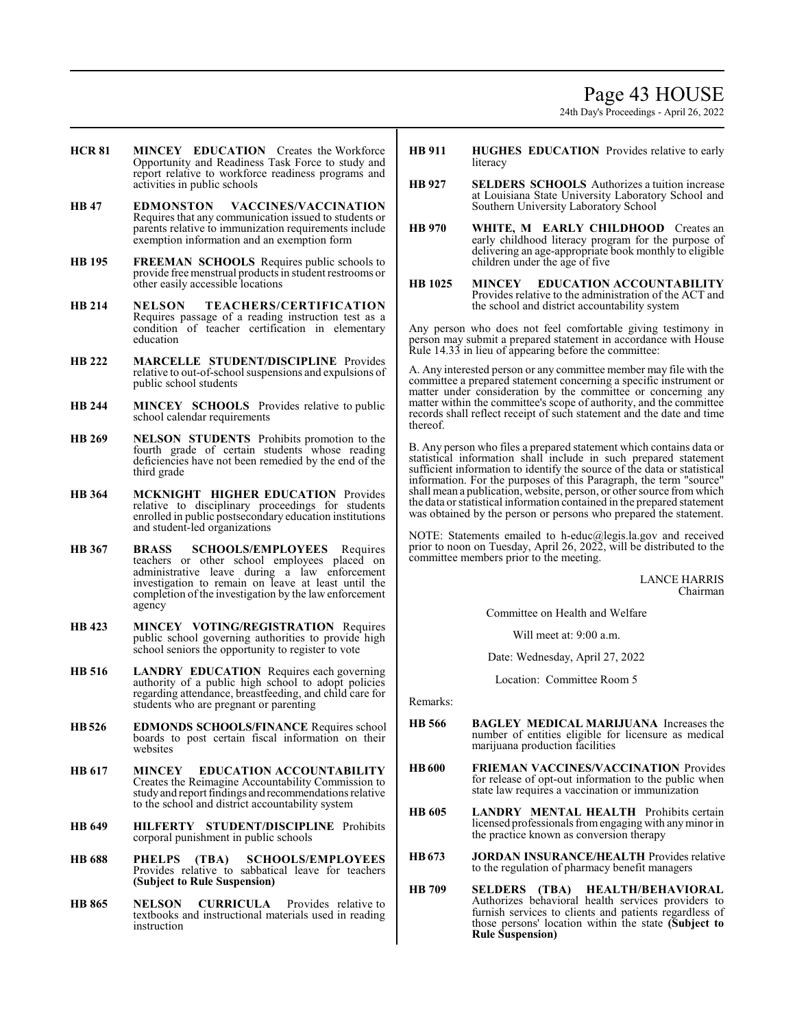**HCR 81** **MINCEY EDUCATION** Creates the Workforce Opportunity and Readiness Task Force to study and report relative to workforce readiness programs and activities in public schools

**HB 47** **EDMONSTON VACCINES/VACCINATION** Requires that any communication issued to students or parents relative to immunization requirements include exemption information and an exemption form

**HB 195** **FREEMAN SCHOOLS** Requires public schools to provide free menstrual products in student restrooms or other easily accessible locations

**HB 214** **NELSON TEACHERS/CERTIFICATION** Requires passage of a reading instruction test as a condition of teacher certification in elementary education

**HB 222** **MARCELLE STUDENT/DISCIPLINE** Provides relative to out-of-school suspensions and expulsions of public school students

**HB 244** **MINCEY SCHOOLS** Provides relative to public school calendar requirements

**HB 269** **NELSON STUDENTS** Prohibits promotion to the fourth grade of certain students whose reading deficiencies have not been remedied by the end of the third grade

**HB 364** **MCKNIGHT HIGHER EDUCATION** Provides relative to disciplinary proceedings for students enrolled in public postsecondary education institutions and student-led organizations

**HB 367** **BRASS SCHOOLS/EMPLOYEES** Requires teachers or other school employees placed on administrative leave during a law enforcement investigation to remain on leave at least until the completion of the investigation by the law enforcement agency

**HB 423** **MINCEY VOTING/REGISTRATION** Requires public school governing authorities to provide high school seniors the opportunity to register to vote

**HB 516** **LANDRY EDUCATION** Requires each governing authority of a public high school to adopt policies regarding attendance, breastfeeding, and child care for students who are pregnant or parenting

**HB 526** **EDMONDS SCHOOLS/FINANCE** Requires school boards to post certain fiscal information on their websites

**HB 617** **MINCEY EDUCATION ACCOUNTABILITY** Creates the Reimagine Accountability Commission to study and report findings and recommendations relative to the school and district accountability system

**HB 649** **HILFERTY STUDENT/DISCIPLINE** Prohibits corporal punishment in public schools

**HB 688** **PHELPS (TBA) SCHOOLS/EMPLOYEES** Provides relative to sabbatical leave for teachers **(Subject to Rule Suspension)**

**HB 865** **NELSON CURRICULA** Provides relative to textbooks and instructional materials used in reading instruction

**HB 911** **HUGHES EDUCATION** Provides relative to early literacy

**HB 927** **SELDERS SCHOOLS** Authorizes a tuition increase at Louisiana State University Laboratory School and Southern University Laboratory School

**HB 970** **WHITE, M EARLY CHILDHOOD** Creates an early childhood literacy program for the purpose of delivering an age-appropriate book monthly to eligible children under the age of five

**HB 1025** **MINCEY EDUCATION ACCOUNTABILITY** Provides relative to the administration of the ACT and the school and district accountability system

Any person who does not feel comfortable giving testimony in person may submit a prepared statement in accordance with House Rule 14.33 in lieu of appearing before the committee:

A. Any interested person or any committee member may file with the committee a prepared statement concerning a specific instrument or matter under consideration by the committee or concerning any matter within the committee's scope of authority, and the committee records shall reflect receipt of such statement and the date and time thereof.

B. Any person who files a prepared statement which contains data or statistical information shall include in such prepared statement sufficient information to identify the source of the data or statistical information. For the purposes of this Paragraph, the term "source" shall mean a publication, website, person, or other source from which the data or statistical information contained in the prepared statement was obtained by the person or persons who prepared the statement.

NOTE: Statements emailed to h-educ@legis.la.gov and received prior to noon on Tuesday, April 26, 2022, will be distributed to the committee members prior to the meeting.

LANCE HARRIS
Chairman

Committee on Health and Welfare

Will meet at: 9:00 a.m.

Date: Wednesday, April 27, 2022

Location: Committee Room 5

Remarks:

**HB 566** **BAGLEY MEDICAL MARIJUANA** Increases the number of entities eligible for licensure as medical marijuana production facilities

**HB 600** **FRIEMAN VACCINES/VACCINATION** Provides for release of opt-out information to the public when state law requires a vaccination or immunization

**HB 605** **LANDRY MENTAL HEALTH** Prohibits certain licensed professionals from engaging with any minor in the practice known as conversion therapy

**HB 673** **JORDAN INSURANCE/HEALTH** Provides relative to the regulation of pharmacy benefit managers

**HB 709** **SELDERS (TBA) HEALTH/BEHAVIORAL** Authorizes behavioral health services providers to furnish services to clients and patients regardless of those persons' location within the state **(Subject to Rule Suspension)**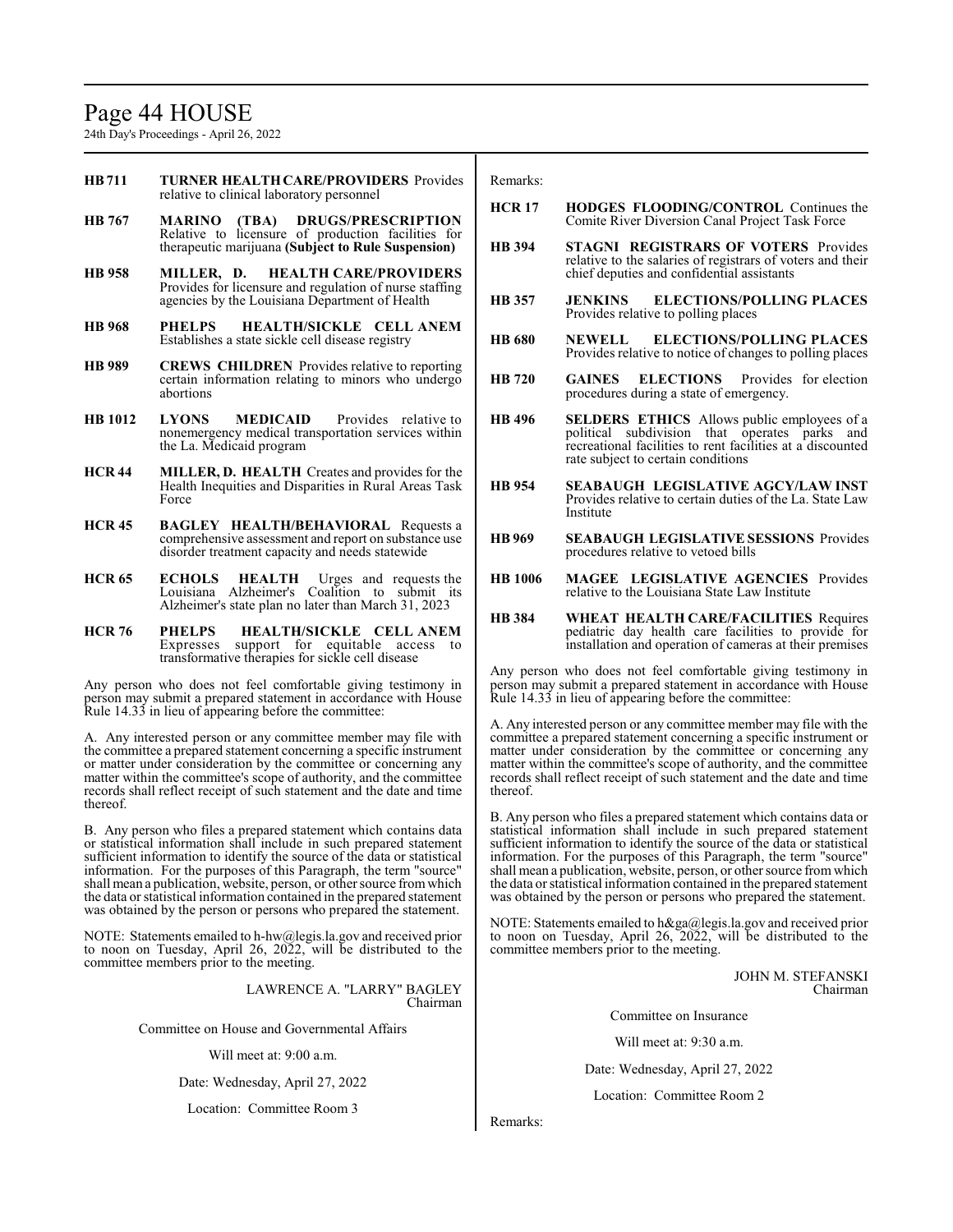**HB 711** **TURNER HEALTH CARE/PROVIDERS** Provides relative to clinical laboratory personnel

**HB 767** **MARINO (TBA) DRUGS/PRESCRIPTION** Relative to licensure of production facilities for therapeutic marijuana **(Subject to Rule Suspension)**

**HB 958** **MILLER, D. HEALTH CARE/PROVIDERS** Provides for licensure and regulation of nurse staffing agencies by the Louisiana Department of Health

**HB 968** **PHELPS HEALTH/SICKLE CELL ANEM** Establishes a state sickle cell disease registry

**HB 989** **CREWS CHILDREN** Provides relative to reporting certain information relating to minors who undergo abortions

**HB 1012** **LYONS MEDICAID** Provides relative to nonemergency medical transportation services within the La. Medicaid program

**HCR 44** **MILLER, D. HEALTH** Creates and provides for the Health Inequities and Disparities in Rural Areas Task Force

**HCR 45** **BAGLEY HEALTH/BEHAVIORAL** Requests a comprehensive assessment and report on substance use disorder treatment capacity and needs statewide

**HCR 65** **ECHOLS HEALTH** Urges and requests the Louisiana Alzheimer's Coalition to submit its Alzheimer's state plan no later than March 31, 2023

**HCR 76** **PHELPS HEALTH/SICKLE CELL ANEM** Expresses support for equitable access to transformative therapies for sickle cell disease

Any person who does not feel comfortable giving testimony in person may submit a prepared statement in accordance with House Rule 14.33 in lieu of appearing before the committee:

A. Any interested person or any committee member may file with the committee a prepared statement concerning a specific instrument or matter under consideration by the committee or concerning any matter within the committee's scope of authority, and the committee records shall reflect receipt of such statement and the date and time thereof.

B. Any person who files a prepared statement which contains data or statistical information shall include in such prepared statement sufficient information to identify the source of the data or statistical information. For the purposes of this Paragraph, the term "source" shall mean a publication, website, person, or other source from which the data or statistical information contained in the prepared statement was obtained by the person or persons who prepared the statement.

NOTE: Statements emailed to h-hw@legis.la.gov and received prior to noon on Tuesday, April 26, 2022, will be distributed to the committee members prior to the meeting.

LAWRENCE A. "LARRY" BAGLEY
Chairman

Committee on House and Governmental Affairs

Will meet at: 9:00 a.m.

Date: Wednesday, April 27, 2022

Location: Committee Room 3

Remarks:

**HCR 17** **HODGES FLOODING/CONTROL** Continues the Comite River Diversion Canal Project Task Force

**HB 394** **STAGNI REGISTRARS OF VOTERS** Provides relative to the salaries of registrars of voters and their chief deputies and confidential assistants

**HB 357** **JENKINS ELECTIONS/POLLING PLACES** Provides relative to polling places

**HB 680** **NEWELL ELECTIONS/POLLING PLACES** Provides relative to notice of changes to polling places

**HB 720** **GAINES ELECTIONS** Provides for election procedures during a state of emergency.

**HB 496** **SELDERS ETHICS** Allows public employees of a political subdivision that operates parks and recreational facilities to rent facilities at a discounted rate subject to certain conditions

**HB 954** **SEABAUGH LEGISLATIVE AGCY/LAW INST** Provides relative to certain duties of the La. State Law Institute

**HB 969** **SEABAUGH LEGISLATIVE SESSIONS** Provides procedures relative to vetoed bills

**HB 1006** **MAGEE LEGISLATIVE AGENCIES** Provides relative to the Louisiana State Law Institute

**HB 384** **WHEAT HEALTH CARE/FACILITIES** Requires pediatric day health care facilities to provide for installation and operation of cameras at their premises

Any person who does not feel comfortable giving testimony in person may submit a prepared statement in accordance with House Rule 14.33 in lieu of appearing before the committee:

A. Any interested person or any committee member may file with the committee a prepared statement concerning a specific instrument or matter under consideration by the committee or concerning any matter within the committee's scope of authority, and the committee records shall reflect receipt of such statement and the date and time thereof.

B. Any person who files a prepared statement which contains data or statistical information shall include in such prepared statement sufficient information to identify the source of the data or statistical information. For the purposes of this Paragraph, the term "source" shall mean a publication, website, person, or other source from which the data or statistical information contained in the prepared statement was obtained by the person or persons who prepared the statement.

NOTE: Statements emailed to h&ga@legis.la.gov and received prior to noon on Tuesday, April 26, 2022, will be distributed to the committee members prior to the meeting.

JOHN M. STEFANSKI
Chairman

Committee on Insurance

Will meet at: 9:30 a.m.

Date: Wednesday, April 27, 2022

Location: Committee Room 2

Remarks: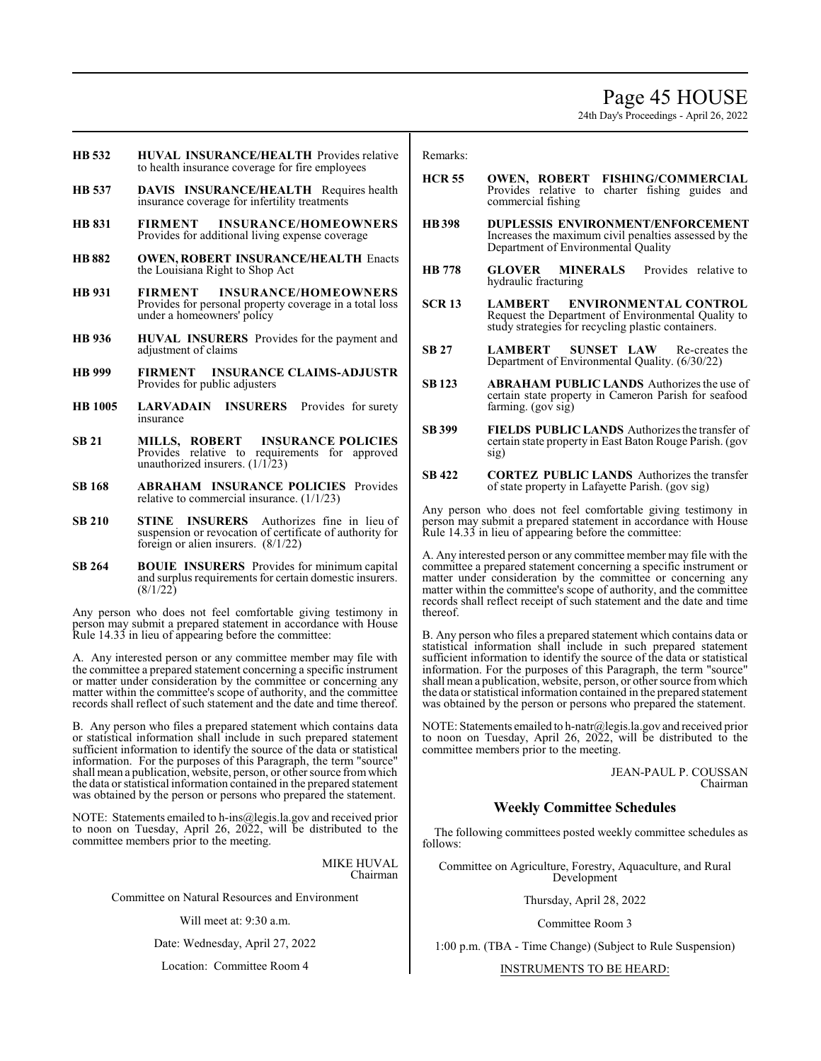**HB 532** **HUVAL INSURANCE/HEALTH** Provides relative to health insurance coverage for fire employees

**HB 537** **DAVIS INSURANCE/HEALTH** Requires health insurance coverage for infertility treatments

**HB 831** **FIRMENT INSURANCE/HOMEOWNERS** Provides for additional living expense coverage

**HB 882** **OWEN, ROBERT INSURANCE/HEALTH** Enacts the Louisiana Right to Shop Act

**HB 931** **FIRMENT INSURANCE/HOMEOWNERS** Provides for personal property coverage in a total loss under a homeowners' policy

**HB 936** **HUVAL INSURERS** Provides for the payment and adjustment of claims

**HB 999** **FIRMENT INSURANCE CLAIMS-ADJUSTR** Provides for public adjusters

**HB 1005** **LARVADAIN INSURERS** Provides for surety insurance

**SB 21** **MILLS, ROBERT INSURANCE POLICIES** Provides relative to requirements for approved unauthorized insurers. (1/1/23)

**SB 168** **ABRAHAM INSURANCE POLICIES** Provides relative to commercial insurance. (1/1/23)

**SB 210** **STINE INSURERS** Authorizes fine in lieu of suspension or revocation of certificate of authority for foreign or alien insurers. (8/1/22)

**SB 264** **BOUIE INSURERS** Provides for minimum capital and surplus requirements for certain domestic insurers. (8/1/22)

Any person who does not feel comfortable giving testimony in person may submit a prepared statement in accordance with House Rule 14.33 in lieu of appearing before the committee:

A. Any interested person or any committee member may file with the committee a prepared statement concerning a specific instrument or matter under consideration by the committee or concerning any matter within the committee's scope of authority, and the committee records shall reflect of such statement and the date and time thereof.

B. Any person who files a prepared statement which contains data or statistical information shall include in such prepared statement sufficient information to identify the source of the data or statistical information. For the purposes of this Paragraph, the term "source" shall mean a publication, website, person, or other source from which the data or statistical information contained in the prepared statement was obtained by the person or persons who prepared the statement.

NOTE: Statements emailed to h-ins@legis.la.gov and received prior to noon on Tuesday, April 26, 2022, will be distributed to the committee members prior to the meeting.

MIKE HUVAL
Chairman

Committee on Natural Resources and Environment

Will meet at: 9:30 a.m.

Date: Wednesday, April 27, 2022

Location: Committee Room 4

Remarks:

**HCR 55** **OWEN, ROBERT FISHING/COMMERCIAL** Provides relative to charter fishing guides and commercial fishing

**HB 398** **DUPLESSIS ENVIRONMENT/ENFORCEMENT** Increases the maximum civil penalties assessed by the Department of Environmental Quality

**HB 778** **GLOVER MINERALS** Provides relative to hydraulic fracturing

**SCR 13** **LAMBERT ENVIRONMENTAL CONTROL** Request the Department of Environmental Quality to study strategies for recycling plastic containers.

**SB 27** **LAMBERT SUNSET LAW** Re-creates the Department of Environmental Quality. (6/30/22)

**SB 123** **ABRAHAM PUBLIC LANDS** Authorizes the use of certain state property in Cameron Parish for seafood farming. (gov sig)

**SB 399** **FIELDS PUBLIC LANDS** Authorizes the transfer of certain state property in East Baton Rouge Parish. (gov sig)

**SB 422** **CORTEZ PUBLIC LANDS** Authorizes the transfer of state property in Lafayette Parish. (gov sig)

Any person who does not feel comfortable giving testimony in person may submit a prepared statement in accordance with House Rule 14.33 in lieu of appearing before the committee:

A. Any interested person or any committee member may file with the committee a prepared statement concerning a specific instrument or matter under consideration by the committee or concerning any matter within the committee's scope of authority, and the committee records shall reflect receipt of such statement and the date and time thereof.

B. Any person who files a prepared statement which contains data or statistical information shall include in such prepared statement sufficient information to identify the source of the data or statistical information. For the purposes of this Paragraph, the term "source" shall mean a publication, website, person, or other source from which the data or statistical information contained in the prepared statement was obtained by the person or persons who prepared the statement.

NOTE: Statements emailed to h-natr@legis.la.gov and received prior to noon on Tuesday, April 26, 2022, will be distributed to the committee members prior to the meeting.

JEAN-PAUL P. COUSSAN
Chairman

## Weekly Committee Schedules

The following committees posted weekly committee schedules as follows:

Committee on Agriculture, Forestry, Aquaculture, and Rural Development

Thursday, April 28, 2022

Committee Room 3

1:00 p.m. (TBA - Time Change) (Subject to Rule Suspension)

INSTRUMENTS TO BE HEARD: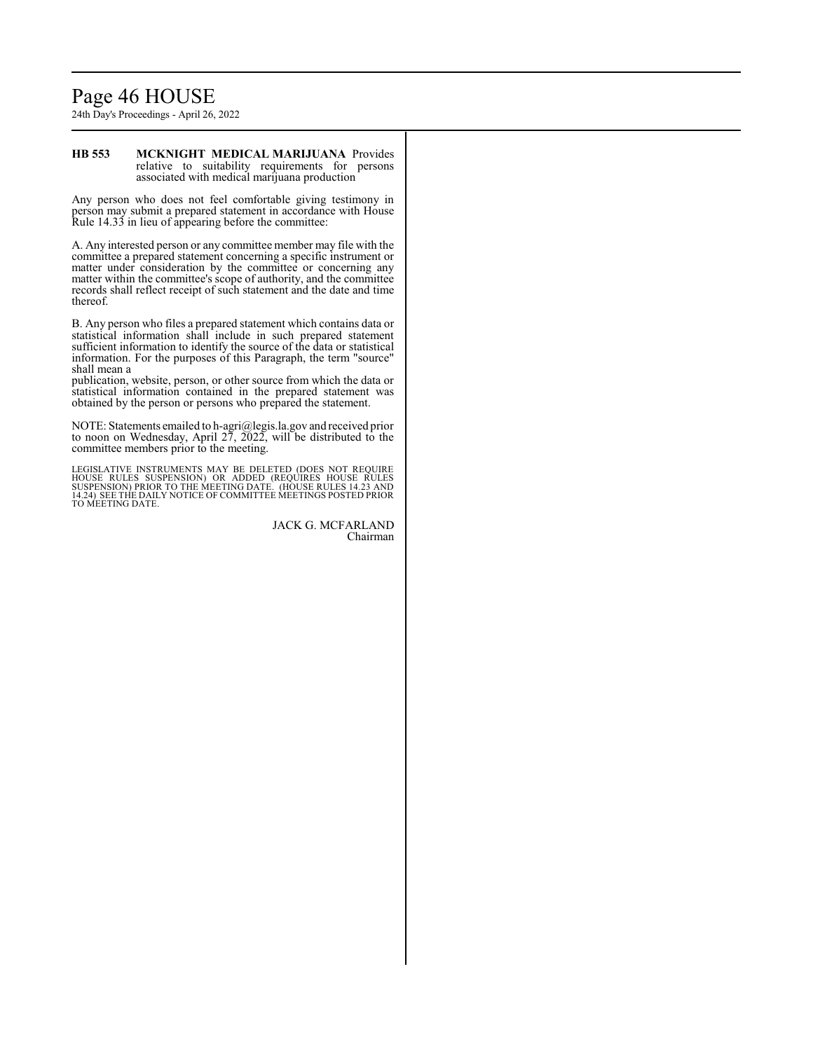**HB 553** **MCKNIGHT MEDICAL MARIJUANA** Provides relative to suitability requirements for persons associated with medical marijuana production

Any person who does not feel comfortable giving testimony in person may submit a prepared statement in accordance with House Rule 14.33 in lieu of appearing before the committee:

A. Any interested person or any committee member may file with the committee a prepared statement concerning a specific instrument or matter under consideration by the committee or concerning any matter within the committee's scope of authority, and the committee records shall reflect receipt of such statement and the date and time thereof.

B. Any person who files a prepared statement which contains data or statistical information shall include in such prepared statement sufficient information to identify the source of the data or statistical information. For the purposes of this Paragraph, the term "source" shall mean a publication, website, person, or other source from which the data or statistical information contained in the prepared statement was obtained by the person or persons who prepared the statement.

NOTE: Statements emailed to h-agri@legis.la.gov and received prior to noon on Wednesday, April 27, 2022, will be distributed to the committee members prior to the meeting.

LEGISLATIVE INSTRUMENTS MAY BE DELETED (DOES NOT REQUIRE HOUSE RULES SUSPENSION) OR ADDED (REQUIRES HOUSE RULES SUSPENSION) PRIOR TO THE MEETING DATE. (HOUSE RULES 14.23 AND 14.24) SEE THE DAILY NOTICE OF COMMITTEE MEETINGS POSTED PRIOR TO MEETING DATE.

JACK G. MCFARLAND
Chairman